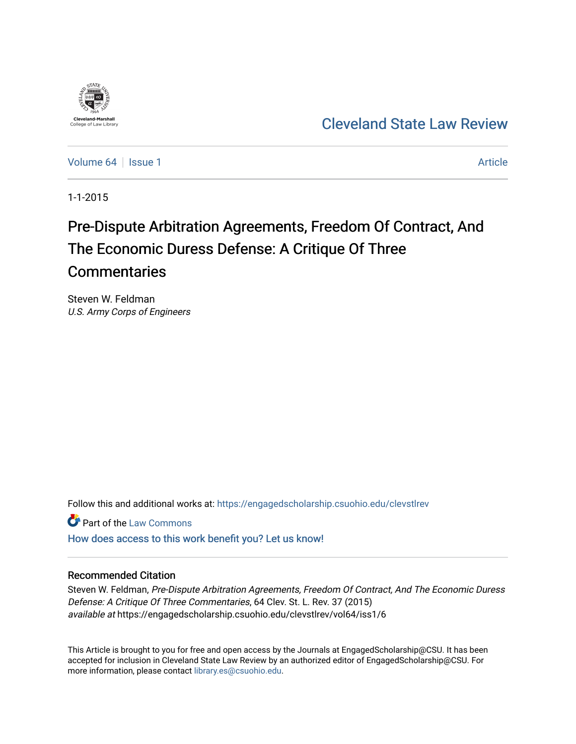Cleveland-Marshall College of Law Library

Cleveland State Law Review

Volume 64 | Issue 1 | Article

1-1-2015

# Pre-Dispute Arbitration Agreements, Freedom Of Contract, And The Economic Duress Defense: A Critique Of Three Commentaries

Steven W. Feldman
*U.S. Army Corps of Engineers*

Follow this and additional works at: https://engagedscholarship.csuohio.edu/clevstlrev

Part of the Law Commons

How does access to this work benefit you? Let us know!

## Recommended Citation

Steven W. Feldman, *Pre-Dispute Arbitration Agreements, Freedom Of Contract, And The Economic Duress Defense: A Critique Of Three Commentaries*, 64 Clev. St. L. Rev. 37 (2015)
*available at* https://engagedscholarship.csuohio.edu/clevstlrev/vol64/iss1/6

This Article is brought to you for free and open access by the Journals at EngagedScholarship@CSU. It has been accepted for inclusion in Cleveland State Law Review by an authorized editor of EngagedScholarship@CSU. For more information, please contact library.es@csuohio.edu.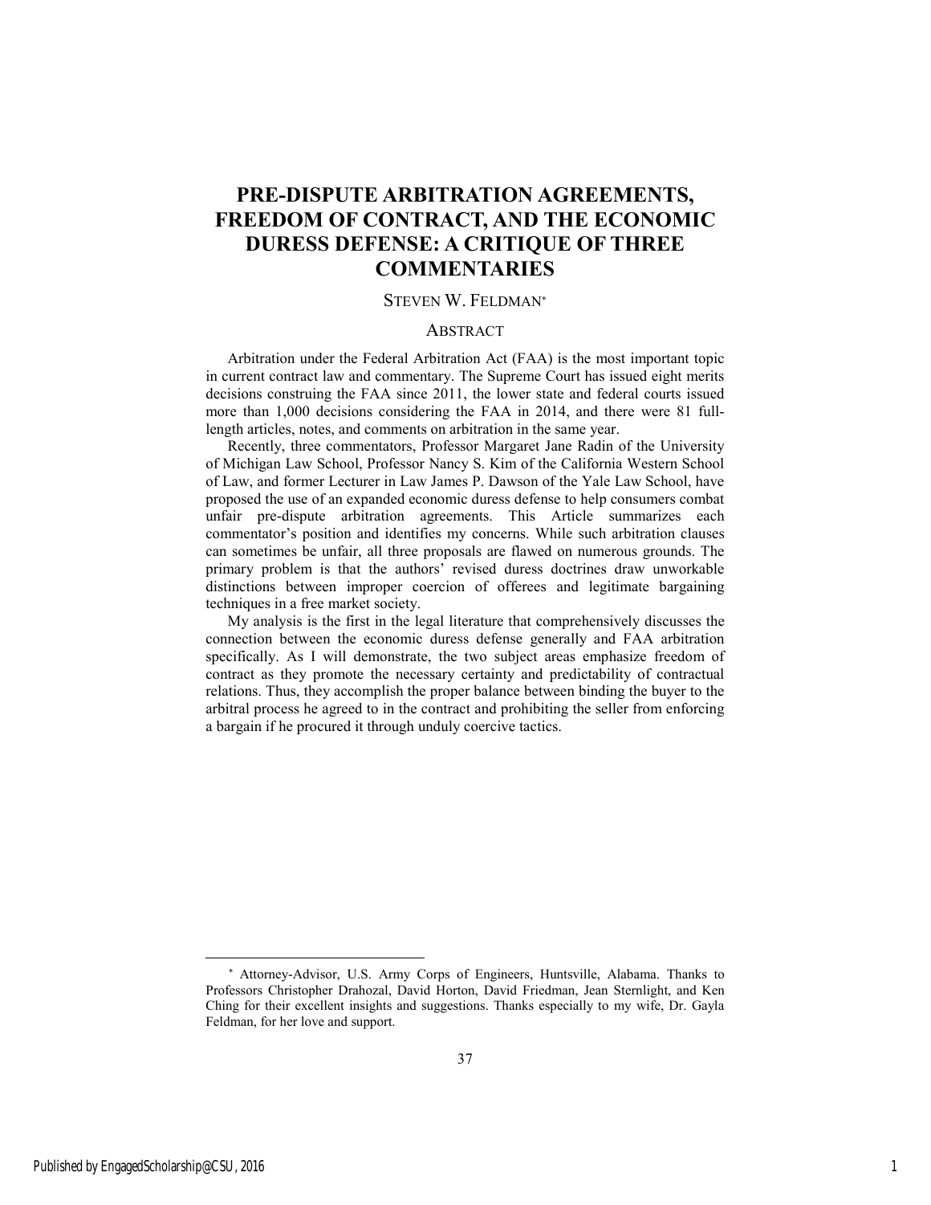# PRE-DISPUTE ARBITRATION AGREEMENTS, FREEDOM OF CONTRACT, AND THE ECONOMIC DURESS DEFENSE: A CRITIQUE OF THREE COMMENTARIES

STEVEN W. FELDMAN[*]

## ABSTRACT

Arbitration under the Federal Arbitration Act (FAA) is the most important topic in current contract law and commentary. The Supreme Court has issued eight merits decisions construing the FAA since 2011, the lower state and federal courts issued more than 1,000 decisions considering the FAA in 2014, and there were 81 full-length articles, notes, and comments on arbitration in the same year.

Recently, three commentators, Professor Margaret Jane Radin of the University of Michigan Law School, Professor Nancy S. Kim of the California Western School of Law, and former Lecturer in Law James P. Dawson of the Yale Law School, have proposed the use of an expanded economic duress defense to help consumers combat unfair pre-dispute arbitration agreements. This Article summarizes each commentator's position and identifies my concerns. While such arbitration clauses can sometimes be unfair, all three proposals are flawed on numerous grounds. The primary problem is that the authors' revised duress doctrines draw unworkable distinctions between improper coercion of offerees and legitimate bargaining techniques in a free market society.

My analysis is the first in the legal literature that comprehensively discusses the connection between the economic duress defense generally and FAA arbitration specifically. As I will demonstrate, the two subject areas emphasize freedom of contract as they promote the necessary certainty and predictability of contractual relations. Thus, they accomplish the proper balance between binding the buyer to the arbitral process he agreed to in the contract and prohibiting the seller from enforcing a bargain if he procured it through unduly coercive tactics.

---

[*] Attorney-Advisor, U.S. Army Corps of Engineers, Huntsville, Alabama. Thanks to Professors Christopher Drahozal, David Horton, David Friedman, Jean Sternlight, and Ken Ching for their excellent insights and suggestions. Thanks especially to my wife, Dr. Gayla Feldman, for her love and support.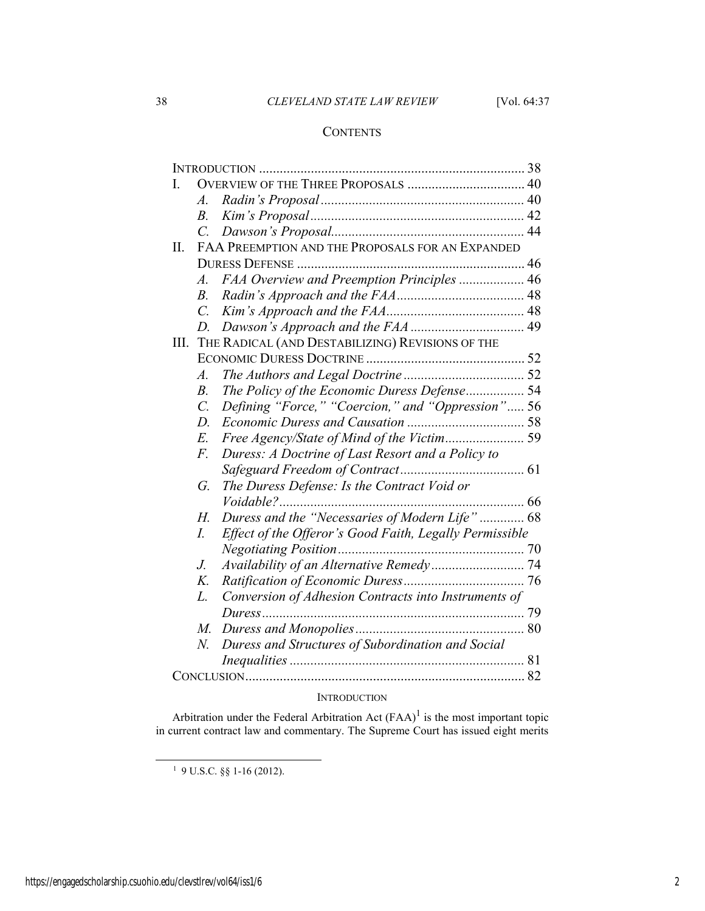## CONTENTS

INTRODUCTION ............................................................................ 38

I. OVERVIEW OF THE THREE PROPOSALS .................................. 40
   - *A. Radin's Proposal* ........................................................... 40
   - *B. Kim's Proposal* .............................................................. 42
   - *C. Dawson's Proposal* ........................................................ 44

II. FAA PREEMPTION AND THE PROPOSALS FOR AN EXPANDED DURESS DEFENSE ................................................................. 46
   - *A. FAA Overview and Preemption Principles* ................... 46
   - *B. Radin's Approach and the FAA* ..................................... 48
   - *C. Kim's Approach and the FAA* ........................................ 48
   - *D. Dawson's Approach and the FAA* ................................. 49

III. THE RADICAL (AND DESTABILIZING) REVISIONS OF THE ECONOMIC DURESS DOCTRINE .............................................. 52
   - *A. The Authors and Legal Doctrine* ................................... 52
   - *B. The Policy of the Economic Duress Defense* ................. 54
   - *C. Defining "Force," "Coercion," and "Oppression"* ..... 56
   - *D. Economic Duress and Causation* .................................. 58
   - *E. Free Agency/State of Mind of the Victim* ...................... 59
   - *F. Duress: A Doctrine of Last Resort and a Policy to Safeguard Freedom of Contract* .................................... 61
   - *G. The Duress Defense: Is the Contract Void or Voidable?* ....................................................................... 66
   - *H. Duress and the "Necessaries of Modern Life"* ............. 68
   - *I. Effect of the Offeror's Good Faith, Legally Permissible Negotiating Position* ...................................................... 70
   - *J. Availability of an Alternative Remedy* ........................... 74
   - *K. Ratification of Economic Duress* ................................... 76
   - *L. Conversion of Adhesion Contracts into Instruments of Duress* ............................................................................ 79
   - *M. Duress and Monopolies* ................................................. 80
   - *N. Duress and Structures of Subordination and Social Inequalities* .................................................................... 81

CONCLUSION ................................................................................ 82

## INTRODUCTION

Arbitration under the Federal Arbitration Act (FAA)[1] is the most important topic in current contract law and commentary. The Supreme Court has issued eight merits

---

[1] 9 U.S.C. §§ 1-16 (2012).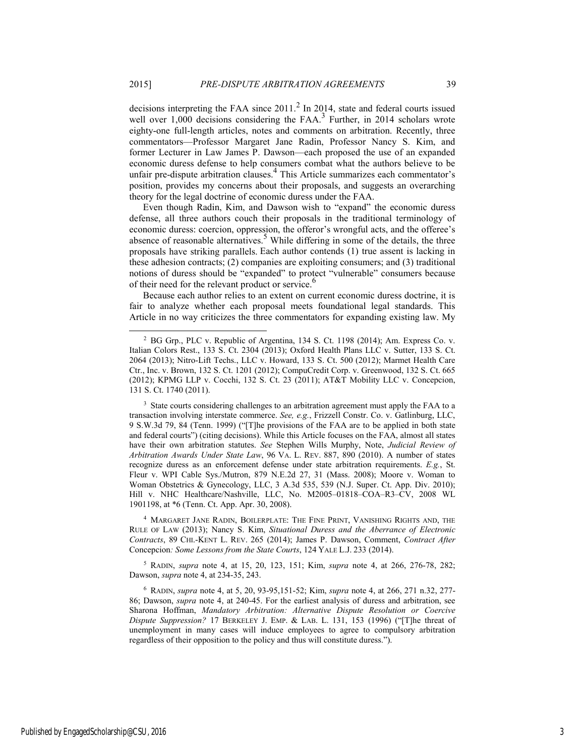decisions interpreting the FAA since 2011.[2] In 2014, state and federal courts issued well over 1,000 decisions considering the FAA.[3] Further, in 2014 scholars wrote eighty-one full-length articles, notes and comments on arbitration. Recently, three commentators—Professor Margaret Jane Radin, Professor Nancy S. Kim, and former Lecturer in Law James P. Dawson—each proposed the use of an expanded economic duress defense to help consumers combat what the authors believe to be unfair pre-dispute arbitration clauses.[4] This Article summarizes each commentator's position, provides my concerns about their proposals, and suggests an overarching theory for the legal doctrine of economic duress under the FAA.

Even though Radin, Kim, and Dawson wish to "expand" the economic duress defense, all three authors couch their proposals in the traditional terminology of economic duress: coercion, oppression, the offeror's wrongful acts, and the offeree's absence of reasonable alternatives.[5] While differing in some of the details, the three proposals have striking parallels. Each author contends (1) true assent is lacking in these adhesion contracts; (2) companies are exploiting consumers; and (3) traditional notions of duress should be "expanded" to protect "vulnerable" consumers because of their need for the relevant product or service.[6]

Because each author relies to an extent on current economic duress doctrine, it is fair to analyze whether each proposal meets foundational legal standards. This Article in no way criticizes the three commentators for expanding existing law. My

---

[2] BG Grp., PLC v. Republic of Argentina, 134 S. Ct. 1198 (2014); Am. Express Co. v. Italian Colors Rest., 133 S. Ct. 2304 (2013); Oxford Health Plans LLC v. Sutter, 133 S. Ct. 2064 (2013); Nitro-Lift Techs., LLC v. Howard, 133 S. Ct. 500 (2012); Marmet Health Care Ctr., Inc. v. Brown, 132 S. Ct. 1201 (2012); CompuCredit Corp. v. Greenwood, 132 S. Ct. 665 (2012); KPMG LLP v. Cocchi, 132 S. Ct. 23 (2011); AT&T Mobility LLC v. Concepcion, 131 S. Ct. 1740 (2011).

[3] State courts considering challenges to an arbitration agreement must apply the FAA to a transaction involving interstate commerce. *See, e.g.*, Frizzell Constr. Co. v. Gatlinburg, LLC, 9 S.W.3d 79, 84 (Tenn. 1999) ("[T]he provisions of the FAA are to be applied in both state and federal courts") (citing decisions). While this Article focuses on the FAA, almost all states have their own arbitration statutes. *See* Stephen Wills Murphy, Note, *Judicial Review of Arbitration Awards Under State Law*, 96 VA. L. REV. 887, 890 (2010). A number of states recognize duress as an enforcement defense under state arbitration requirements. *E.g.*, St. Fleur v. WPI Cable Sys./Mutron, 879 N.E.2d 27, 31 (Mass. 2008); Moore v. Woman to Woman Obstetrics & Gynecology, LLC, 3 A.3d 535, 539 (N.J. Super. Ct. App. Div. 2010); Hill v. NHC Healthcare/Nashville, LLC, No. M2005–01818–COA–R3–CV, 2008 WL 1901198, at *6 (Tenn. Ct. App. Apr. 30, 2008).

[4] MARGARET JANE RADIN, BOILERPLATE: THE FINE PRINT, VANISHING RIGHTS AND, THE RULE OF LAW (2013); Nancy S. Kim, *Situational Duress and the Aberrance of Electronic Contracts*, 89 CHI.-KENT L. REV. 265 (2014); James P. Dawson, Comment, *Contract After* Concepcion*: Some Lessons from the State Courts*, 124 YALE L.J. 233 (2014).

[5] RADIN, *supra* note 4, at 15, 20, 123, 151; Kim, *supra* note 4, at 266, 276-78, 282; Dawson, *supra* note 4, at 234-35, 243.

[6] RADIN, *supra* note 4, at 5, 20, 93-95,151-52; Kim, *supra* note 4, at 266, 271 n.32, 277-86; Dawson, *supra* note 4, at 240-45. For the earliest analysis of duress and arbitration, see Sharona Hoffman, *Mandatory Arbitration: Alternative Dispute Resolution or Coercive Dispute Suppression?* 17 BERKELEY J. EMP. & LAB. L. 131, 153 (1996) ("[T]he threat of unemployment in many cases will induce employees to agree to compulsory arbitration regardless of their opposition to the policy and thus will constitute duress.").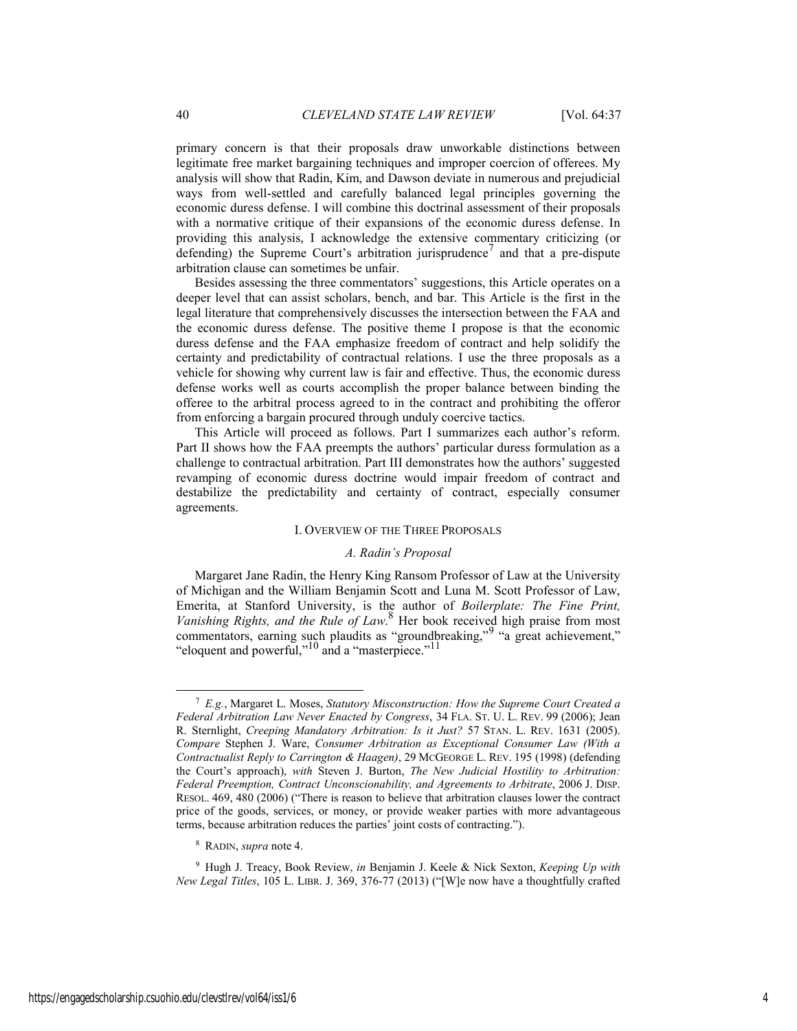primary concern is that their proposals draw unworkable distinctions between legitimate free market bargaining techniques and improper coercion of offerees. My analysis will show that Radin, Kim, and Dawson deviate in numerous and prejudicial ways from well-settled and carefully balanced legal principles governing the economic duress defense. I will combine this doctrinal assessment of their proposals with a normative critique of their expansions of the economic duress defense. In providing this analysis, I acknowledge the extensive commentary criticizing (or defending) the Supreme Court's arbitration jurisprudence[7] and that a pre-dispute arbitration clause can sometimes be unfair.

Besides assessing the three commentators' suggestions, this Article operates on a deeper level that can assist scholars, bench, and bar. This Article is the first in the legal literature that comprehensively discusses the intersection between the FAA and the economic duress defense. The positive theme I propose is that the economic duress defense and the FAA emphasize freedom of contract and help solidify the certainty and predictability of contractual relations. I use the three proposals as a vehicle for showing why current law is fair and effective. Thus, the economic duress defense works well as courts accomplish the proper balance between binding the offeree to the arbitral process agreed to in the contract and prohibiting the offeror from enforcing a bargain procured through unduly coercive tactics.

This Article will proceed as follows. Part I summarizes each author's reform. Part II shows how the FAA preempts the authors' particular duress formulation as a challenge to contractual arbitration. Part III demonstrates how the authors' suggested revamping of economic duress doctrine would impair freedom of contract and destabilize the predictability and certainty of contract, especially consumer agreements.

## I. OVERVIEW OF THE THREE PROPOSALS

### *A. Radin's Proposal*

Margaret Jane Radin, the Henry King Ransom Professor of Law at the University of Michigan and the William Benjamin Scott and Luna M. Scott Professor of Law, Emerita, at Stanford University, is the author of *Boilerplate: The Fine Print, Vanishing Rights, and the Rule of Law*.[8] Her book received high praise from most commentators, earning such plaudits as "groundbreaking,"[9] "a great achievement," "eloquent and powerful,"[10] and a "masterpiece."[11]

---

[7] *E.g.*, Margaret L. Moses, *Statutory Misconstruction: How the Supreme Court Created a Federal Arbitration Law Never Enacted by Congress*, 34 FLA. ST. U. L. REV. 99 (2006); Jean R. Sternlight, *Creeping Mandatory Arbitration: Is it Just?* 57 STAN. L. REV. 1631 (2005). *Compare* Stephen J. Ware, *Consumer Arbitration as Exceptional Consumer Law (With a Contractualist Reply to Carrington & Haagen)*, 29 MCGEORGE L. REV. 195 (1998) (defending the Court's approach), *with* Steven J. Burton, *The New Judicial Hostility to Arbitration: Federal Preemption, Contract Unconscionability, and Agreements to Arbitrate*, 2006 J. DISP. RESOL. 469, 480 (2006) ("There is reason to believe that arbitration clauses lower the contract price of the goods, services, or money, or provide weaker parties with more advantageous terms, because arbitration reduces the parties' joint costs of contracting.").

[8] RADIN, *supra* note 4.

[9] Hugh J. Treacy, Book Review, *in* Benjamin J. Keele & Nick Sexton, *Keeping Up with New Legal Titles*, 105 L. LIBR. J. 369, 376-77 (2013) ("[W]e now have a thoughtfully crafted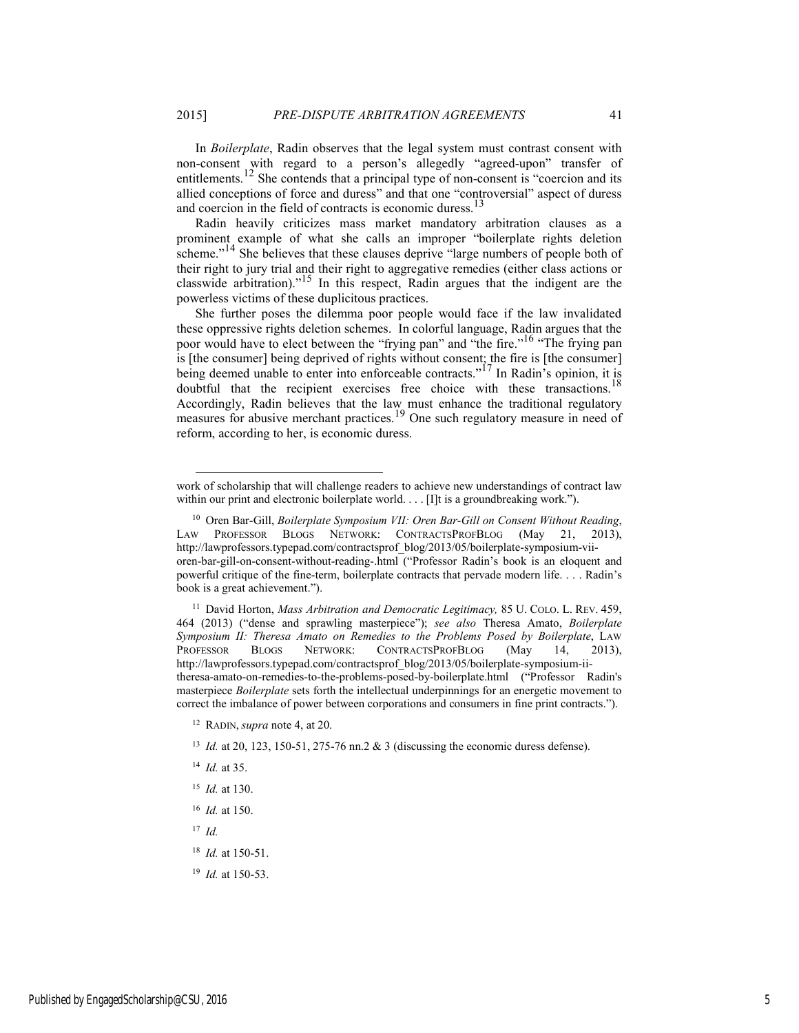In *Boilerplate*, Radin observes that the legal system must contrast consent with non-consent with regard to a person's allegedly "agreed-upon" transfer of entitlements.[12] She contends that a principal type of non-consent is "coercion and its allied conceptions of force and duress" and that one "controversial" aspect of duress and coercion in the field of contracts is economic duress.[13]

Radin heavily criticizes mass market mandatory arbitration clauses as a prominent example of what she calls an improper "boilerplate rights deletion scheme."[14] She believes that these clauses deprive "large numbers of people both of their right to jury trial and their right to aggregative remedies (either class actions or classwide arbitration)."[15] In this respect, Radin argues that the indigent are the powerless victims of these duplicitous practices.

She further poses the dilemma poor people would face if the law invalidated these oppressive rights deletion schemes. In colorful language, Radin argues that the poor would have to elect between the "frying pan" and "the fire."[16] "The frying pan is [the consumer] being deprived of rights without consent; the fire is [the consumer] being deemed unable to enter into enforceable contracts."[17] In Radin's opinion, it is doubtful that the recipient exercises free choice with these transactions.[18] Accordingly, Radin believes that the law must enhance the traditional regulatory measures for abusive merchant practices.[19] One such regulatory measure in need of reform, according to her, is economic duress.

---

work of scholarship that will challenge readers to achieve new understandings of contract law within our print and electronic boilerplate world. . . . [I]t is a groundbreaking work.").

[10] Oren Bar-Gill, *Boilerplate Symposium VII: Oren Bar-Gill on Consent Without Reading*, LAW PROFESSOR BLOGS NETWORK: CONTRACTSPROFBLOG (May 21, 2013), http://lawprofessors.typepad.com/contractsprof_blog/2013/05/boilerplate-symposium-vii-oren-bar-gill-on-consent-without-reading-.html ("Professor Radin's book is an eloquent and powerful critique of the fine-term, boilerplate contracts that pervade modern life. . . . Radin's book is a great achievement.").

[11] David Horton, *Mass Arbitration and Democratic Legitimacy,* 85 U. COLO. L. REV. 459, 464 (2013) ("dense and sprawling masterpiece"); *see also* Theresa Amato, *Boilerplate Symposium II: Theresa Amato on Remedies to the Problems Posed by Boilerplate*, LAW PROFESSOR BLOGS NETWORK: CONTRACTSPROFBLOG (May 14, 2013), http://lawprofessors.typepad.com/contractsprof_blog/2013/05/boilerplate-symposium-ii-theresa-amato-on-remedies-to-the-problems-posed-by-boilerplate.html ("Professor Radin's masterpiece *Boilerplate* sets forth the intellectual underpinnings for an energetic movement to correct the imbalance of power between corporations and consumers in fine print contracts.").

[12] RADIN, *supra* note 4, at 20.

[13] *Id.* at 20, 123, 150-51, 275-76 nn.2 & 3 (discussing the economic duress defense).

[14] *Id.* at 35.

[15] *Id.* at 130.

[16] *Id.* at 150.

[17] *Id.*

[18] *Id.* at 150-51.

[19] *Id.* at 150-53.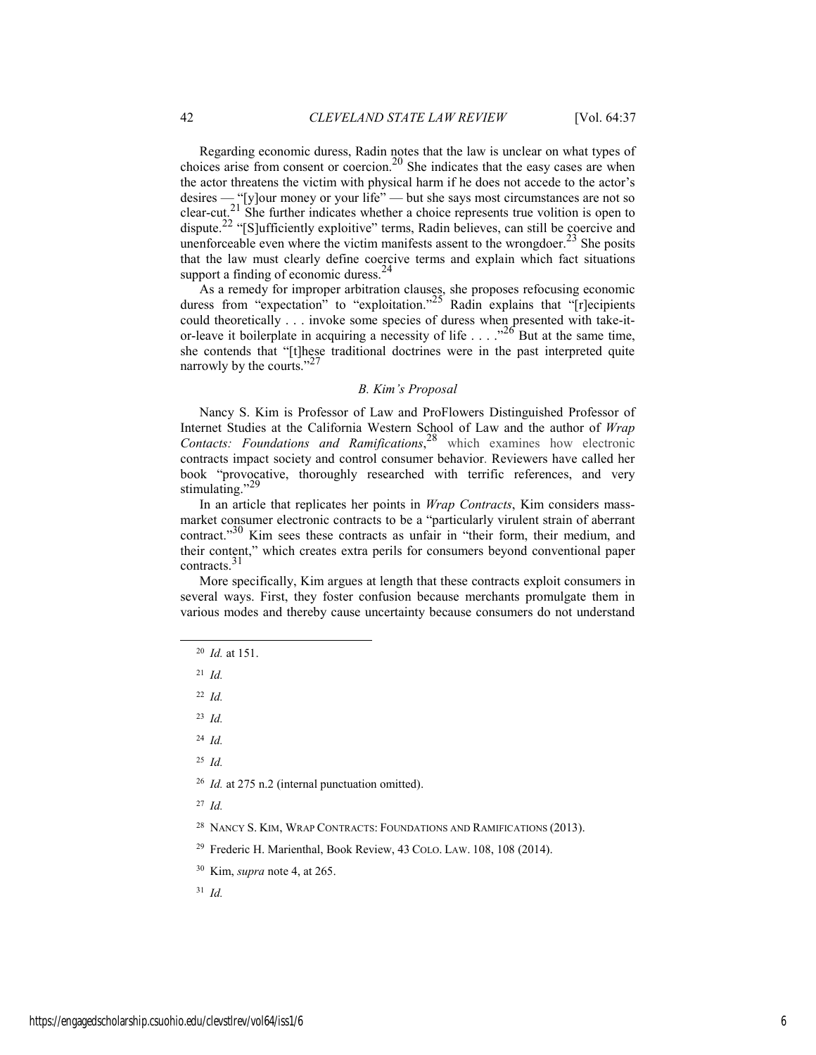Regarding economic duress, Radin notes that the law is unclear on what types of choices arise from consent or coercion.[20] She indicates that the easy cases are when the actor threatens the victim with physical harm if he does not accede to the actor's desires — "[y]our money or your life" — but she says most circumstances are not so clear-cut.[21] She further indicates whether a choice represents true volition is open to dispute.[22] "[S]ufficiently exploitive" terms, Radin believes, can still be coercive and unenforceable even where the victim manifests assent to the wrongdoer.[23] She posits that the law must clearly define coercive terms and explain which fact situations support a finding of economic duress.[24]

As a remedy for improper arbitration clauses, she proposes refocusing economic duress from "expectation" to "exploitation."[25] Radin explains that "[r]ecipients could theoretically . . . invoke some species of duress when presented with take-it-or-leave it boilerplate in acquiring a necessity of life . . . ."[26] But at the same time, she contends that "[t]hese traditional doctrines were in the past interpreted quite narrowly by the courts."[27]

### *B. Kim's Proposal*

Nancy S. Kim is Professor of Law and ProFlowers Distinguished Professor of Internet Studies at the California Western School of Law and the author of *Wrap Contacts: Foundations and Ramifications*,[28] which examines how electronic contracts impact society and control consumer behavior. Reviewers have called her book "provocative, thoroughly researched with terrific references, and very stimulating."[29]

In an article that replicates her points in *Wrap Contracts*, Kim considers mass-market consumer electronic contracts to be a "particularly virulent strain of aberrant contract."[30] Kim sees these contracts as unfair in "their form, their medium, and their content," which creates extra perils for consumers beyond conventional paper contracts.[31]

More specifically, Kim argues at length that these contracts exploit consumers in several ways. First, they foster confusion because merchants promulgate them in various modes and thereby cause uncertainty because consumers do not understand

---

[20] *Id.* at 151.

[21] *Id.*

[22] *Id.*

[23] *Id.*

[24] *Id.*

[25] *Id.*

[26] *Id.* at 275 n.2 (internal punctuation omitted).

[27] *Id.*

[28] NANCY S. KIM, WRAP CONTRACTS: FOUNDATIONS AND RAMIFICATIONS (2013).

[29] Frederic H. Marienthal, Book Review, 43 COLO. LAW. 108, 108 (2014).

[30] Kim, *supra* note 4, at 265.

[31] *Id.*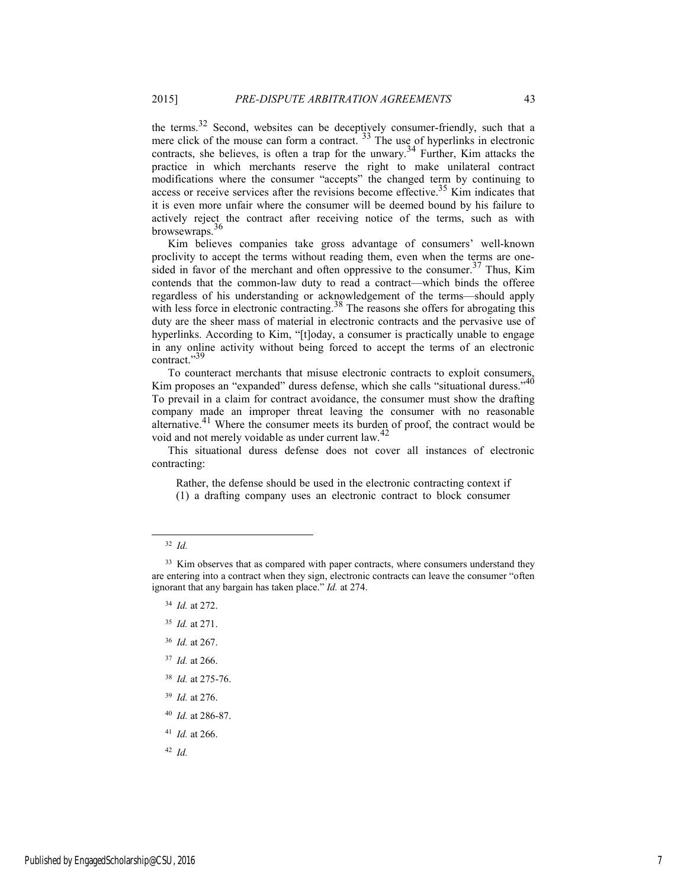the terms.[32] Second, websites can be deceptively consumer-friendly, such that a mere click of the mouse can form a contract. [33] The use of hyperlinks in electronic contracts, she believes, is often a trap for the unwary.[34] Further, Kim attacks the practice in which merchants reserve the right to make unilateral contract modifications where the consumer "accepts" the changed term by continuing to access or receive services after the revisions become effective.[35] Kim indicates that it is even more unfair where the consumer will be deemed bound by his failure to actively reject the contract after receiving notice of the terms, such as with browsewraps.[36]

Kim believes companies take gross advantage of consumers' well-known proclivity to accept the terms without reading them, even when the terms are one-sided in favor of the merchant and often oppressive to the consumer.[37] Thus, Kim contends that the common-law duty to read a contract—which binds the offeree regardless of his understanding or acknowledgement of the terms—should apply with less force in electronic contracting.[38] The reasons she offers for abrogating this duty are the sheer mass of material in electronic contracts and the pervasive use of hyperlinks. According to Kim, "[t]oday, a consumer is practically unable to engage in any online activity without being forced to accept the terms of an electronic contract."[39]

To counteract merchants that misuse electronic contracts to exploit consumers, Kim proposes an "expanded" duress defense, which she calls "situational duress."[40] To prevail in a claim for contract avoidance, the consumer must show the drafting company made an improper threat leaving the consumer with no reasonable alternative.[41] Where the consumer meets its burden of proof, the contract would be void and not merely voidable as under current law.[42]

This situational duress defense does not cover all instances of electronic contracting:

> Rather, the defense should be used in the electronic contracting context if (1) a drafting company uses an electronic contract to block consumer

---

[32] *Id.*

[33] Kim observes that as compared with paper contracts, where consumers understand they are entering into a contract when they sign, electronic contracts can leave the consumer "often ignorant that any bargain has taken place." *Id.* at 274.

[34] *Id.* at 272.

[35] *Id.* at 271.

[36] *Id.* at 267.

[37] *Id.* at 266.

[38] *Id.* at 275-76.

[39] *Id.* at 276.

[40] *Id.* at 286-87.

[41] *Id.* at 266.

[42] *Id.*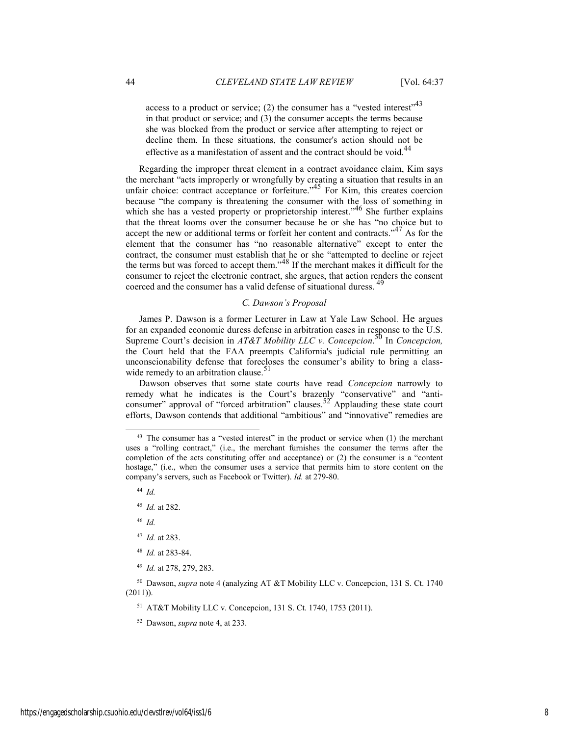access to a product or service; (2) the consumer has a "vested interest"[43] in that product or service; and (3) the consumer accepts the terms because she was blocked from the product or service after attempting to reject or decline them. In these situations, the consumer's action should not be effective as a manifestation of assent and the contract should be void.[44]

Regarding the improper threat element in a contract avoidance claim, Kim says the merchant "acts improperly or wrongfully by creating a situation that results in an unfair choice: contract acceptance or forfeiture."[45] For Kim, this creates coercion because "the company is threatening the consumer with the loss of something in which she has a vested property or proprietorship interest."[46] She further explains that the threat looms over the consumer because he or she has "no choice but to accept the new or additional terms or forfeit her content and contracts."[47] As for the element that the consumer has "no reasonable alternative" except to enter the contract, the consumer must establish that he or she "attempted to decline or reject the terms but was forced to accept them."[48] If the merchant makes it difficult for the consumer to reject the electronic contract, she argues, that action renders the consent coerced and the consumer has a valid defense of situational duress.[49]

### *C. Dawson's Proposal*

James P. Dawson is a former Lecturer in Law at Yale Law School. He argues for an expanded economic duress defense in arbitration cases in response to the U.S. Supreme Court's decision in *AT&T Mobility LLC v. Concepcion*.[50] In *Concepcion,* the Court held that the FAA preempts California's judicial rule permitting an unconscionability defense that forecloses the consumer's ability to bring a class-wide remedy to an arbitration clause.[51]

Dawson observes that some state courts have read *Concepcion* narrowly to remedy what he indicates is the Court's brazenly "conservative" and "anti-consumer" approval of "forced arbitration" clauses.[52] Applauding these state court efforts, Dawson contends that additional "ambitious" and "innovative" remedies are

---

[43] The consumer has a "vested interest" in the product or service when (1) the merchant uses a "rolling contract," (i.e., the merchant furnishes the consumer the terms after the completion of the acts constituting offer and acceptance) or (2) the consumer is a "content hostage," (i.e., when the consumer uses a service that permits him to store content on the company's servers, such as Facebook or Twitter). *Id.* at 279-80.

[44] *Id.*

[45] *Id.* at 282.

[46] *Id.*

[47] *Id.* at 283.

[48] *Id.* at 283-84.

[49] *Id.* at 278, 279, 283.

[50] Dawson, *supra* note 4 (analyzing AT &T Mobility LLC v. Concepcion, 131 S. Ct. 1740 (2011)).

[51] AT&T Mobility LLC v. Concepcion, 131 S. Ct. 1740, 1753 (2011).

[52] Dawson, *supra* note 4, at 233.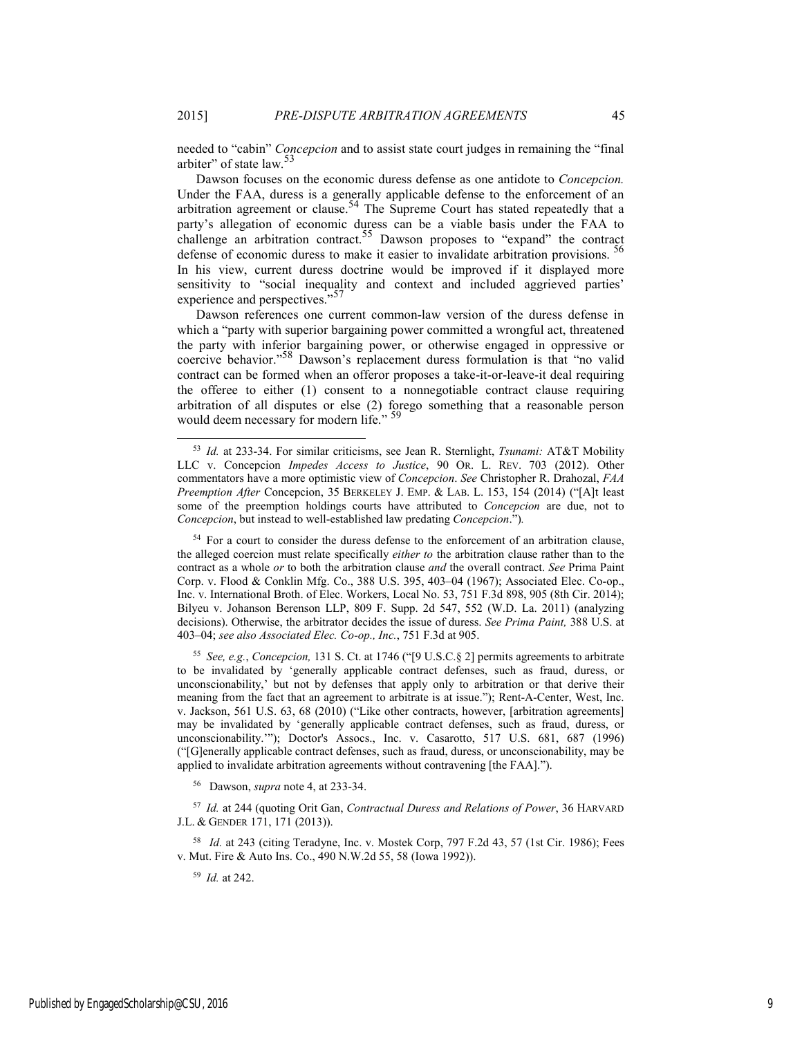needed to "cabin" *Concepcion* and to assist state court judges in remaining the "final arbiter" of state law.[53]

Dawson focuses on the economic duress defense as one antidote to *Concepcion.* Under the FAA, duress is a generally applicable defense to the enforcement of an arbitration agreement or clause.[54] The Supreme Court has stated repeatedly that a party's allegation of economic duress can be a viable basis under the FAA to challenge an arbitration contract.[55] Dawson proposes to "expand" the contract defense of economic duress to make it easier to invalidate arbitration provisions.[56] In his view, current duress doctrine would be improved if it displayed more sensitivity to "social inequality and context and included aggrieved parties' experience and perspectives."[57]

Dawson references one current common-law version of the duress defense in which a "party with superior bargaining power committed a wrongful act, threatened the party with inferior bargaining power, or otherwise engaged in oppressive or coercive behavior."[58] Dawson's replacement duress formulation is that "no valid contract can be formed when an offeror proposes a take-it-or-leave-it deal requiring the offeree to either (1) consent to a nonnegotiable contract clause requiring arbitration of all disputes or else (2) forego something that a reasonable person would deem necessary for modern life."[59]

---

[53] *Id.* at 233-34. For similar criticisms, see Jean R. Sternlight, *Tsunami:* AT&T Mobility LLC v. Concepcion *Impedes Access to Justice*, 90 OR. L. REV. 703 (2012). Other commentators have a more optimistic view of *Concepcion*. *See* Christopher R. Drahozal, *FAA Preemption After* Concepcion, 35 BERKELEY J. EMP. & LAB. L. 153, 154 (2014) ("[A]t least some of the preemption holdings courts have attributed to *Concepcion* are due, not to *Concepcion*, but instead to well-established law predating *Concepcion*.").

[54] For a court to consider the duress defense to the enforcement of an arbitration clause, the alleged coercion must relate specifically *either to* the arbitration clause rather than to the contract as a whole *or* to both the arbitration clause *and* the overall contract. *See* Prima Paint Corp. v. Flood & Conklin Mfg. Co., 388 U.S. 395, 403–04 (1967); Associated Elec. Co-op., Inc. v. International Broth. of Elec. Workers, Local No. 53, 751 F.3d 898, 905 (8th Cir. 2014); Bilyeu v. Johanson Berenson LLP, 809 F. Supp. 2d 547, 552 (W.D. La. 2011) (analyzing decisions). Otherwise, the arbitrator decides the issue of duress. *See Prima Paint,* 388 U.S. at 403–04; *see also Associated Elec. Co-op., Inc.*, 751 F.3d at 905.

[55] *See, e.g.*, *Concepcion,* 131 S. Ct. at 1746 ("[9 U.S.C.§ 2] permits agreements to arbitrate to be invalidated by 'generally applicable contract defenses, such as fraud, duress, or unconscionability,' but not by defenses that apply only to arbitration or that derive their meaning from the fact that an agreement to arbitrate is at issue."); Rent-A-Center, West, Inc. v. Jackson, 561 U.S. 63, 68 (2010) ("Like other contracts, however, [arbitration agreements] may be invalidated by 'generally applicable contract defenses, such as fraud, duress, or unconscionability.'"); Doctor's Assocs., Inc. v. Casarotto, 517 U.S. 681, 687 (1996) ("[G]enerally applicable contract defenses, such as fraud, duress, or unconscionability, may be applied to invalidate arbitration agreements without contravening [the FAA].").

[56] Dawson, *supra* note 4, at 233-34.

[57] *Id.* at 244 (quoting Orit Gan, *Contractual Duress and Relations of Power*, 36 HARVARD J.L. & GENDER 171, 171 (2013)).

[58] *Id.* at 243 (citing Teradyne, Inc. v. Mostek Corp, 797 F.2d 43, 57 (1st Cir. 1986); Fees v. Mut. Fire & Auto Ins. Co., 490 N.W.2d 55, 58 (Iowa 1992)).

[59] *Id.* at 242.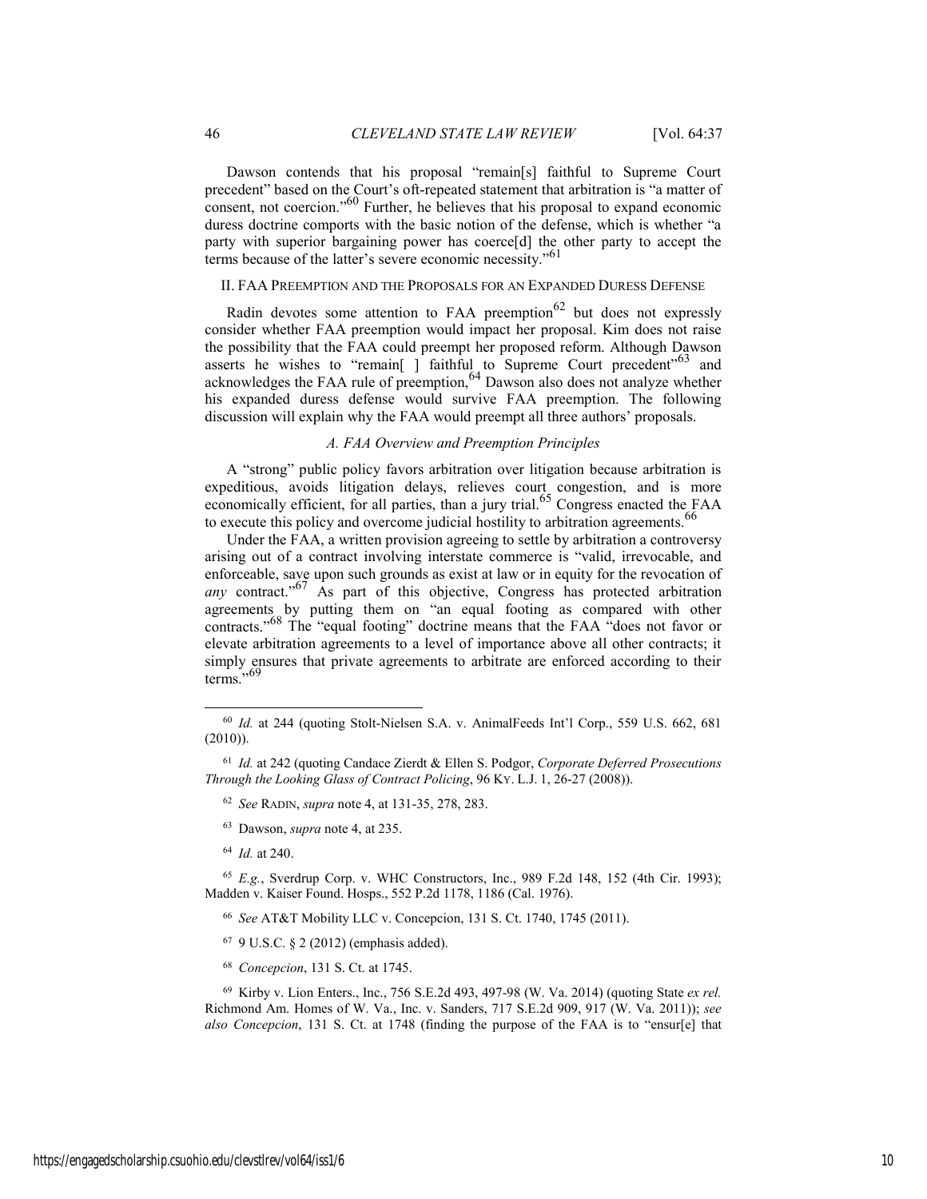Dawson contends that his proposal "remain[s] faithful to Supreme Court precedent" based on the Court's oft-repeated statement that arbitration is "a matter of consent, not coercion."[60] Further, he believes that his proposal to expand economic duress doctrine comports with the basic notion of the defense, which is whether "a party with superior bargaining power has coerce[d] the other party to accept the terms because of the latter's severe economic necessity."[61]

## II. FAA Preemption and the Proposals for an Expanded Duress Defense

Radin devotes some attention to FAA preemption[62] but does not expressly consider whether FAA preemption would impact her proposal. Kim does not raise the possibility that the FAA could preempt her proposed reform. Although Dawson asserts he wishes to "remain[ ] faithful to Supreme Court precedent"[63] and acknowledges the FAA rule of preemption,[64] Dawson also does not analyze whether his expanded duress defense would survive FAA preemption. The following discussion will explain why the FAA would preempt all three authors' proposals.

### *A. FAA Overview and Preemption Principles*

A "strong" public policy favors arbitration over litigation because arbitration is expeditious, avoids litigation delays, relieves court congestion, and is more economically efficient, for all parties, than a jury trial.[65] Congress enacted the FAA to execute this policy and overcome judicial hostility to arbitration agreements.[66]

Under the FAA, a written provision agreeing to settle by arbitration a controversy arising out of a contract involving interstate commerce is "valid, irrevocable, and enforceable, save upon such grounds as exist at law or in equity for the revocation of *any* contract."[67] As part of this objective, Congress has protected arbitration agreements by putting them on "an equal footing as compared with other contracts."[68] The "equal footing" doctrine means that the FAA "does not favor or elevate arbitration agreements to a level of importance above all other contracts; it simply ensures that private agreements to arbitrate are enforced according to their terms."[69]

---

[60] *Id.* at 244 (quoting Stolt-Nielsen S.A. v. AnimalFeeds Int'l Corp., 559 U.S. 662, 681 (2010)).

[61] *Id.* at 242 (quoting Candace Zierdt & Ellen S. Podgor, *Corporate Deferred Prosecutions Through the Looking Glass of Contract Policing*, 96 KY. L.J. 1, 26-27 (2008)).

[62] *See* RADIN, *supra* note 4, at 131-35, 278, 283.

[63] Dawson, *supra* note 4, at 235.

[64] *Id.* at 240.

[65] *E.g.*, Sverdrup Corp. v. WHC Constructors, Inc., 989 F.2d 148, 152 (4th Cir. 1993); Madden v. Kaiser Found. Hosps., 552 P.2d 1178, 1186 (Cal. 1976).

[66] *See* AT&T Mobility LLC v. Concepcion, 131 S. Ct. 1740, 1745 (2011).

[67] 9 U.S.C. § 2 (2012) (emphasis added).

[68] *Concepcion*, 131 S. Ct. at 1745.

[69] Kirby v. Lion Enters., Inc., 756 S.E.2d 493, 497-98 (W. Va. 2014) (quoting State *ex rel.* Richmond Am. Homes of W. Va., Inc. v. Sanders, 717 S.E.2d 909, 917 (W. Va. 2011)); *see also Concepcion*, 131 S. Ct. at 1748 (finding the purpose of the FAA is to "ensur[e] that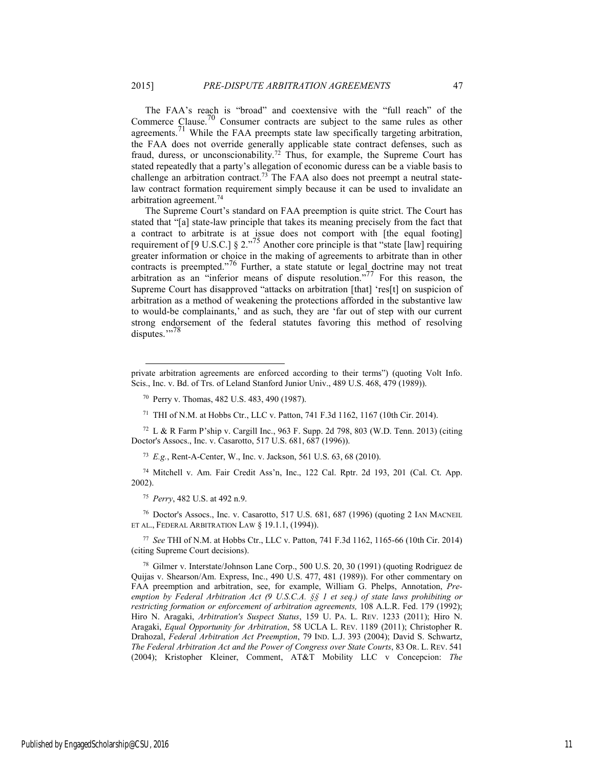The FAA's reach is "broad" and coextensive with the "full reach" of the Commerce Clause.[70] Consumer contracts are subject to the same rules as other agreements.[71] While the FAA preempts state law specifically targeting arbitration, the FAA does not override generally applicable state contract defenses, such as fraud, duress, or unconscionability.[72] Thus, for example, the Supreme Court has stated repeatedly that a party's allegation of economic duress can be a viable basis to challenge an arbitration contract.[73] The FAA also does not preempt a neutral state-law contract formation requirement simply because it can be used to invalidate an arbitration agreement.[74]

The Supreme Court's standard on FAA preemption is quite strict. The Court has stated that "[a] state-law principle that takes its meaning precisely from the fact that a contract to arbitrate is at issue does not comport with [the equal footing] requirement of [9 U.S.C.] § 2."[75] Another core principle is that "state [law] requiring greater information or choice in the making of agreements to arbitrate than in other contracts is preempted."[76] Further, a state statute or legal doctrine may not treat arbitration as an "inferior means of dispute resolution."[77] For this reason, the Supreme Court has disapproved "attacks on arbitration [that] 'res[t] on suspicion of arbitration as a method of weakening the protections afforded in the substantive law to would-be complainants,' and as such, they are 'far out of step with our current strong endorsement of the federal statutes favoring this method of resolving disputes.'"[78]

---

private arbitration agreements are enforced according to their terms") (quoting Volt Info. Scis., Inc. v. Bd. of Trs. of Leland Stanford Junior Univ., 489 U.S. 468, 479 (1989)).

[70] Perry v. Thomas, 482 U.S. 483, 490 (1987).

[71] THI of N.M. at Hobbs Ctr., LLC v. Patton, 741 F.3d 1162, 1167 (10th Cir. 2014).

[72] L & R Farm P'ship v. Cargill Inc., 963 F. Supp. 2d 798, 803 (W.D. Tenn. 2013) (citing Doctor's Assocs., Inc. v. Casarotto, 517 U.S. 681, 687 (1996)).

[73] *E.g.*, Rent-A-Center, W., Inc. v. Jackson, 561 U.S. 63, 68 (2010).

[74] Mitchell v. Am. Fair Credit Ass'n, Inc., 122 Cal. Rptr. 2d 193, 201 (Cal. Ct. App. 2002).

[75] *Perry*, 482 U.S. at 492 n.9.

[76] Doctor's Assocs., Inc. v. Casarotto, 517 U.S. 681, 687 (1996) (quoting 2 IAN MACNEIL ET AL., FEDERAL ARBITRATION LAW § 19.1.1, (1994)).

[77] *See* THI of N.M. at Hobbs Ctr., LLC v. Patton, 741 F.3d 1162, 1165-66 (10th Cir. 2014) (citing Supreme Court decisions).

[78] Gilmer v. Interstate/Johnson Lane Corp., 500 U.S. 20, 30 (1991) (quoting Rodriguez de Quijas v. Shearson/Am. Express, Inc., 490 U.S. 477, 481 (1989)). For other commentary on FAA preemption and arbitration, see, for example, William G. Phelps, Annotation, *Preemption by Federal Arbitration Act (9 U.S.C.A. §§ 1 et seq.) of state laws prohibiting or restricting formation or enforcement of arbitration agreements,* 108 A.L.R. Fed. 179 (1992); Hiro N. Aragaki, *Arbitration's Suspect Status*, 159 U. PA. L. REV. 1233 (2011); Hiro N. Aragaki, *Equal Opportunity for Arbitration*, 58 UCLA L. REV. 1189 (2011); Christopher R. Drahozal, *Federal Arbitration Act Preemption*, 79 IND. L.J. 393 (2004); David S. Schwartz, *The Federal Arbitration Act and the Power of Congress over State Courts*, 83 OR. L. REV. 541 (2004); Kristopher Kleiner, Comment, AT&T Mobility LLC v Concepcion: *The*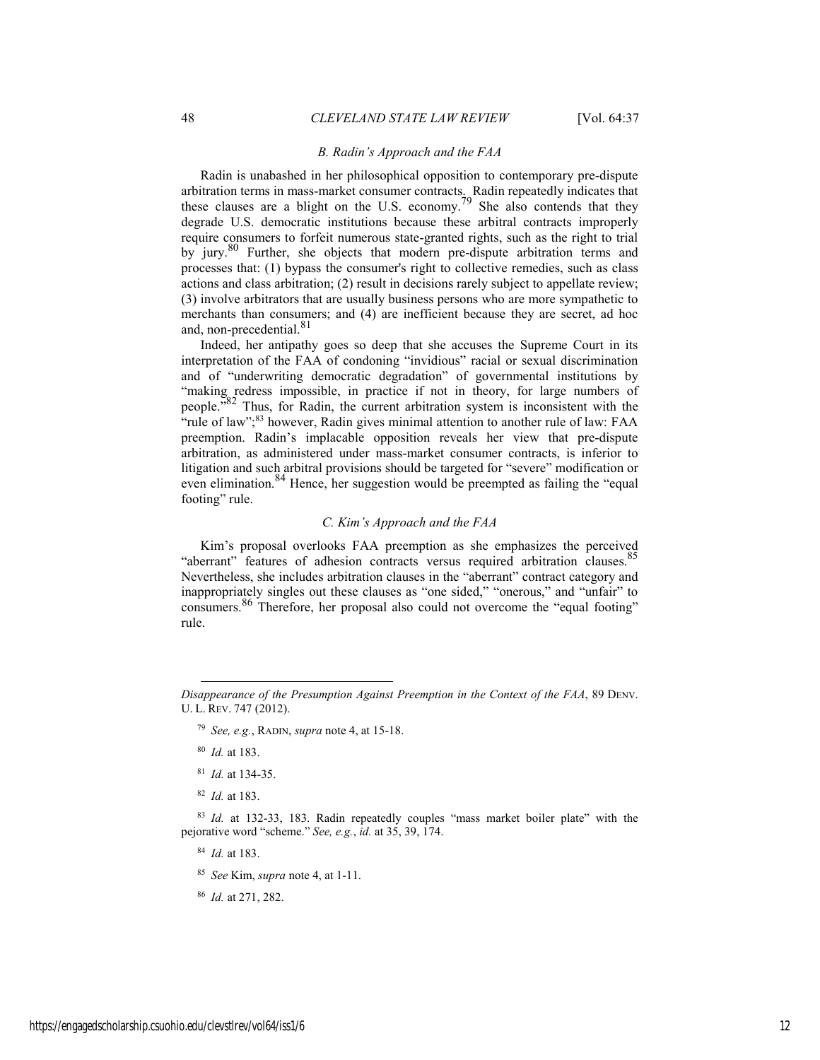### *B. Radin's Approach and the FAA*

Radin is unabashed in her philosophical opposition to contemporary pre-dispute arbitration terms in mass-market consumer contracts. Radin repeatedly indicates that these clauses are a blight on the U.S. economy.[79] She also contends that they degrade U.S. democratic institutions because these arbitral contracts improperly require consumers to forfeit numerous state-granted rights, such as the right to trial by jury.[80] Further, she objects that modern pre-dispute arbitration terms and processes that: (1) bypass the consumer's right to collective remedies, such as class actions and class arbitration; (2) result in decisions rarely subject to appellate review; (3) involve arbitrators that are usually business persons who are more sympathetic to merchants than consumers; and (4) are inefficient because they are secret, ad hoc and, non-precedential.[81]

Indeed, her antipathy goes so deep that she accuses the Supreme Court in its interpretation of the FAA of condoning "invidious" racial or sexual discrimination and of "underwriting democratic degradation" of governmental institutions by "making redress impossible, in practice if not in theory, for large numbers of people."[82] Thus, for Radin, the current arbitration system is inconsistent with the "rule of law";[83] however, Radin gives minimal attention to another rule of law: FAA preemption. Radin's implacable opposition reveals her view that pre-dispute arbitration, as administered under mass-market consumer contracts, is inferior to litigation and such arbitral provisions should be targeted for "severe" modification or even elimination.[84] Hence, her suggestion would be preempted as failing the "equal footing" rule.

### *C. Kim's Approach and the FAA*

Kim's proposal overlooks FAA preemption as she emphasizes the perceived "aberrant" features of adhesion contracts versus required arbitration clauses.[85] Nevertheless, she includes arbitration clauses in the "aberrant" contract category and inappropriately singles out these clauses as "one sided," "onerous," and "unfair" to consumers.[86] Therefore, her proposal also could not overcome the "equal footing" rule.

---

*Disappearance of the Presumption Against Preemption in the Context of the FAA*, 89 DENV. U. L. REV. 747 (2012).

[79] *See, e.g.*, RADIN, *supra* note 4, at 15-18.

[80] *Id.* at 183.

[81] *Id.* at 134-35.

[82] *Id.* at 183.

[83] *Id.* at 132-33, 183. Radin repeatedly couples "mass market boiler plate" with the pejorative word "scheme." *See, e.g.*, *id.* at 35, 39, 174.

[84] *Id.* at 183.

[85] *See* Kim, *supra* note 4, at 1-11.

[86] *Id.* at 271, 282.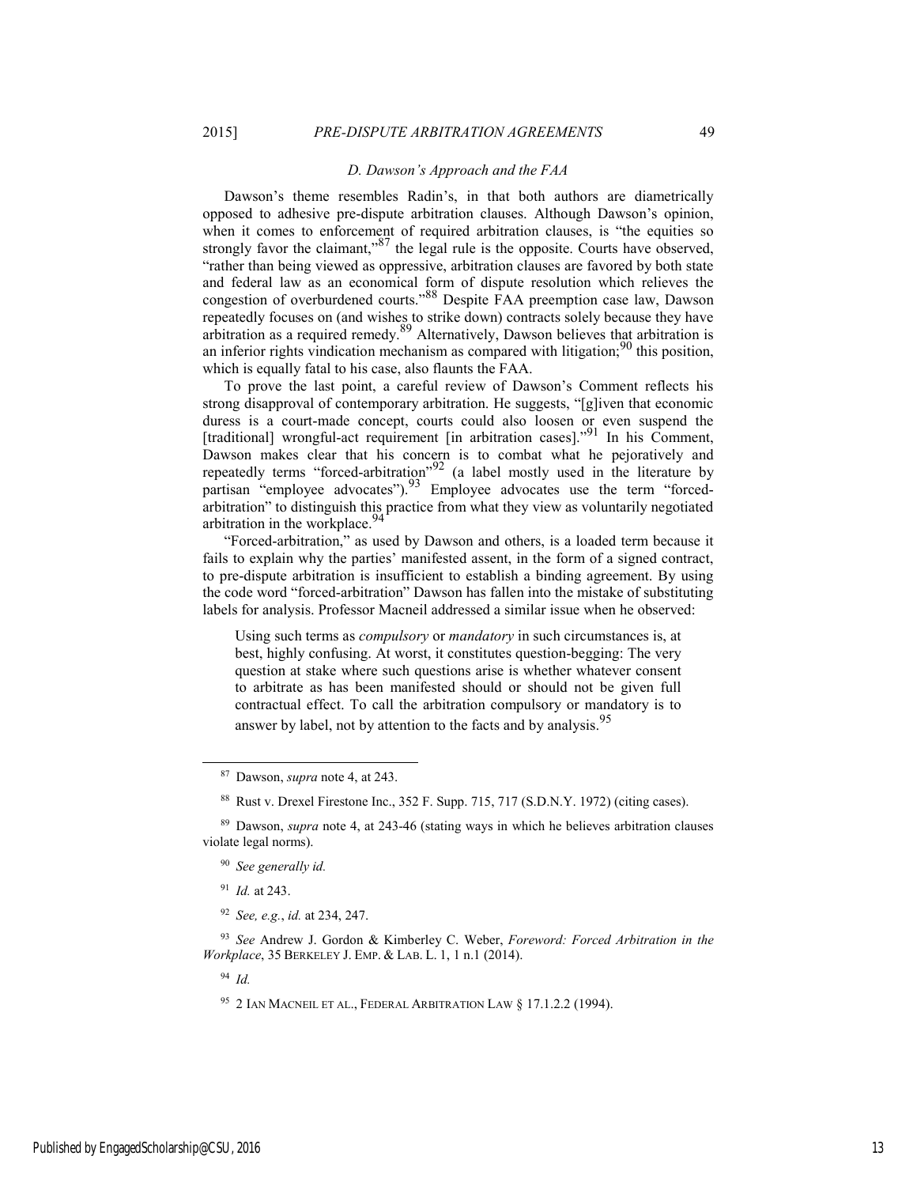### *D. Dawson's Approach and the FAA*

Dawson's theme resembles Radin's, in that both authors are diametrically opposed to adhesive pre-dispute arbitration clauses. Although Dawson's opinion, when it comes to enforcement of required arbitration clauses, is "the equities so strongly favor the claimant,"[87] the legal rule is the opposite. Courts have observed, "rather than being viewed as oppressive, arbitration clauses are favored by both state and federal law as an economical form of dispute resolution which relieves the congestion of overburdened courts."[88] Despite FAA preemption case law, Dawson repeatedly focuses on (and wishes to strike down) contracts solely because they have arbitration as a required remedy.[89] Alternatively, Dawson believes that arbitration is an inferior rights vindication mechanism as compared with litigation;[90] this position, which is equally fatal to his case, also flaunts the FAA.

To prove the last point, a careful review of Dawson's Comment reflects his strong disapproval of contemporary arbitration. He suggests, "[g]iven that economic duress is a court-made concept, courts could also loosen or even suspend the [traditional] wrongful-act requirement [in arbitration cases]."[91] In his Comment, Dawson makes clear that his concern is to combat what he pejoratively and repeatedly terms "forced-arbitration"[92] (a label mostly used in the literature by partisan "employee advocates").[93] Employee advocates use the term "forced-arbitration" to distinguish this practice from what they view as voluntarily negotiated arbitration in the workplace.[94]

"Forced-arbitration," as used by Dawson and others, is a loaded term because it fails to explain why the parties' manifested assent, in the form of a signed contract, to pre-dispute arbitration is insufficient to establish a binding agreement. By using the code word "forced-arbitration" Dawson has fallen into the mistake of substituting labels for analysis. Professor Macneil addressed a similar issue when he observed:

> Using such terms as *compulsory* or *mandatory* in such circumstances is, at best, highly confusing. At worst, it constitutes question-begging: The very question at stake where such questions arise is whether whatever consent to arbitrate as has been manifested should or should not be given full contractual effect. To call the arbitration compulsory or mandatory is to answer by label, not by attention to the facts and by analysis.[95]

---

[87] Dawson, *supra* note 4, at 243.

[88] Rust v. Drexel Firestone Inc., 352 F. Supp. 715, 717 (S.D.N.Y. 1972) (citing cases).

[89] Dawson, *supra* note 4, at 243-46 (stating ways in which he believes arbitration clauses violate legal norms).

[90] *See generally id.*

[91] *Id.* at 243.

[92] *See, e.g.*, *id.* at 234, 247.

[93] *See* Andrew J. Gordon & Kimberley C. Weber, *Foreword: Forced Arbitration in the Workplace*, 35 BERKELEY J. EMP. & LAB. L. 1, 1 n.1 (2014).

[94] *Id.*

[95] 2 IAN MACNEIL ET AL., FEDERAL ARBITRATION LAW § 17.1.2.2 (1994).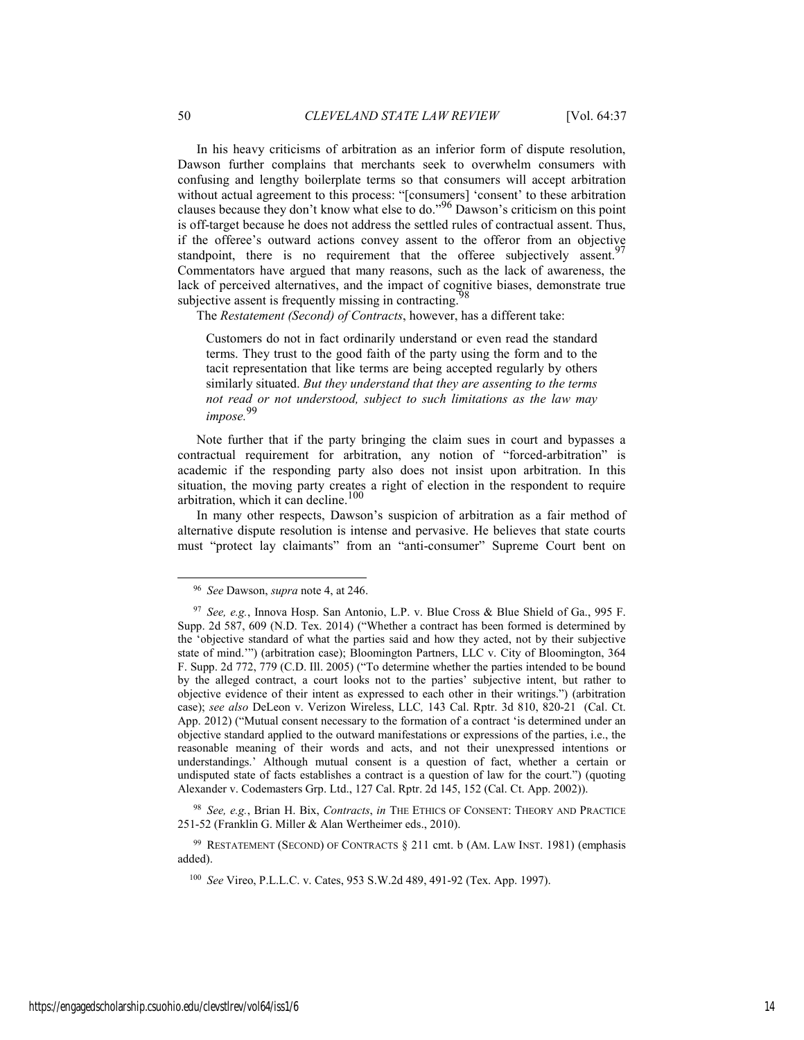In his heavy criticisms of arbitration as an inferior form of dispute resolution, Dawson further complains that merchants seek to overwhelm consumers with confusing and lengthy boilerplate terms so that consumers will accept arbitration without actual agreement to this process: "[consumers] 'consent' to these arbitration clauses because they don't know what else to do."[96] Dawson's criticism on this point is off-target because he does not address the settled rules of contractual assent. Thus, if the offeree's outward actions convey assent to the offeror from an objective standpoint, there is no requirement that the offeree subjectively assent.[97] Commentators have argued that many reasons, such as the lack of awareness, the lack of perceived alternatives, and the impact of cognitive biases, demonstrate true subjective assent is frequently missing in contracting.[98]

The *Restatement (Second) of Contracts*, however, has a different take:

> Customers do not in fact ordinarily understand or even read the standard terms. They trust to the good faith of the party using the form and to the tacit representation that like terms are being accepted regularly by others similarly situated. *But they understand that they are assenting to the terms not read or not understood, subject to such limitations as the law may impose.*[99]

Note further that if the party bringing the claim sues in court and bypasses a contractual requirement for arbitration, any notion of "forced-arbitration" is academic if the responding party also does not insist upon arbitration. In this situation, the moving party creates a right of election in the respondent to require arbitration, which it can decline.[100]

In many other respects, Dawson's suspicion of arbitration as a fair method of alternative dispute resolution is intense and pervasive. He believes that state courts must "protect lay claimants" from an "anti-consumer" Supreme Court bent on

---

[96] *See* Dawson, *supra* note 4, at 246.

[97] *See, e.g.*, Innova Hosp. San Antonio, L.P. v. Blue Cross & Blue Shield of Ga., 995 F. Supp. 2d 587, 609 (N.D. Tex. 2014) ("Whether a contract has been formed is determined by the 'objective standard of what the parties said and how they acted, not by their subjective state of mind.'") (arbitration case); Bloomington Partners, LLC v. City of Bloomington, 364 F. Supp. 2d 772, 779 (C.D. Ill. 2005) ("To determine whether the parties intended to be bound by the alleged contract, a court looks not to the parties' subjective intent, but rather to objective evidence of their intent as expressed to each other in their writings.") (arbitration case); *see also* DeLeon v. Verizon Wireless, LLC*,* 143 Cal. Rptr. 3d 810, 820-21 (Cal. Ct. App. 2012) ("Mutual consent necessary to the formation of a contract 'is determined under an objective standard applied to the outward manifestations or expressions of the parties, i.e., the reasonable meaning of their words and acts, and not their unexpressed intentions or understandings.' Although mutual consent is a question of fact, whether a certain or undisputed state of facts establishes a contract is a question of law for the court.") (quoting Alexander v. Codemasters Grp. Ltd., 127 Cal. Rptr. 2d 145, 152 (Cal. Ct. App. 2002)).

[98] *See, e.g.*, Brian H. Bix, *Contracts*, *in* THE ETHICS OF CONSENT: THEORY AND PRACTICE 251-52 (Franklin G. Miller & Alan Wertheimer eds., 2010).

[99] RESTATEMENT (SECOND) OF CONTRACTS § 211 cmt. b (AM. LAW INST. 1981) (emphasis added).

[100] *See* Vireo, P.L.L.C. v. Cates, 953 S.W.2d 489, 491-92 (Tex. App. 1997).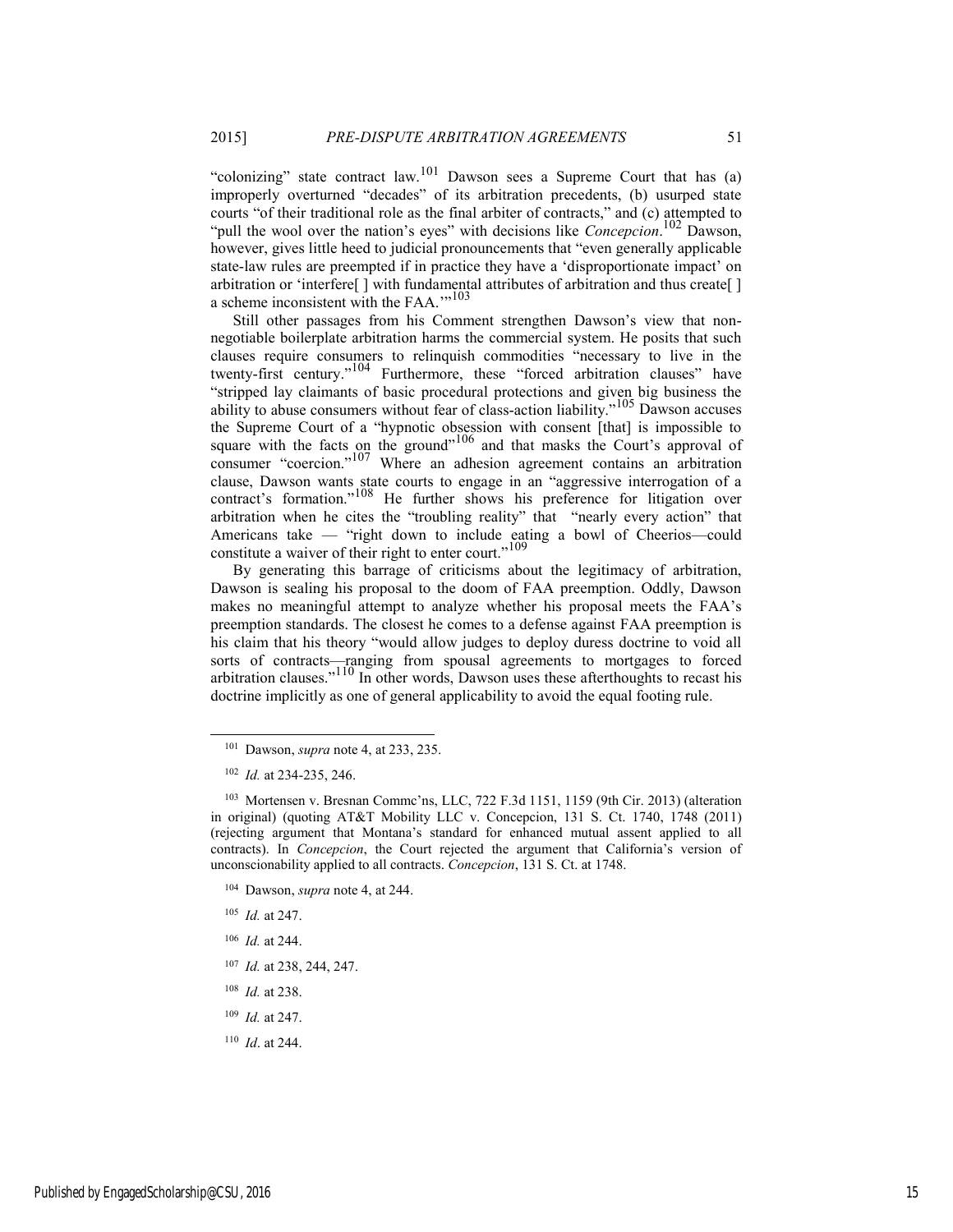"colonizing" state contract law.[101] Dawson sees a Supreme Court that has (a) improperly overturned "decades" of its arbitration precedents, (b) usurped state courts "of their traditional role as the final arbiter of contracts," and (c) attempted to "pull the wool over the nation's eyes" with decisions like *Concepcion*.[102] Dawson, however, gives little heed to judicial pronouncements that "even generally applicable state-law rules are preempted if in practice they have a 'disproportionate impact' on arbitration or 'interfere[ ] with fundamental attributes of arbitration and thus create[ ] a scheme inconsistent with the FAA.'"[103]

Still other passages from his Comment strengthen Dawson's view that non-negotiable boilerplate arbitration harms the commercial system. He posits that such clauses require consumers to relinquish commodities "necessary to live in the twenty-first century."[104] Furthermore, these "forced arbitration clauses" have "stripped lay claimants of basic procedural protections and given big business the ability to abuse consumers without fear of class-action liability."[105] Dawson accuses the Supreme Court of a "hypnotic obsession with consent [that] is impossible to square with the facts on the ground"[106] and that masks the Court's approval of consumer "coercion."[107] Where an adhesion agreement contains an arbitration clause, Dawson wants state courts to engage in an "aggressive interrogation of a contract's formation."[108] He further shows his preference for litigation over arbitration when he cites the "troubling reality" that "nearly every action" that Americans take — "right down to include eating a bowl of Cheerios—could constitute a waiver of their right to enter court."[109]

By generating this barrage of criticisms about the legitimacy of arbitration, Dawson is sealing his proposal to the doom of FAA preemption. Oddly, Dawson makes no meaningful attempt to analyze whether his proposal meets the FAA's preemption standards. The closest he comes to a defense against FAA preemption is his claim that his theory "would allow judges to deploy duress doctrine to void all sorts of contracts—ranging from spousal agreements to mortgages to forced arbitration clauses."[110] In other words, Dawson uses these afterthoughts to recast his doctrine implicitly as one of general applicability to avoid the equal footing rule.

---

[101] Dawson, *supra* note 4, at 233, 235.

[102] *Id.* at 234-235, 246.

[103] Mortensen v. Bresnan Commc'ns, LLC, 722 F.3d 1151, 1159 (9th Cir. 2013) (alteration in original) (quoting AT&T Mobility LLC v. Concepcion, 131 S. Ct. 1740, 1748 (2011) (rejecting argument that Montana's standard for enhanced mutual assent applied to all contracts). In *Concepcion*, the Court rejected the argument that California's version of unconscionability applied to all contracts. *Concepcion*, 131 S. Ct. at 1748.

[104] Dawson, *supra* note 4, at 244.

[105] *Id.* at 247.

[106] *Id.* at 244.

[107] *Id.* at 238, 244, 247.

[108] *Id.* at 238.

[109] *Id.* at 247.

[110] *Id*. at 244.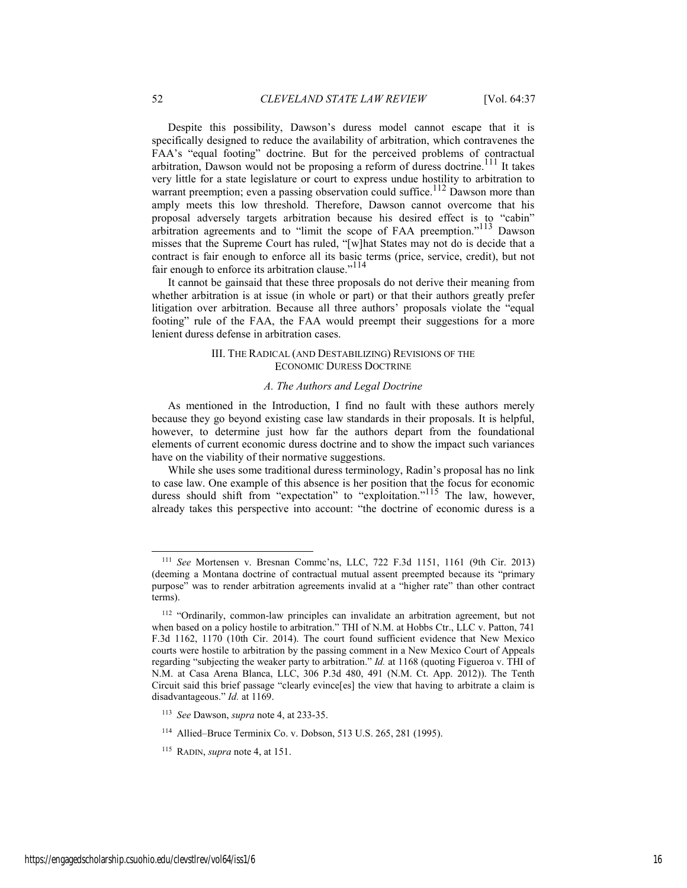Despite this possibility, Dawson's duress model cannot escape that it is specifically designed to reduce the availability of arbitration, which contravenes the FAA's "equal footing" doctrine. But for the perceived problems of contractual arbitration, Dawson would not be proposing a reform of duress doctrine.[111] It takes very little for a state legislature or court to express undue hostility to arbitration to warrant preemption; even a passing observation could suffice.[112] Dawson more than amply meets this low threshold. Therefore, Dawson cannot overcome that his proposal adversely targets arbitration because his desired effect is to "cabin" arbitration agreements and to "limit the scope of FAA preemption."[113] Dawson misses that the Supreme Court has ruled, "[w]hat States may not do is decide that a contract is fair enough to enforce all its basic terms (price, service, credit), but not fair enough to enforce its arbitration clause."[114]

It cannot be gainsaid that these three proposals do not derive their meaning from whether arbitration is at issue (in whole or part) or that their authors greatly prefer litigation over arbitration. Because all three authors' proposals violate the "equal footing" rule of the FAA, the FAA would preempt their suggestions for a more lenient duress defense in arbitration cases.

## III. The Radical (and Destabilizing) Revisions of the Economic Duress Doctrine

### *A. The Authors and Legal Doctrine*

As mentioned in the Introduction, I find no fault with these authors merely because they go beyond existing case law standards in their proposals. It is helpful, however, to determine just how far the authors depart from the foundational elements of current economic duress doctrine and to show the impact such variances have on the viability of their normative suggestions.

While she uses some traditional duress terminology, Radin's proposal has no link to case law. One example of this absence is her position that the focus for economic duress should shift from "expectation" to "exploitation."[115] The law, however, already takes this perspective into account: "the doctrine of economic duress is a

---

[111] *See* Mortensen v. Bresnan Commc'ns, LLC, 722 F.3d 1151, 1161 (9th Cir. 2013) (deeming a Montana doctrine of contractual mutual assent preempted because its "primary purpose" was to render arbitration agreements invalid at a "higher rate" than other contract terms).

[112] "Ordinarily, common-law principles can invalidate an arbitration agreement, but not when based on a policy hostile to arbitration." THI of N.M. at Hobbs Ctr., LLC v. Patton, 741 F.3d 1162, 1170 (10th Cir. 2014). The court found sufficient evidence that New Mexico courts were hostile to arbitration by the passing comment in a New Mexico Court of Appeals regarding "subjecting the weaker party to arbitration." *Id.* at 1168 (quoting Figueroa v. THI of N.M. at Casa Arena Blanca, LLC, 306 P.3d 480, 491 (N.M. Ct. App. 2012)). The Tenth Circuit said this brief passage "clearly evince[es] the view that having to arbitrate a claim is disadvantageous." *Id.* at 1169.

[113] *See* Dawson, *supra* note 4, at 233-35.

[114] Allied–Bruce Terminix Co. v. Dobson, 513 U.S. 265, 281 (1995).

[115] Radin, *supra* note 4, at 151.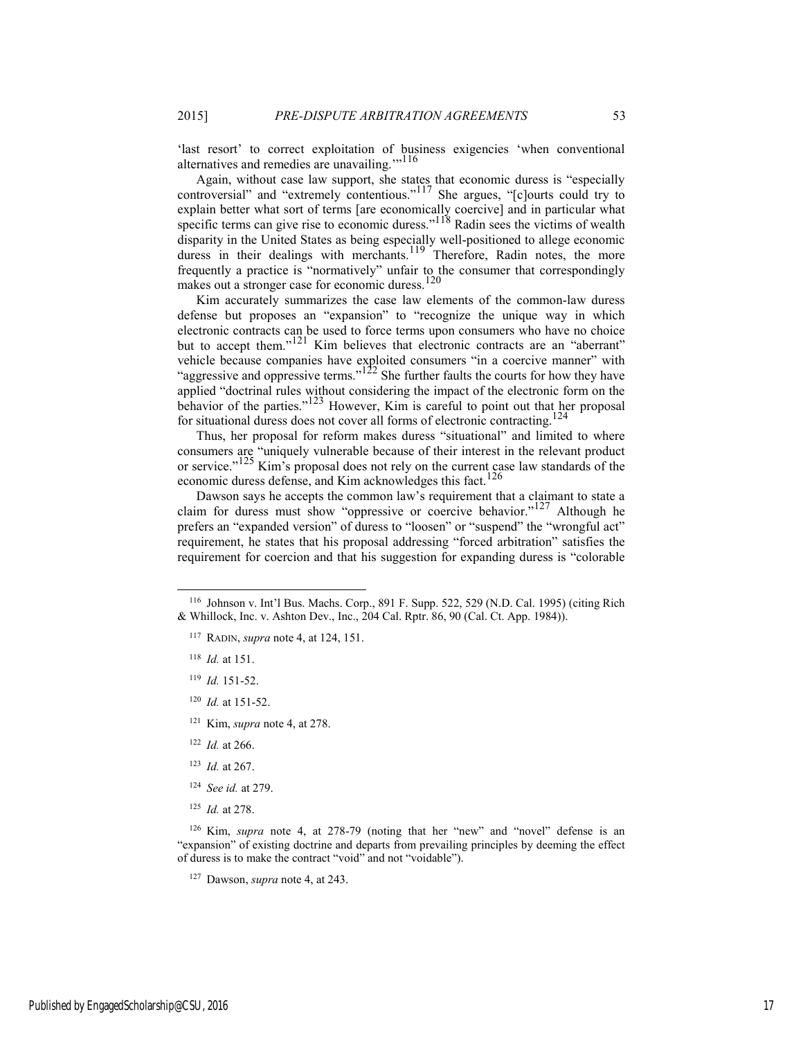'last resort' to correct exploitation of business exigencies 'when conventional alternatives and remedies are unavailing.'"[116]

Again, without case law support, she states that economic duress is "especially controversial" and "extremely contentious."[117] She argues, "[c]ourts could try to explain better what sort of terms [are economically coercive] and in particular what specific terms can give rise to economic duress."[118] Radin sees the victims of wealth disparity in the United States as being especially well-positioned to allege economic duress in their dealings with merchants.[119] Therefore, Radin notes, the more frequently a practice is "normatively" unfair to the consumer that correspondingly makes out a stronger case for economic duress.[120]

Kim accurately summarizes the case law elements of the common-law duress defense but proposes an "expansion" to "recognize the unique way in which electronic contracts can be used to force terms upon consumers who have no choice but to accept them."[121] Kim believes that electronic contracts are an "aberrant" vehicle because companies have exploited consumers "in a coercive manner" with "aggressive and oppressive terms."[122] She further faults the courts for how they have applied "doctrinal rules without considering the impact of the electronic form on the behavior of the parties."[123] However, Kim is careful to point out that her proposal for situational duress does not cover all forms of electronic contracting.[124]

Thus, her proposal for reform makes duress "situational" and limited to where consumers are "uniquely vulnerable because of their interest in the relevant product or service."[125] Kim's proposal does not rely on the current case law standards of the economic duress defense, and Kim acknowledges this fact.[126]

Dawson says he accepts the common law's requirement that a claimant to state a claim for duress must show "oppressive or coercive behavior."[127] Although he prefers an "expanded version" of duress to "loosen" or "suspend" the "wrongful act" requirement, he states that his proposal addressing "forced arbitration" satisfies the requirement for coercion and that his suggestion for expanding duress is "colorable

---

[116] Johnson v. Int'l Bus. Machs. Corp., 891 F. Supp. 522, 529 (N.D. Cal. 1995) (citing Rich & Whillock, Inc. v. Ashton Dev., Inc., 204 Cal. Rptr. 86, 90 (Cal. Ct. App. 1984)).

[117] RADIN, *supra* note 4, at 124, 151.

[118] *Id.* at 151.

[119] *Id.* 151-52.

[120] *Id.* at 151-52.

[121] Kim, *supra* note 4, at 278.

[122] *Id.* at 266.

[123] *Id.* at 267.

[124] *See id.* at 279.

[125] *Id.* at 278.

[126] Kim, *supra* note 4, at 278-79 (noting that her "new" and "novel" defense is an "expansion" of existing doctrine and departs from prevailing principles by deeming the effect of duress is to make the contract "void" and not "voidable").

[127] Dawson, *supra* note 4, at 243.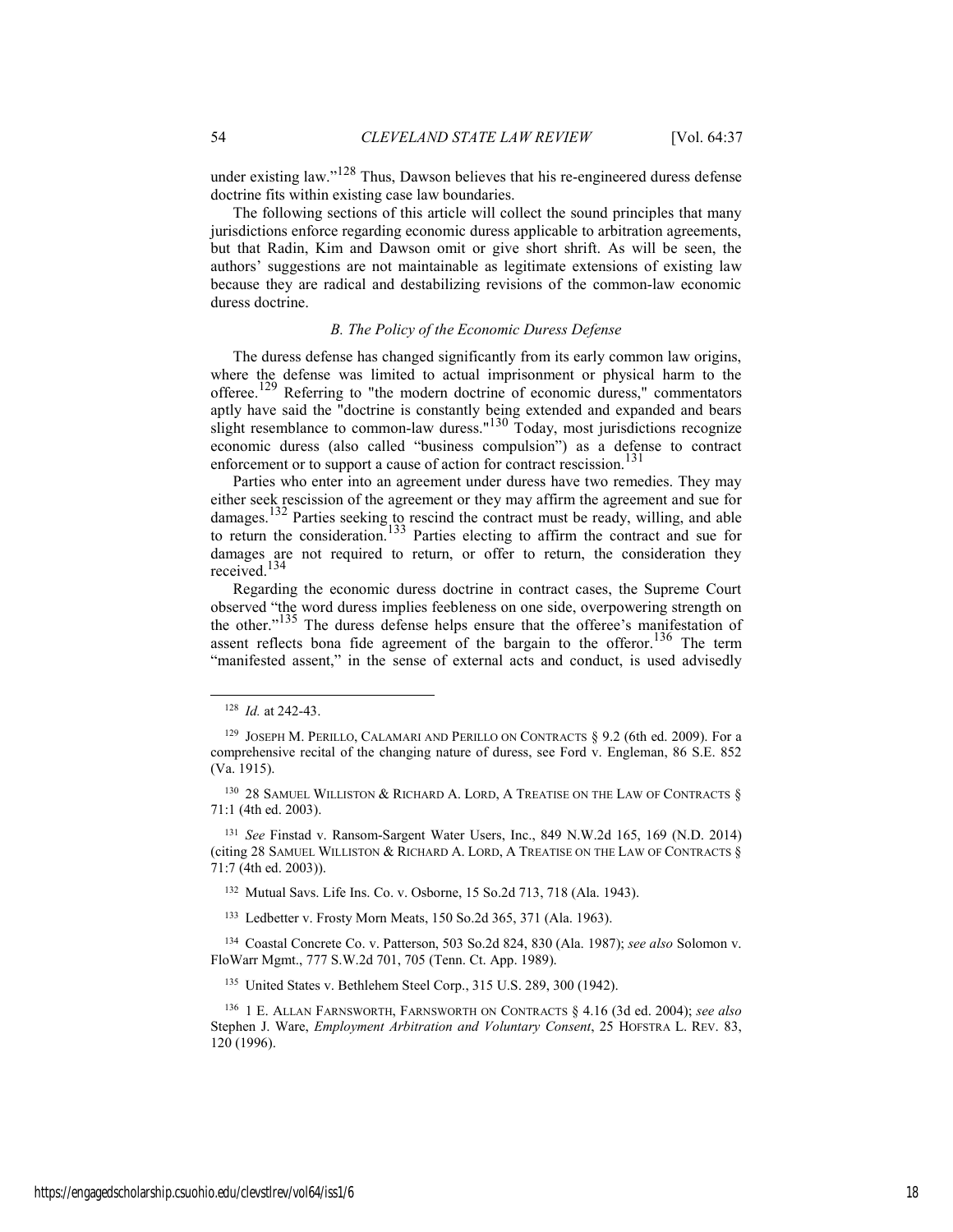under existing law."[128] Thus, Dawson believes that his re-engineered duress defense doctrine fits within existing case law boundaries.

The following sections of this article will collect the sound principles that many jurisdictions enforce regarding economic duress applicable to arbitration agreements, but that Radin, Kim and Dawson omit or give short shrift. As will be seen, the authors' suggestions are not maintainable as legitimate extensions of existing law because they are radical and destabilizing revisions of the common-law economic duress doctrine.

### *B. The Policy of the Economic Duress Defense*

The duress defense has changed significantly from its early common law origins, where the defense was limited to actual imprisonment or physical harm to the offeree.[129] Referring to "the modern doctrine of economic duress," commentators aptly have said the "doctrine is constantly being extended and expanded and bears slight resemblance to common-law duress."[130] Today, most jurisdictions recognize economic duress (also called "business compulsion") as a defense to contract enforcement or to support a cause of action for contract rescission.[131]

Parties who enter into an agreement under duress have two remedies. They may either seek rescission of the agreement or they may affirm the agreement and sue for damages.[132] Parties seeking to rescind the contract must be ready, willing, and able to return the consideration.[133] Parties electing to affirm the contract and sue for damages are not required to return, or offer to return, the consideration they received.[134]

Regarding the economic duress doctrine in contract cases, the Supreme Court observed "the word duress implies feebleness on one side, overpowering strength on the other."[135] The duress defense helps ensure that the offeree's manifestation of assent reflects bona fide agreement of the bargain to the offeror.[136] The term "manifested assent," in the sense of external acts and conduct, is used advisedly

---

[128] *Id.* at 242-43.

[129] JOSEPH M. PERILLO, CALAMARI AND PERILLO ON CONTRACTS § 9.2 (6th ed. 2009). For a comprehensive recital of the changing nature of duress, see Ford v. Engleman, 86 S.E. 852 (Va. 1915).

[130] 28 SAMUEL WILLISTON & RICHARD A. LORD, A TREATISE ON THE LAW OF CONTRACTS § 71:1 (4th ed. 2003).

[131] *See* Finstad v. Ransom-Sargent Water Users, Inc., 849 N.W.2d 165, 169 (N.D. 2014) (citing 28 SAMUEL WILLISTON & RICHARD A. LORD, A TREATISE ON THE LAW OF CONTRACTS § 71:7 (4th ed. 2003)).

[132] Mutual Savs. Life Ins. Co. v. Osborne, 15 So.2d 713, 718 (Ala. 1943).

[133] Ledbetter v. Frosty Morn Meats, 150 So.2d 365, 371 (Ala. 1963).

[134] Coastal Concrete Co. v. Patterson, 503 So.2d 824, 830 (Ala. 1987); *see also* Solomon v. FloWarr Mgmt., 777 S.W.2d 701, 705 (Tenn. Ct. App. 1989).

[135] United States v. Bethlehem Steel Corp., 315 U.S. 289, 300 (1942).

[136] 1 E. ALLAN FARNSWORTH, FARNSWORTH ON CONTRACTS § 4.16 (3d ed. 2004); *see also* Stephen J. Ware, *Employment Arbitration and Voluntary Consent*, 25 HOFSTRA L. REV. 83, 120 (1996).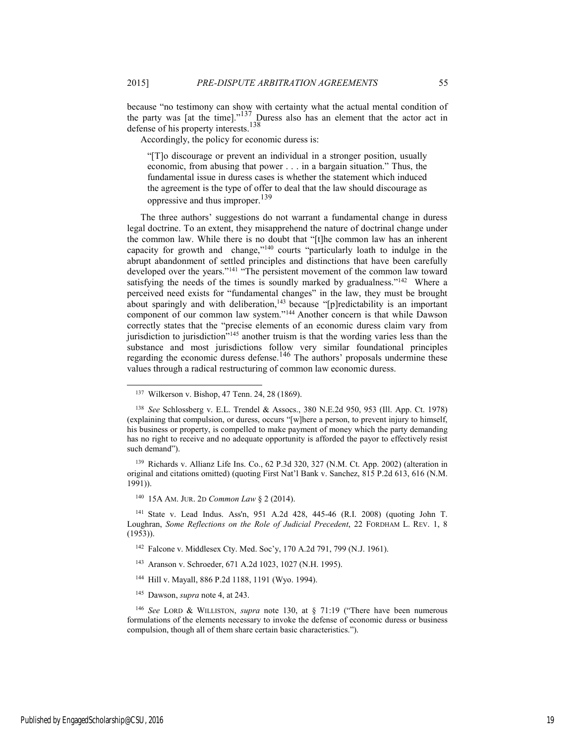because "no testimony can show with certainty what the actual mental condition of the party was [at the time]."[137] Duress also has an element that the actor act in defense of his property interests.[138]

Accordingly, the policy for economic duress is:

> "[T]o discourage or prevent an individual in a stronger position, usually economic, from abusing that power . . . in a bargain situation." Thus, the fundamental issue in duress cases is whether the statement which induced the agreement is the type of offer to deal that the law should discourage as oppressive and thus improper.[139]

The three authors' suggestions do not warrant a fundamental change in duress legal doctrine. To an extent, they misapprehend the nature of doctrinal change under the common law. While there is no doubt that "[t]he common law has an inherent capacity for growth and change,"[140] courts "particularly loath to indulge in the abrupt abandonment of settled principles and distinctions that have been carefully developed over the years."[141] "The persistent movement of the common law toward satisfying the needs of the times is soundly marked by gradualness."[142] Where a perceived need exists for "fundamental changes" in the law, they must be brought about sparingly and with deliberation,[143] because "[p]redictability is an important component of our common law system."[144] Another concern is that while Dawson correctly states that the "precise elements of an economic duress claim vary from jurisdiction to jurisdiction"[145] another truism is that the wording varies less than the substance and most jurisdictions follow very similar foundational principles regarding the economic duress defense.[146] The authors' proposals undermine these values through a radical restructuring of common law economic duress.

---

[137] Wilkerson v. Bishop, 47 Tenn. 24, 28 (1869).

[138] *See* Schlossberg v. E.L. Trendel & Assocs., 380 N.E.2d 950, 953 (Ill. App. Ct. 1978) (explaining that compulsion, or duress, occurs "[w]here a person, to prevent injury to himself, his business or property, is compelled to make payment of money which the party demanding has no right to receive and no adequate opportunity is afforded the payor to effectively resist such demand").

[139] Richards v. Allianz Life Ins. Co., 62 P.3d 320, 327 (N.M. Ct. App. 2002) (alteration in original and citations omitted) (quoting First Nat'l Bank v. Sanchez, 815 P.2d 613, 616 (N.M. 1991)).

[140] 15A AM. JUR. 2D *Common Law* § 2 (2014).

[141] State v. Lead Indus. Ass'n, 951 A.2d 428, 445-46 (R.I. 2008) (quoting John T. Loughran, *Some Reflections on the Role of Judicial Precedent*, 22 FORDHAM L. REV. 1, 8 (1953)).

[142] Falcone v. Middlesex Cty. Med. Soc'y, 170 A.2d 791, 799 (N.J. 1961).

[143] Aranson v. Schroeder, 671 A.2d 1023, 1027 (N.H. 1995).

[144] Hill v. Mayall, 886 P.2d 1188, 1191 (Wyo. 1994).

[145] Dawson, *supra* note 4, at 243.

[146] *See* LORD & WILLISTON, *supra* note 130, at § 71:19 ("There have been numerous formulations of the elements necessary to invoke the defense of economic duress or business compulsion, though all of them share certain basic characteristics.").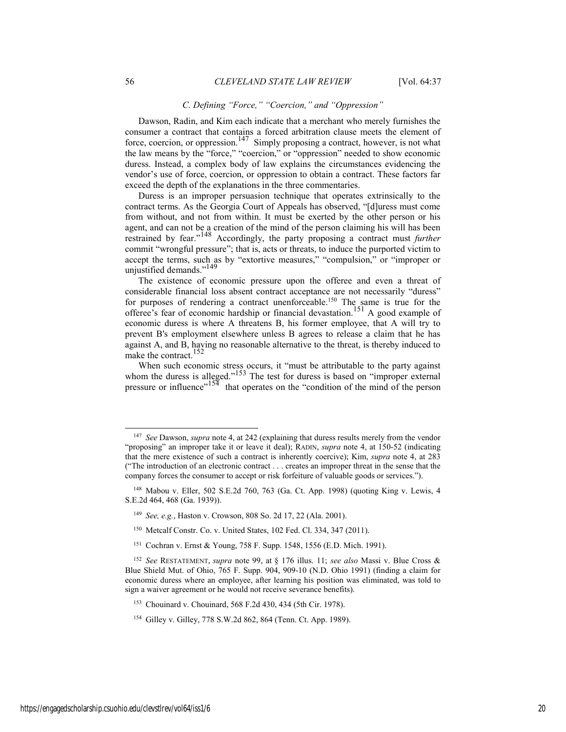### C. Defining "Force," "Coercion," and "Oppression"

Dawson, Radin, and Kim each indicate that a merchant who merely furnishes the consumer a contract that contains a forced arbitration clause meets the element of force, coercion, or oppression.[147] Simply proposing a contract, however, is not what the law means by the "force," "coercion," or "oppression" needed to show economic duress. Instead, a complex body of law explains the circumstances evidencing the vendor's use of force, coercion, or oppression to obtain a contract. These factors far exceed the depth of the explanations in the three commentaries.

Duress is an improper persuasion technique that operates extrinsically to the contract terms. As the Georgia Court of Appeals has observed, "[d]uress must come from without, and not from within. It must be exerted by the other person or his agent, and can not be a creation of the mind of the person claiming his will has been restrained by fear."[148] Accordingly, the party proposing a contract must *further* commit "wrongful pressure"; that is, acts or threats, to induce the purported victim to accept the terms, such as by "extortive measures," "compulsion," or "improper or unjustified demands."[149]

The existence of economic pressure upon the offeree and even a threat of considerable financial loss absent contract acceptance are not necessarily "duress" for purposes of rendering a contract unenforceable.[150] The same is true for the offeree's fear of economic hardship or financial devastation.[151] A good example of economic duress is where A threatens B, his former employee, that A will try to prevent B's employment elsewhere unless B agrees to release a claim that he has against A, and B, having no reasonable alternative to the threat, is thereby induced to make the contract.[152]

When such economic stress occurs, it "must be attributable to the party against whom the duress is alleged."[153] The test for duress is based on "improper external pressure or influence"[154] that operates on the "condition of the mind of the person

---

[147] *See* Dawson, *supra* note 4, at 242 (explaining that duress results merely from the vendor "proposing" an improper take it or leave it deal); RADIN, *supra* note 4, at 150-52 (indicating that the mere existence of such a contract is inherently coercive); Kim, *supra* note 4, at 283 ("The introduction of an electronic contract . . . creates an improper threat in the sense that the company forces the consumer to accept or risk forfeiture of valuable goods or services.").

[148] Mabou v. Eller, 502 S.E.2d 760, 763 (Ga. Ct. App. 1998) (quoting King v. Lewis, 4 S.E.2d 464, 468 (Ga. 1939)).

[149] *See, e.g.*, Haston v. Crowson, 808 So. 2d 17, 22 (Ala. 2001).

[150] Metcalf Constr. Co. v. United States, 102 Fed. Cl. 334, 347 (2011).

[151] Cochran v. Ernst & Young, 758 F. Supp. 1548, 1556 (E.D. Mich. 1991).

[152] *See* RESTATEMENT, *supra* note 99, at § 176 illus. 11; *see also* Massi v. Blue Cross & Blue Shield Mut. of Ohio, 765 F. Supp. 904, 909-10 (N.D. Ohio 1991) (finding a claim for economic duress where an employee, after learning his position was eliminated, was told to sign a waiver agreement or he would not receive severance benefits).

[153] Chouinard v. Chouinard, 568 F.2d 430, 434 (5th Cir. 1978).

[154] Gilley v. Gilley, 778 S.W.2d 862, 864 (Tenn. Ct. App. 1989).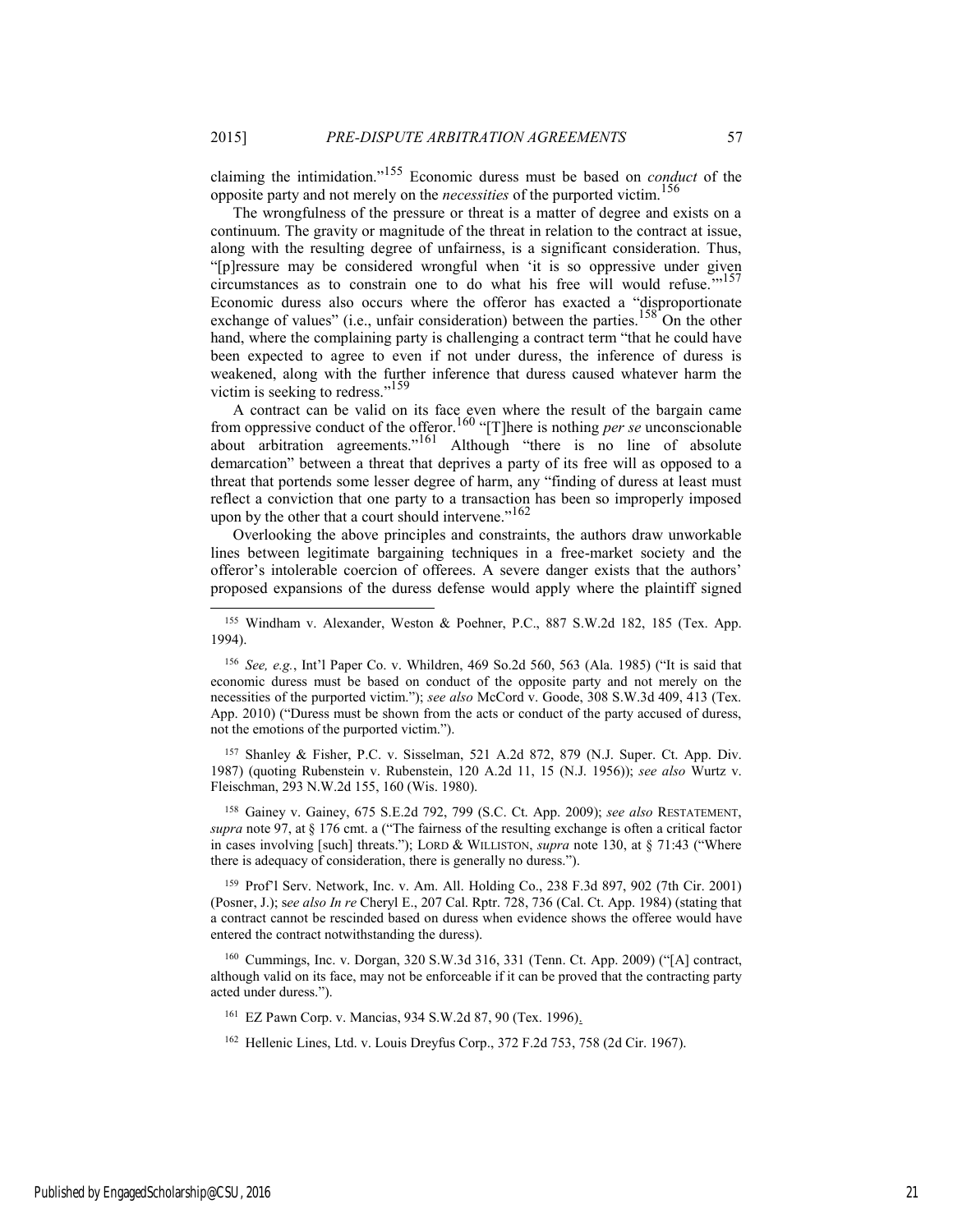claiming the intimidation."[155] Economic duress must be based on *conduct* of the opposite party and not merely on the *necessities* of the purported victim.[156]

The wrongfulness of the pressure or threat is a matter of degree and exists on a continuum. The gravity or magnitude of the threat in relation to the contract at issue, along with the resulting degree of unfairness, is a significant consideration. Thus, "[p]ressure may be considered wrongful when 'it is so oppressive under given circumstances as to constrain one to do what his free will would refuse.'"[157] Economic duress also occurs where the offeror has exacted a "disproportionate exchange of values" (i.e., unfair consideration) between the parties.[158] On the other hand, where the complaining party is challenging a contract term "that he could have been expected to agree to even if not under duress, the inference of duress is weakened, along with the further inference that duress caused whatever harm the victim is seeking to redress."[159]

A contract can be valid on its face even where the result of the bargain came from oppressive conduct of the offeror.[160] "[T]here is nothing *per se* unconscionable about arbitration agreements."[161] Although "there is no line of absolute demarcation" between a threat that deprives a party of its free will as opposed to a threat that portends some lesser degree of harm, any "finding of duress at least must reflect a conviction that one party to a transaction has been so improperly imposed upon by the other that a court should intervene."[162]

Overlooking the above principles and constraints, the authors draw unworkable lines between legitimate bargaining techniques in a free-market society and the offeror's intolerable coercion of offerees. A severe danger exists that the authors' proposed expansions of the duress defense would apply where the plaintiff signed

---

155 Windham v. Alexander, Weston & Poehner, P.C., 887 S.W.2d 182, 185 (Tex. App. 1994).

156 *See, e.g.*, Int'l Paper Co. v. Whildren, 469 So.2d 560, 563 (Ala. 1985) ("It is said that economic duress must be based on conduct of the opposite party and not merely on the necessities of the purported victim."); *see also* McCord v. Goode, 308 S.W.3d 409, 413 (Tex. App. 2010) ("Duress must be shown from the acts or conduct of the party accused of duress, not the emotions of the purported victim.").

157 Shanley & Fisher, P.C. v. Sisselman, 521 A.2d 872, 879 (N.J. Super. Ct. App. Div. 1987) (quoting Rubenstein v. Rubenstein, 120 A.2d 11, 15 (N.J. 1956)); *see also* Wurtz v. Fleischman, 293 N.W.2d 155, 160 (Wis. 1980).

158 Gainey v. Gainey, 675 S.E.2d 792, 799 (S.C. Ct. App. 2009); *see also* RESTATEMENT, *supra* note 97, at § 176 cmt. a ("The fairness of the resulting exchange is often a critical factor in cases involving [such] threats."); LORD & WILLISTON, *supra* note 130, at § 71:43 ("Where there is adequacy of consideration, there is generally no duress.").

159 Prof'l Serv. Network, Inc. v. Am. All. Holding Co., 238 F.3d 897, 902 (7th Cir. 2001) (Posner, J.); s*ee also In re* Cheryl E., 207 Cal. Rptr. 728, 736 (Cal. Ct. App. 1984) (stating that a contract cannot be rescinded based on duress when evidence shows the offeree would have entered the contract notwithstanding the duress).

160 Cummings, Inc. v. Dorgan, 320 S.W.3d 316, 331 (Tenn. Ct. App. 2009) ("[A] contract, although valid on its face, may not be enforceable if it can be proved that the contracting party acted under duress.").

161 EZ Pawn Corp. v. Mancias, 934 S.W.2d 87, 90 (Tex. 1996).

162 Hellenic Lines, Ltd. v. Louis Dreyfus Corp., 372 F.2d 753, 758 (2d Cir. 1967).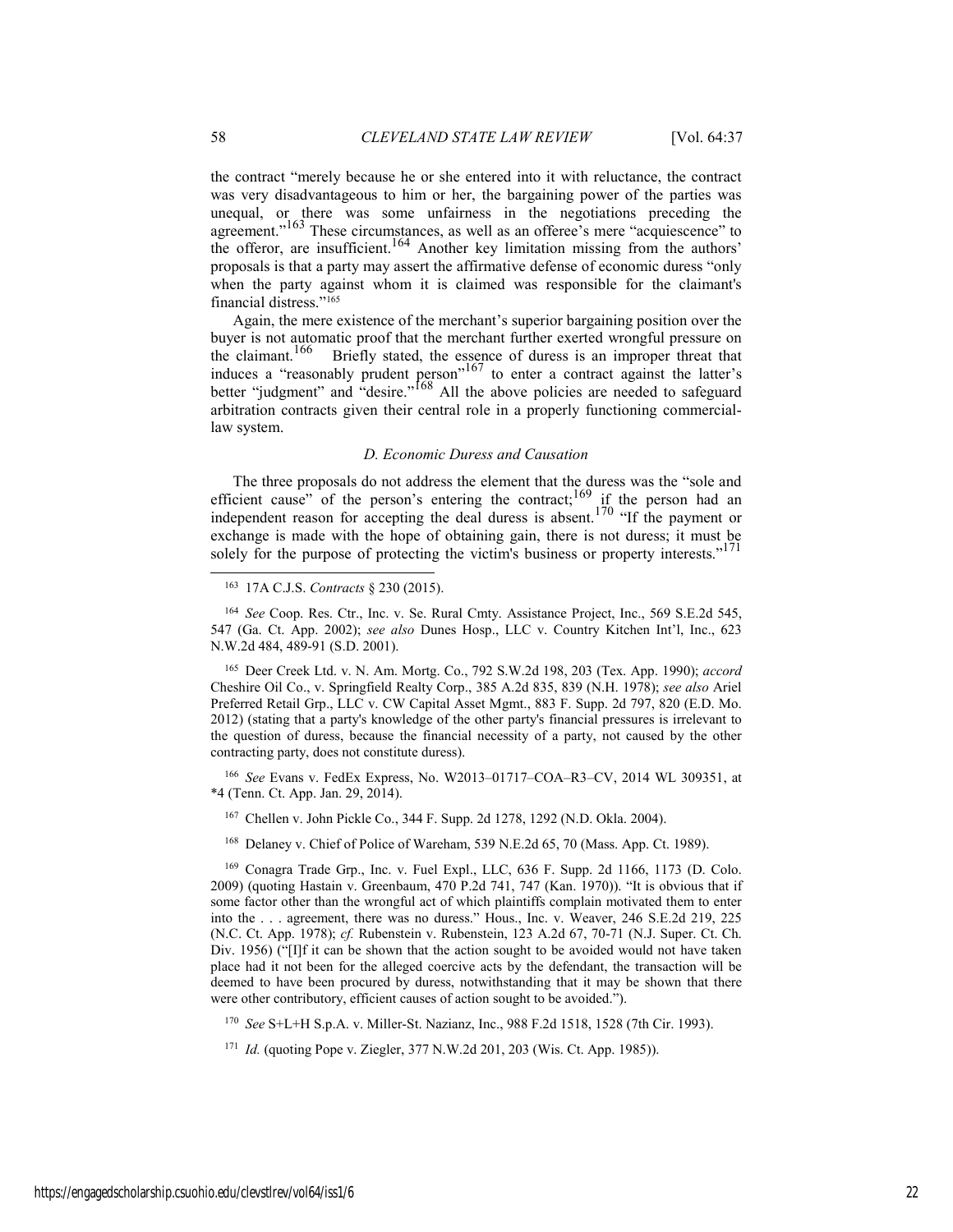the contract "merely because he or she entered into it with reluctance, the contract was very disadvantageous to him or her, the bargaining power of the parties was unequal, or there was some unfairness in the negotiations preceding the agreement."[163] These circumstances, as well as an offeree's mere "acquiescence" to the offeror, are insufficient.[164] Another key limitation missing from the authors' proposals is that a party may assert the affirmative defense of economic duress "only when the party against whom it is claimed was responsible for the claimant's financial distress."[165]

Again, the mere existence of the merchant's superior bargaining position over the buyer is not automatic proof that the merchant further exerted wrongful pressure on the claimant.[166] Briefly stated, the essence of duress is an improper threat that induces a "reasonably prudent person"[167] to enter a contract against the latter's better "judgment" and "desire."[168] All the above policies are needed to safeguard arbitration contracts given their central role in a properly functioning commercial-law system.

### *D. Economic Duress and Causation*

The three proposals do not address the element that the duress was the "sole and efficient cause" of the person's entering the contract;[169] if the person had an independent reason for accepting the deal duress is absent.[170] "If the payment or exchange is made with the hope of obtaining gain, there is not duress; it must be solely for the purpose of protecting the victim's business or property interests."[171]

---

[163] 17A C.J.S. *Contracts* § 230 (2015).

[164] *See* Coop. Res. Ctr., Inc. v. Se. Rural Cmty. Assistance Project, Inc., 569 S.E.2d 545, 547 (Ga. Ct. App. 2002); *see also* Dunes Hosp., LLC v. Country Kitchen Int'l, Inc., 623 N.W.2d 484, 489-91 (S.D. 2001).

[165] Deer Creek Ltd. v. N. Am. Mortg. Co., 792 S.W.2d 198, 203 (Tex. App. 1990); *accord* Cheshire Oil Co., v. Springfield Realty Corp., 385 A.2d 835, 839 (N.H. 1978); *see also* Ariel Preferred Retail Grp., LLC v. CW Capital Asset Mgmt., 883 F. Supp. 2d 797, 820 (E.D. Mo. 2012) (stating that a party's knowledge of the other party's financial pressures is irrelevant to the question of duress, because the financial necessity of a party, not caused by the other contracting party, does not constitute duress).

[166] *See* Evans v. FedEx Express, No. W2013–01717–COA–R3–CV, 2014 WL 309351, at *4 (Tenn. Ct. App. Jan. 29, 2014).

[167] Chellen v. John Pickle Co., 344 F. Supp. 2d 1278, 1292 (N.D. Okla. 2004).

[168] Delaney v. Chief of Police of Wareham, 539 N.E.2d 65, 70 (Mass. App. Ct. 1989).

[169] Conagra Trade Grp., Inc. v. Fuel Expl., LLC, 636 F. Supp. 2d 1166, 1173 (D. Colo. 2009) (quoting Hastain v. Greenbaum, 470 P.2d 741, 747 (Kan. 1970)). "It is obvious that if some factor other than the wrongful act of which plaintiffs complain motivated them to enter into the . . . agreement, there was no duress." Hous., Inc. v. Weaver, 246 S.E.2d 219, 225 (N.C. Ct. App. 1978); *cf.* Rubenstein v. Rubenstein, 123 A.2d 67, 70-71 (N.J. Super. Ct. Ch. Div. 1956) ("[I]f it can be shown that the action sought to be avoided would not have taken place had it not been for the alleged coercive acts by the defendant, the transaction will be deemed to have been procured by duress, notwithstanding that it may be shown that there were other contributory, efficient causes of action sought to be avoided.").

[170] *See* S+L+H S.p.A. v. Miller-St. Nazianz, Inc., 988 F.2d 1518, 1528 (7th Cir. 1993).

[171] *Id.* (quoting Pope v. Ziegler, 377 N.W.2d 201, 203 (Wis. Ct. App. 1985)).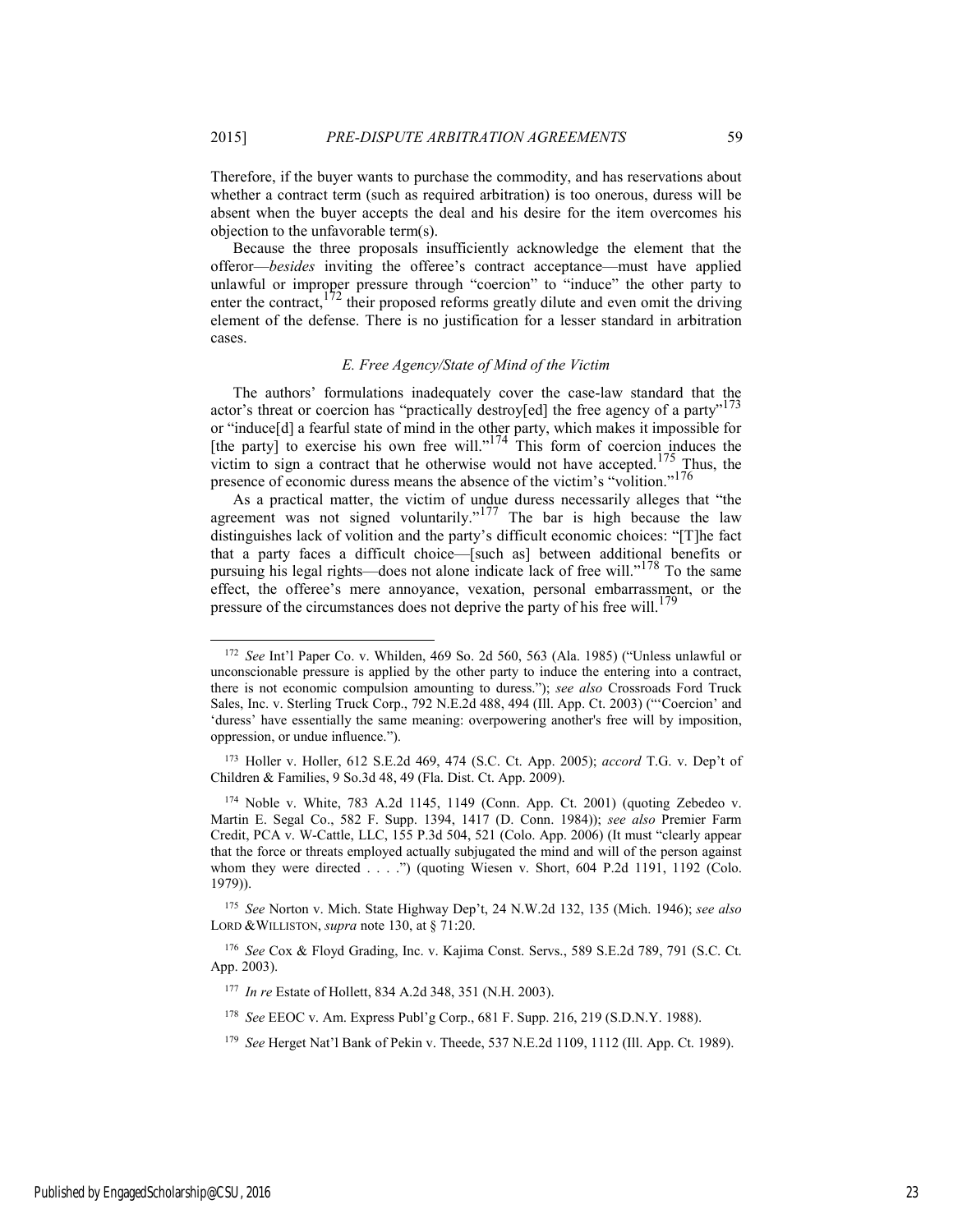Therefore, if the buyer wants to purchase the commodity, and has reservations about whether a contract term (such as required arbitration) is too onerous, duress will be absent when the buyer accepts the deal and his desire for the item overcomes his objection to the unfavorable term(s).

Because the three proposals insufficiently acknowledge the element that the offeror—*besides* inviting the offeree's contract acceptance—must have applied unlawful or improper pressure through "coercion" to "induce" the other party to enter the contract,[172] their proposed reforms greatly dilute and even omit the driving element of the defense. There is no justification for a lesser standard in arbitration cases.

### *E. Free Agency/State of Mind of the Victim*

The authors' formulations inadequately cover the case-law standard that the actor's threat or coercion has "practically destroy[ed] the free agency of a party"[173] or "induce[d] a fearful state of mind in the other party, which makes it impossible for [the party] to exercise his own free will."[174] This form of coercion induces the victim to sign a contract that he otherwise would not have accepted.[175] Thus, the presence of economic duress means the absence of the victim's "volition."[176]

As a practical matter, the victim of undue duress necessarily alleges that "the agreement was not signed voluntarily."[177] The bar is high because the law distinguishes lack of volition and the party's difficult economic choices: "[T]he fact that a party faces a difficult choice—[such as] between additional benefits or pursuing his legal rights—does not alone indicate lack of free will."[178] To the same effect, the offeree's mere annoyance, vexation, personal embarrassment, or the pressure of the circumstances does not deprive the party of his free will.[179]

---

[172] *See* Int'l Paper Co. v. Whilden, 469 So. 2d 560, 563 (Ala. 1985) ("Unless unlawful or unconscionable pressure is applied by the other party to induce the entering into a contract, there is not economic compulsion amounting to duress."); *see also* Crossroads Ford Truck Sales, Inc. v. Sterling Truck Corp., 792 N.E.2d 488, 494 (Ill. App. Ct. 2003) ("'Coercion' and 'duress' have essentially the same meaning: overpowering another's free will by imposition, oppression, or undue influence.").

[173] Holler v. Holler, 612 S.E.2d 469, 474 (S.C. Ct. App. 2005); *accord* T.G. v. Dep't of Children & Families, 9 So.3d 48, 49 (Fla. Dist. Ct. App. 2009).

[174] Noble v. White, 783 A.2d 1145, 1149 (Conn. App. Ct. 2001) (quoting Zebedeo v. Martin E. Segal Co., 582 F. Supp. 1394, 1417 (D. Conn. 1984)); *see also* Premier Farm Credit, PCA v. W-Cattle, LLC, 155 P.3d 504, 521 (Colo. App. 2006) (It must "clearly appear that the force or threats employed actually subjugated the mind and will of the person against whom they were directed . . . .") (quoting Wiesen v. Short, 604 P.2d 1191, 1192 (Colo. 1979)).

[175] *See* Norton v. Mich. State Highway Dep't, 24 N.W.2d 132, 135 (Mich. 1946); *see also* LORD & WILLISTON, *supra* note 130, at § 71:20.

[176] *See* Cox & Floyd Grading, Inc. v. Kajima Const. Servs., 589 S.E.2d 789, 791 (S.C. Ct. App. 2003).

[177] *In re* Estate of Hollett, 834 A.2d 348, 351 (N.H. 2003).

[178] *See* EEOC v. Am. Express Publ'g Corp., 681 F. Supp. 216, 219 (S.D.N.Y. 1988).

[179] *See* Herget Nat'l Bank of Pekin v. Theede, 537 N.E.2d 1109, 1112 (Ill. App. Ct. 1989).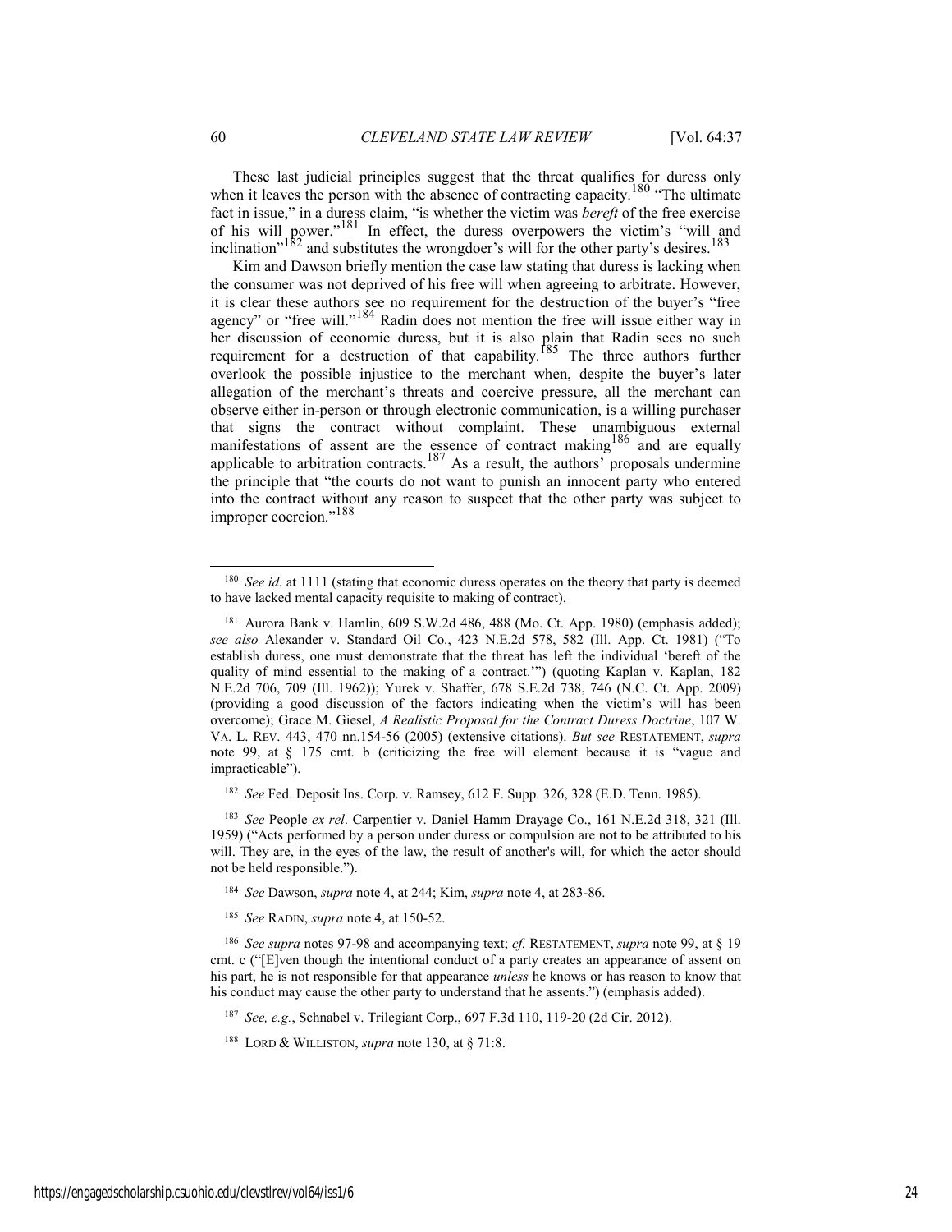These last judicial principles suggest that the threat qualifies for duress only when it leaves the person with the absence of contracting capacity.[180] "The ultimate fact in issue," in a duress claim, "is whether the victim was *bereft* of the free exercise of his will power."[181] In effect, the duress overpowers the victim's "will and inclination"[182] and substitutes the wrongdoer's will for the other party's desires.[183]

Kim and Dawson briefly mention the case law stating that duress is lacking when the consumer was not deprived of his free will when agreeing to arbitrate. However, it is clear these authors see no requirement for the destruction of the buyer's "free agency" or "free will."[184] Radin does not mention the free will issue either way in her discussion of economic duress, but it is also plain that Radin sees no such requirement for a destruction of that capability.[185] The three authors further overlook the possible injustice to the merchant when, despite the buyer's later allegation of the merchant's threats and coercive pressure, all the merchant can observe either in-person or through electronic communication, is a willing purchaser that signs the contract without complaint. These unambiguous external manifestations of assent are the essence of contract making[186] and are equally applicable to arbitration contracts.[187] As a result, the authors' proposals undermine the principle that "the courts do not want to punish an innocent party who entered into the contract without any reason to suspect that the other party was subject to improper coercion."[188]

---

[180] *See id.* at 1111 (stating that economic duress operates on the theory that party is deemed to have lacked mental capacity requisite to making of contract).

[181] Aurora Bank v. Hamlin, 609 S.W.2d 486, 488 (Mo. Ct. App. 1980) (emphasis added); *see also* Alexander v. Standard Oil Co., 423 N.E.2d 578, 582 (Ill. App. Ct. 1981) ("To establish duress, one must demonstrate that the threat has left the individual 'bereft of the quality of mind essential to the making of a contract.'") (quoting Kaplan v. Kaplan, 182 N.E.2d 706, 709 (Ill. 1962)); Yurek v. Shaffer, 678 S.E.2d 738, 746 (N.C. Ct. App. 2009) (providing a good discussion of the factors indicating when the victim's will has been overcome); Grace M. Giesel, *A Realistic Proposal for the Contract Duress Doctrine*, 107 W. VA. L. REV. 443, 470 nn.154-56 (2005) (extensive citations). *But see* RESTATEMENT, *supra* note 99, at § 175 cmt. b (criticizing the free will element because it is "vague and impracticable").

[182] *See* Fed. Deposit Ins. Corp. v. Ramsey, 612 F. Supp. 326, 328 (E.D. Tenn. 1985).

[183] *See* People *ex rel*. Carpentier v. Daniel Hamm Drayage Co., 161 N.E.2d 318, 321 (Ill. 1959) ("Acts performed by a person under duress or compulsion are not to be attributed to his will. They are, in the eyes of the law, the result of another's will, for which the actor should not be held responsible.").

[184] *See* Dawson, *supra* note 4, at 244; Kim, *supra* note 4, at 283-86.

[185] *See* RADIN, *supra* note 4, at 150-52.

[186] *See supra* notes 97-98 and accompanying text; *cf.* RESTATEMENT, *supra* note 99, at § 19 cmt. c ("[E]ven though the intentional conduct of a party creates an appearance of assent on his part, he is not responsible for that appearance *unless* he knows or has reason to know that his conduct may cause the other party to understand that he assents.") (emphasis added).

[187] *See, e.g.*, Schnabel v. Trilegiant Corp., 697 F.3d 110, 119-20 (2d Cir. 2012).

[188] LORD & WILLISTON, *supra* note 130, at § 71:8.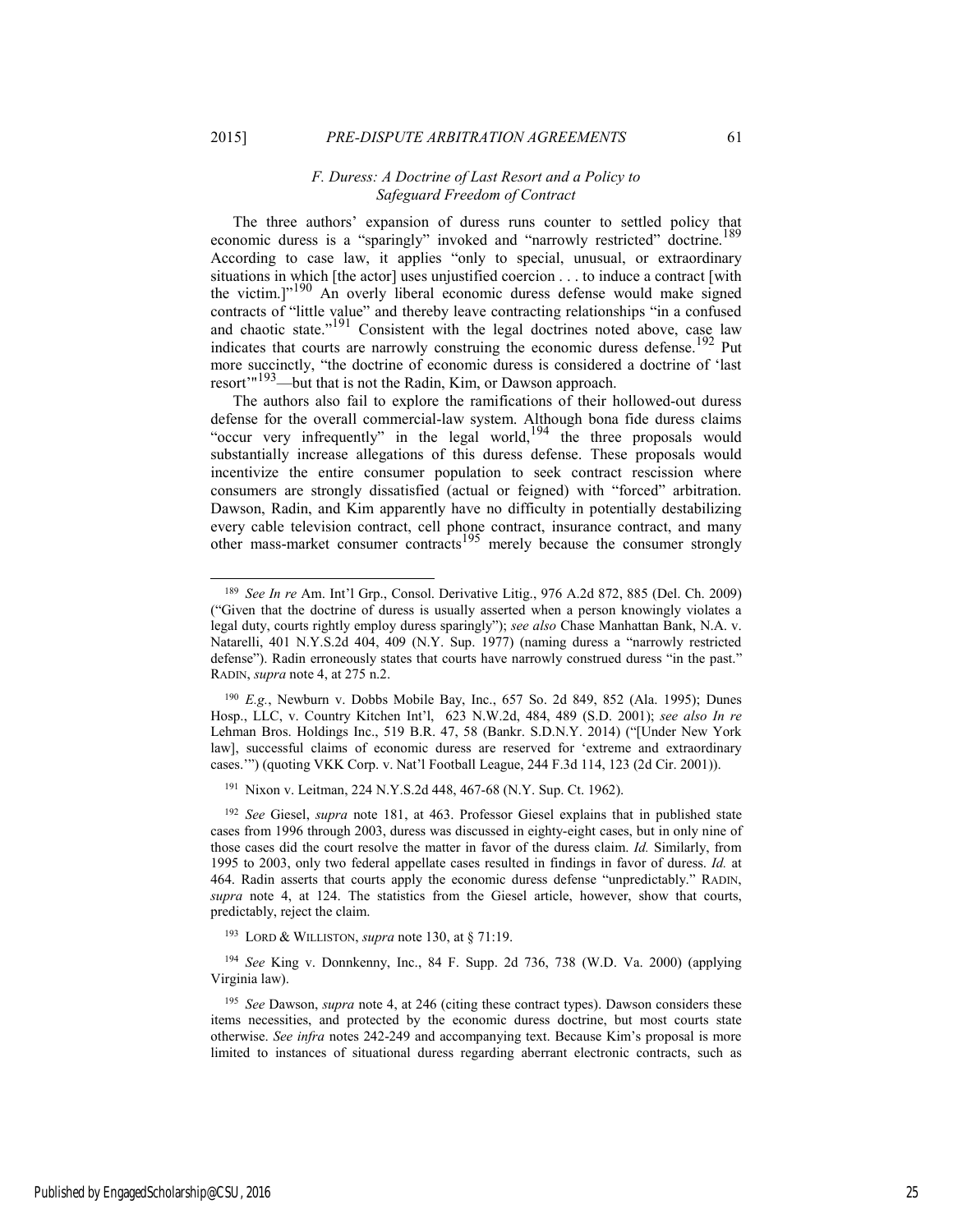### *F. Duress: A Doctrine of Last Resort and a Policy to Safeguard Freedom of Contract*

The three authors' expansion of duress runs counter to settled policy that economic duress is a "sparingly" invoked and "narrowly restricted" doctrine.[189] According to case law, it applies "only to special, unusual, or extraordinary situations in which [the actor] uses unjustified coercion . . . to induce a contract [with the victim.]"[190] An overly liberal economic duress defense would make signed contracts of "little value" and thereby leave contracting relationships "in a confused and chaotic state."[191] Consistent with the legal doctrines noted above, case law indicates that courts are narrowly construing the economic duress defense.[192] Put more succinctly, "the doctrine of economic duress is considered a doctrine of 'last resort'"[193]—but that is not the Radin, Kim, or Dawson approach.

The authors also fail to explore the ramifications of their hollowed-out duress defense for the overall commercial-law system. Although bona fide duress claims "occur very infrequently" in the legal world,[194] the three proposals would substantially increase allegations of this duress defense. These proposals would incentivize the entire consumer population to seek contract rescission where consumers are strongly dissatisfied (actual or feigned) with "forced" arbitration. Dawson, Radin, and Kim apparently have no difficulty in potentially destabilizing every cable television contract, cell phone contract, insurance contract, and many other mass-market consumer contracts[195] merely because the consumer strongly

---

[189] *See In re* Am. Int'l Grp., Consol. Derivative Litig., 976 A.2d 872, 885 (Del. Ch. 2009) ("Given that the doctrine of duress is usually asserted when a person knowingly violates a legal duty, courts rightly employ duress sparingly"); *see also* Chase Manhattan Bank, N.A. v. Natarelli, 401 N.Y.S.2d 404, 409 (N.Y. Sup. 1977) (naming duress a "narrowly restricted defense"). Radin erroneously states that courts have narrowly construed duress "in the past." RADIN, *supra* note 4, at 275 n.2.

[190] *E.g.*, Newburn v. Dobbs Mobile Bay, Inc., 657 So. 2d 849, 852 (Ala. 1995); Dunes Hosp., LLC, v. Country Kitchen Int'l, 623 N.W.2d, 484, 489 (S.D. 2001); *see also In re* Lehman Bros. Holdings Inc., 519 B.R. 47, 58 (Bankr. S.D.N.Y. 2014) ("[Under New York law], successful claims of economic duress are reserved for 'extreme and extraordinary cases.'") (quoting VKK Corp. v. Nat'l Football League, 244 F.3d 114, 123 (2d Cir. 2001)).

[191] Nixon v. Leitman, 224 N.Y.S.2d 448, 467-68 (N.Y. Sup. Ct. 1962).

[192] *See* Giesel, *supra* note 181, at 463. Professor Giesel explains that in published state cases from 1996 through 2003, duress was discussed in eighty-eight cases, but in only nine of those cases did the court resolve the matter in favor of the duress claim. *Id.* Similarly, from 1995 to 2003, only two federal appellate cases resulted in findings in favor of duress. *Id.* at 464. Radin asserts that courts apply the economic duress defense "unpredictably." RADIN, *supra* note 4, at 124. The statistics from the Giesel article, however, show that courts, predictably, reject the claim.

[193] LORD & WILLISTON, *supra* note 130, at § 71:19.

[194] *See* King v. Donnkenny, Inc., 84 F. Supp. 2d 736, 738 (W.D. Va. 2000) (applying Virginia law).

[195] *See* Dawson, *supra* note 4, at 246 (citing these contract types). Dawson considers these items necessities, and protected by the economic duress doctrine, but most courts state otherwise. *See infra* notes 242-249 and accompanying text. Because Kim's proposal is more limited to instances of situational duress regarding aberrant electronic contracts, such as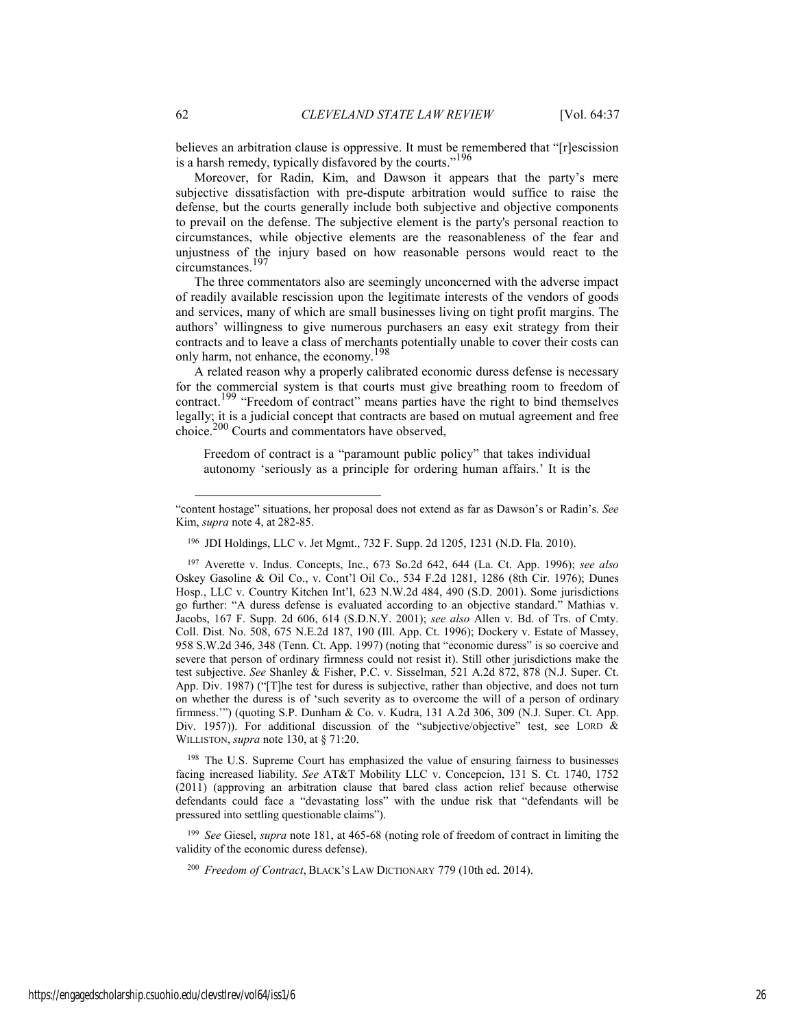believes an arbitration clause is oppressive. It must be remembered that "[r]escission is a harsh remedy, typically disfavored by the courts."[196]

Moreover, for Radin, Kim, and Dawson it appears that the party's mere subjective dissatisfaction with pre-dispute arbitration would suffice to raise the defense, but the courts generally include both subjective and objective components to prevail on the defense. The subjective element is the party's personal reaction to circumstances, while objective elements are the reasonableness of the fear and unjustness of the injury based on how reasonable persons would react to the circumstances.[197]

The three commentators also are seemingly unconcerned with the adverse impact of readily available rescission upon the legitimate interests of the vendors of goods and services, many of which are small businesses living on tight profit margins. The authors' willingness to give numerous purchasers an easy exit strategy from their contracts and to leave a class of merchants potentially unable to cover their costs can only harm, not enhance, the economy.[198]

A related reason why a properly calibrated economic duress defense is necessary for the commercial system is that courts must give breathing room to freedom of contract.[199] "Freedom of contract" means parties have the right to bind themselves legally; it is a judicial concept that contracts are based on mutual agreement and free choice.[200] Courts and commentators have observed,

> Freedom of contract is a "paramount public policy" that takes individual autonomy 'seriously as a principle for ordering human affairs.' It is the

---

"content hostage" situations, her proposal does not extend as far as Dawson's or Radin's. *See* Kim, *supra* note 4, at 282-85.

[196] JDI Holdings, LLC v. Jet Mgmt., 732 F. Supp. 2d 1205, 1231 (N.D. Fla. 2010).

[197] Averette v. Indus. Concepts, Inc., 673 So.2d 642, 644 (La. Ct. App. 1996); *see also* Oskey Gasoline & Oil Co., v. Cont'l Oil Co., 534 F.2d 1281, 1286 (8th Cir. 1976); Dunes Hosp., LLC v. Country Kitchen Int'l, 623 N.W.2d 484, 490 (S.D. 2001). Some jurisdictions go further: "A duress defense is evaluated according to an objective standard." Mathias v. Jacobs, 167 F. Supp. 2d 606, 614 (S.D.N.Y. 2001); *see also* Allen v. Bd. of Trs. of Cmty. Coll. Dist. No. 508, 675 N.E.2d 187, 190 (Ill. App. Ct. 1996); Dockery v. Estate of Massey, 958 S.W.2d 346, 348 (Tenn. Ct. App. 1997) (noting that "economic duress" is so coercive and severe that person of ordinary firmness could not resist it). Still other jurisdictions make the test subjective. *See* Shanley & Fisher, P.C. v. Sisselman, 521 A.2d 872, 878 (N.J. Super. Ct. App. Div. 1987) ("[T]he test for duress is subjective, rather than objective, and does not turn on whether the duress is of 'such severity as to overcome the will of a person of ordinary firmness.'") (quoting S.P. Dunham & Co. v. Kudra, 131 A.2d 306, 309 (N.J. Super. Ct. App. Div. 1957)). For additional discussion of the "subjective/objective" test, see LORD & WILLISTON, *supra* note 130, at § 71:20.

[198] The U.S. Supreme Court has emphasized the value of ensuring fairness to businesses facing increased liability. *See* AT&T Mobility LLC v. Concepcion, 131 S. Ct. 1740, 1752 (2011) (approving an arbitration clause that bared class action relief because otherwise defendants could face a "devastating loss" with the undue risk that "defendants will be pressured into settling questionable claims").

[199] *See* Giesel, *supra* note 181, at 465-68 (noting role of freedom of contract in limiting the validity of the economic duress defense).

[200] *Freedom of Contract*, BLACK'S LAW DICTIONARY 779 (10th ed. 2014).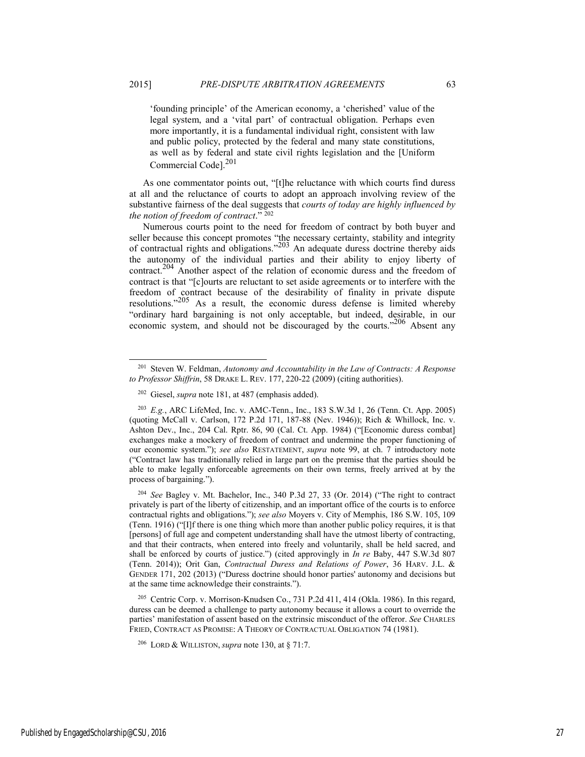> 'founding principle' of the American economy, a 'cherished' value of the legal system, and a 'vital part' of contractual obligation. Perhaps even more importantly, it is a fundamental individual right, consistent with law and public policy, protected by the federal and many state constitutions, as well as by federal and state civil rights legislation and the [Uniform Commercial Code].[201]

As one commentator points out, "[t]he reluctance with which courts find duress at all and the reluctance of courts to adopt an approach involving review of the substantive fairness of the deal suggests that *courts of today are highly influenced by the notion of freedom of contract*."[202]

Numerous courts point to the need for freedom of contract by both buyer and seller because this concept promotes "the necessary certainty, stability and integrity of contractual rights and obligations."[203] An adequate duress doctrine thereby aids the autonomy of the individual parties and their ability to enjoy liberty of contract.[204] Another aspect of the relation of economic duress and the freedom of contract is that "[c]ourts are reluctant to set aside agreements or to interfere with the freedom of contract because of the desirability of finality in private dispute resolutions."[205] As a result, the economic duress defense is limited whereby "ordinary hard bargaining is not only acceptable, but indeed, desirable, in our economic system, and should not be discouraged by the courts."[206] Absent any

---

[201] Steven W. Feldman, *Autonomy and Accountability in the Law of Contracts: A Response to Professor Shiffrin*, 58 DRAKE L. REV. 177, 220-22 (2009) (citing authorities).

[202] Giesel, *supra* note 181, at 487 (emphasis added).

[203] *E.g.*, ARC LifeMed, Inc. v. AMC-Tenn., Inc., 183 S.W.3d 1, 26 (Tenn. Ct. App. 2005) (quoting McCall v. Carlson, 172 P.2d 171, 187-88 (Nev. 1946)); Rich & Whillock, Inc. v. Ashton Dev., Inc., 204 Cal. Rptr. 86, 90 (Cal. Ct. App. 1984) ("[Economic duress combat] exchanges make a mockery of freedom of contract and undermine the proper functioning of our economic system."); *see also* RESTATEMENT, *supra* note 99, at ch. 7 introductory note ("Contract law has traditionally relied in large part on the premise that the parties should be able to make legally enforceable agreements on their own terms, freely arrived at by the process of bargaining.").

[204] *See* Bagley v. Mt. Bachelor, Inc., 340 P.3d 27, 33 (Or. 2014) ("The right to contract privately is part of the liberty of citizenship, and an important office of the courts is to enforce contractual rights and obligations."); *see also* Moyers v. City of Memphis, 186 S.W. 105, 109 (Tenn. 1916) ("[I]f there is one thing which more than another public policy requires, it is that [persons] of full age and competent understanding shall have the utmost liberty of contracting, and that their contracts, when entered into freely and voluntarily, shall be held sacred, and shall be enforced by courts of justice.") (cited approvingly in *In re* Baby, 447 S.W.3d 807 (Tenn. 2014)); Orit Gan, *Contractual Duress and Relations of Power*, 36 HARV. J.L. & GENDER 171, 202 (2013) ("Duress doctrine should honor parties' autonomy and decisions but at the same time acknowledge their constraints.").

[205] Centric Corp. v. Morrison-Knudsen Co., 731 P.2d 411, 414 (Okla. 1986). In this regard, duress can be deemed a challenge to party autonomy because it allows a court to override the parties' manifestation of assent based on the extrinsic misconduct of the offeror. *See* CHARLES FRIED, CONTRACT AS PROMISE: A THEORY OF CONTRACTUAL OBLIGATION 74 (1981).

[206] LORD & WILLISTON, *supra* note 130, at § 71:7.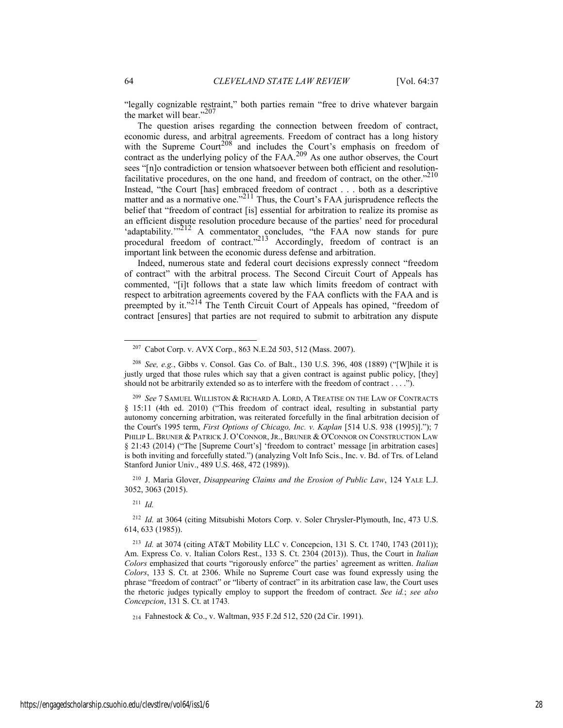"legally cognizable restraint," both parties remain "free to drive whatever bargain the market will bear."[207]

The question arises regarding the connection between freedom of contract, economic duress, and arbitral agreements. Freedom of contract has a long history with the Supreme Court[208] and includes the Court's emphasis on freedom of contract as the underlying policy of the FAA.[209] As one author observes, the Court sees "[n]o contradiction or tension whatsoever between both efficient and resolution-facilitative procedures, on the one hand, and freedom of contract, on the other."[210] Instead, "the Court [has] embraced freedom of contract . . . both as a descriptive matter and as a normative one."[211] Thus, the Court's FAA jurisprudence reflects the belief that "freedom of contract [is] essential for arbitration to realize its promise as an efficient dispute resolution procedure because of the parties' need for procedural 'adaptability.'"[212] A commentator concludes, "the FAA now stands for pure procedural freedom of contract."[213] Accordingly, freedom of contract is an important link between the economic duress defense and arbitration.

Indeed, numerous state and federal court decisions expressly connect "freedom of contract" with the arbitral process. The Second Circuit Court of Appeals has commented, "[i]t follows that a state law which limits freedom of contract with respect to arbitration agreements covered by the FAA conflicts with the FAA and is preempted by it."[214] The Tenth Circuit Court of Appeals has opined, "freedom of contract [ensures] that parties are not required to submit to arbitration any dispute

---

[207] Cabot Corp. v. AVX Corp., 863 N.E.2d 503, 512 (Mass. 2007).

[208] *See, e.g.*, Gibbs v. Consol. Gas Co. of Balt., 130 U.S. 396, 408 (1889) ("[W]hile it is justly urged that those rules which say that a given contract is against public policy, [they] should not be arbitrarily extended so as to interfere with the freedom of contract . . . .").

[209] *See* 7 SAMUEL WILLISTON & RICHARD A. LORD, A TREATISE ON THE LAW OF CONTRACTS § 15:11 (4th ed. 2010) ("This freedom of contract ideal, resulting in substantial party autonomy concerning arbitration, was reiterated forcefully in the final arbitration decision of the Court's 1995 term, *First Options of Chicago, Inc. v. Kaplan* [514 U.S. 938 (1995)]."); 7 PHILIP L. BRUNER & PATRICK J. O'CONNOR, JR., BRUNER & O'CONNOR ON CONSTRUCTION LAW § 21:43 (2014) ("The [Supreme Court's] 'freedom to contract' message [in arbitration cases] is both inviting and forcefully stated.") (analyzing Volt Info Scis., Inc. v. Bd. of Trs. of Leland Stanford Junior Univ., 489 U.S. 468, 472 (1989)).

[210] J. Maria Glover, *Disappearing Claims and the Erosion of Public Law*, 124 YALE L.J. 3052, 3063 (2015).

[211] *Id.*

[212] *Id.* at 3064 (citing Mitsubishi Motors Corp. v. Soler Chrysler-Plymouth, Inc, 473 U.S. 614, 633 (1985)).

[213] *Id.* at 3074 (citing AT&T Mobility LLC v. Concepcion, 131 S. Ct. 1740, 1743 (2011)); Am. Express Co. v. Italian Colors Rest., 133 S. Ct. 2304 (2013)). Thus, the Court in *Italian Colors* emphasized that courts "rigorously enforce" the parties' agreement as written. *Italian Colors*, 133 S. Ct. at 2306. While no Supreme Court case was found expressly using the phrase "freedom of contract" or "liberty of contract" in its arbitration case law, the Court uses the rhetoric judges typically employ to support the freedom of contract. *See id.*; *see also Concepcion*, 131 S. Ct. at 1743.

[214] Fahnestock & Co., v. Waltman, 935 F.2d 512, 520 (2d Cir. 1991).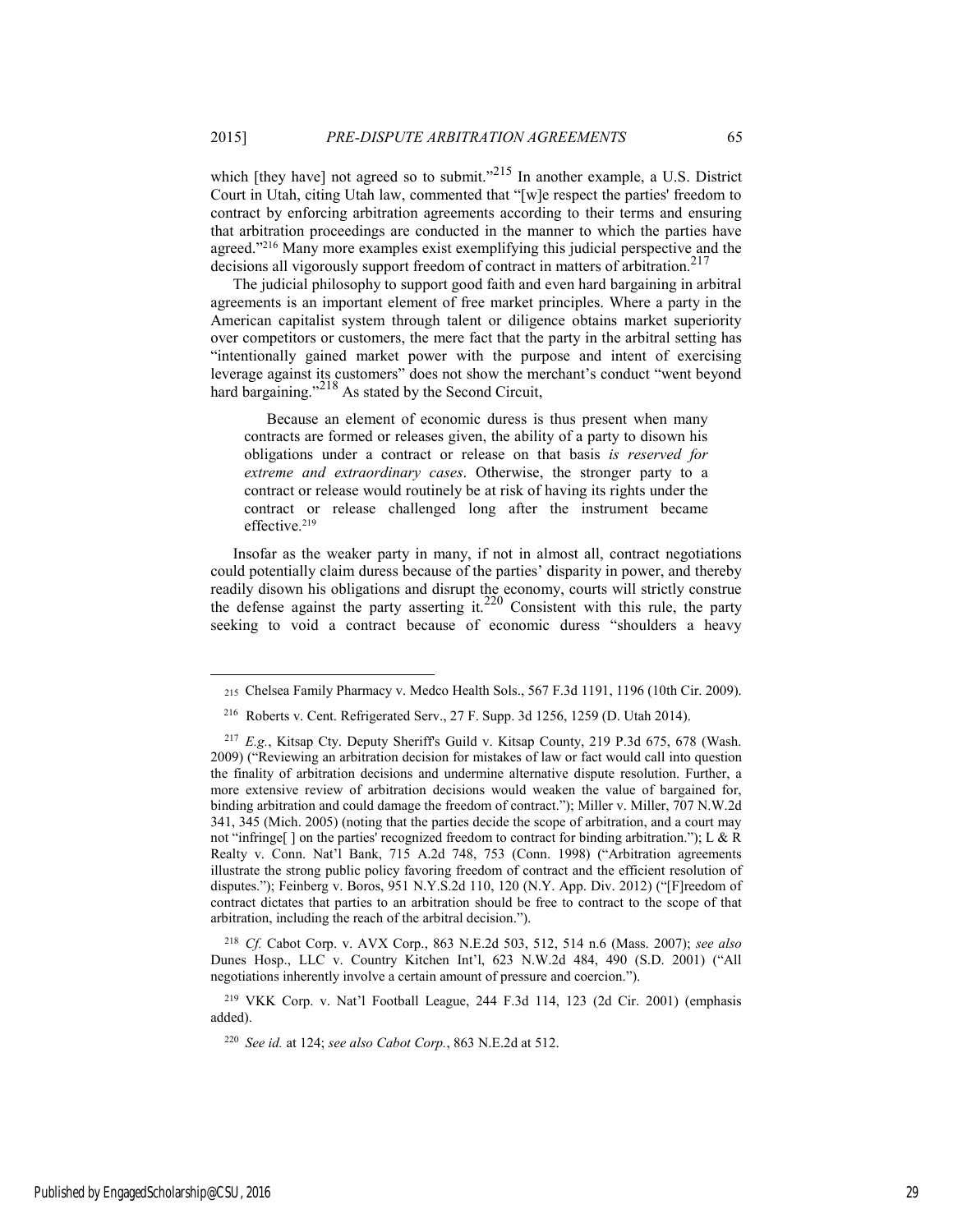which [they have] not agreed so to submit."[215] In another example, a U.S. District Court in Utah, citing Utah law, commented that "[w]e respect the parties' freedom to contract by enforcing arbitration agreements according to their terms and ensuring that arbitration proceedings are conducted in the manner to which the parties have agreed."[216] Many more examples exist exemplifying this judicial perspective and the decisions all vigorously support freedom of contract in matters of arbitration.[217]

The judicial philosophy to support good faith and even hard bargaining in arbitral agreements is an important element of free market principles. Where a party in the American capitalist system through talent or diligence obtains market superiority over competitors or customers, the mere fact that the party in the arbitral setting has "intentionally gained market power with the purpose and intent of exercising leverage against its customers" does not show the merchant's conduct "went beyond hard bargaining."[218] As stated by the Second Circuit,

> Because an element of economic duress is thus present when many contracts are formed or releases given, the ability of a party to disown his obligations under a contract or release on that basis *is reserved for extreme and extraordinary cases*. Otherwise, the stronger party to a contract or release would routinely be at risk of having its rights under the contract or release challenged long after the instrument became effective.[219]

Insofar as the weaker party in many, if not in almost all, contract negotiations could potentially claim duress because of the parties' disparity in power, and thereby readily disown his obligations and disrupt the economy, courts will strictly construe the defense against the party asserting it.[220] Consistent with this rule, the party seeking to void a contract because of economic duress "shoulders a heavy

---

[215] Chelsea Family Pharmacy v. Medco Health Sols., 567 F.3d 1191, 1196 (10th Cir. 2009).

[216] Roberts v. Cent. Refrigerated Serv., 27 F. Supp. 3d 1256, 1259 (D. Utah 2014).

[217] *E.g.*, Kitsap Cty. Deputy Sheriff's Guild v. Kitsap County, 219 P.3d 675, 678 (Wash. 2009) ("Reviewing an arbitration decision for mistakes of law or fact would call into question the finality of arbitration decisions and undermine alternative dispute resolution. Further, a more extensive review of arbitration decisions would weaken the value of bargained for, binding arbitration and could damage the freedom of contract."); Miller v. Miller, 707 N.W.2d 341, 345 (Mich. 2005) (noting that the parties decide the scope of arbitration, and a court may not "infringe[ ] on the parties' recognized freedom to contract for binding arbitration."); L & R Realty v. Conn. Nat'l Bank, 715 A.2d 748, 753 (Conn. 1998) ("Arbitration agreements illustrate the strong public policy favoring freedom of contract and the efficient resolution of disputes."); Feinberg v. Boros, 951 N.Y.S.2d 110, 120 (N.Y. App. Div. 2012) ("[F]reedom of contract dictates that parties to an arbitration should be free to contract to the scope of that arbitration, including the reach of the arbitral decision.").

[218] *Cf.* Cabot Corp. v. AVX Corp., 863 N.E.2d 503, 512, 514 n.6 (Mass. 2007); *see also* Dunes Hosp., LLC v. Country Kitchen Int'l, 623 N.W.2d 484, 490 (S.D. 2001) ("All negotiations inherently involve a certain amount of pressure and coercion.").

[219] VKK Corp. v. Nat'l Football League, 244 F.3d 114, 123 (2d Cir. 2001) (emphasis added).

[220] *See id.* at 124; *see also Cabot Corp.*, 863 N.E.2d at 512.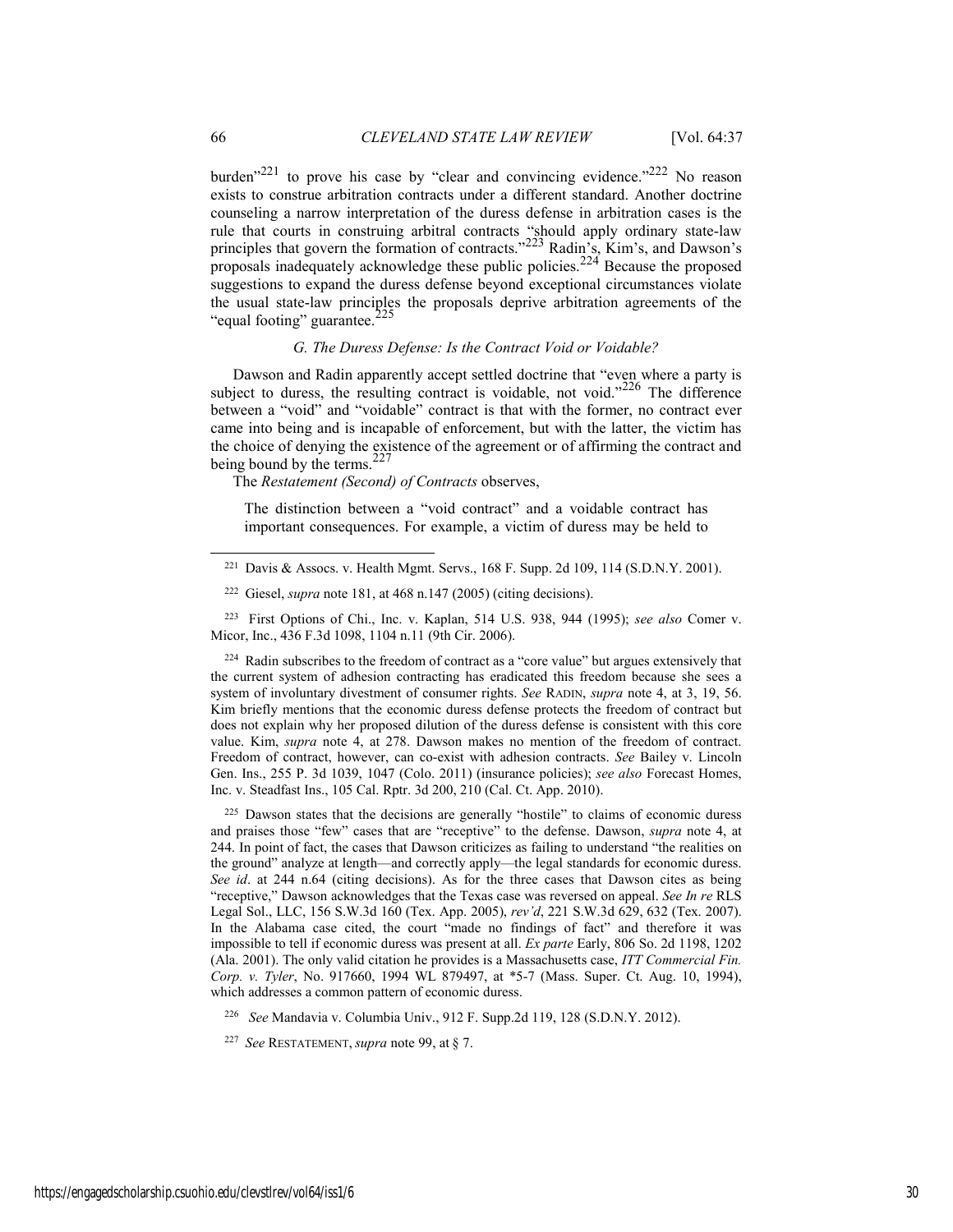burden"[221] to prove his case by "clear and convincing evidence."[222] No reason exists to construe arbitration contracts under a different standard. Another doctrine counseling a narrow interpretation of the duress defense in arbitration cases is the rule that courts in construing arbitral contracts "should apply ordinary state-law principles that govern the formation of contracts."[223] Radin's, Kim's, and Dawson's proposals inadequately acknowledge these public policies.[224] Because the proposed suggestions to expand the duress defense beyond exceptional circumstances violate the usual state-law principles the proposals deprive arbitration agreements of the "equal footing" guarantee.[225]

### *G. The Duress Defense: Is the Contract Void or Voidable?*

Dawson and Radin apparently accept settled doctrine that "even where a party is subject to duress, the resulting contract is voidable, not void."[226] The difference between a "void" and "voidable" contract is that with the former, no contract ever came into being and is incapable of enforcement, but with the latter, the victim has the choice of denying the existence of the agreement or of affirming the contract and being bound by the terms.[227]

The *Restatement (Second) of Contracts* observes,

> The distinction between a "void contract" and a voidable contract has important consequences. For example, a victim of duress may be held to

---

[221] Davis & Assocs. v. Health Mgmt. Servs., 168 F. Supp. 2d 109, 114 (S.D.N.Y. 2001).

[222] Giesel, *supra* note 181, at 468 n.147 (2005) (citing decisions).

[223] First Options of Chi., Inc. v. Kaplan, 514 U.S. 938, 944 (1995); *see also* Comer v. Micor, Inc., 436 F.3d 1098, 1104 n.11 (9th Cir. 2006).

[224] Radin subscribes to the freedom of contract as a "core value" but argues extensively that the current system of adhesion contracting has eradicated this freedom because she sees a system of involuntary divestment of consumer rights. *See* RADIN, *supra* note 4, at 3, 19, 56. Kim briefly mentions that the economic duress defense protects the freedom of contract but does not explain why her proposed dilution of the duress defense is consistent with this core value. Kim, *supra* note 4, at 278. Dawson makes no mention of the freedom of contract. Freedom of contract, however, can co-exist with adhesion contracts. *See* Bailey v. Lincoln Gen. Ins., 255 P. 3d 1039, 1047 (Colo. 2011) (insurance policies); *see also* Forecast Homes, Inc. v. Steadfast Ins., 105 Cal. Rptr. 3d 200, 210 (Cal. Ct. App. 2010).

[225] Dawson states that the decisions are generally "hostile" to claims of economic duress and praises those "few" cases that are "receptive" to the defense. Dawson, *supra* note 4, at 244. In point of fact, the cases that Dawson criticizes as failing to understand "the realities on the ground" analyze at length—and correctly apply—the legal standards for economic duress. *See id*. at 244 n.64 (citing decisions). As for the three cases that Dawson cites as being "receptive," Dawson acknowledges that the Texas case was reversed on appeal. *See In re* RLS Legal Sol., LLC, 156 S.W.3d 160 (Tex. App. 2005), *rev'd*, 221 S.W.3d 629, 632 (Tex. 2007). In the Alabama case cited, the court "made no findings of fact" and therefore it was impossible to tell if economic duress was present at all. *Ex parte* Early, 806 So. 2d 1198, 1202 (Ala. 2001). The only valid citation he provides is a Massachusetts case, *ITT Commercial Fin. Corp. v. Tyler*, No. 917660, 1994 WL 879497, at *5-7 (Mass. Super. Ct. Aug. 10, 1994), which addresses a common pattern of economic duress.

[226] *See* Mandavia v. Columbia Univ., 912 F. Supp.2d 119, 128 (S.D.N.Y. 2012).

[227] *See* RESTATEMENT, *supra* note 99, at § 7.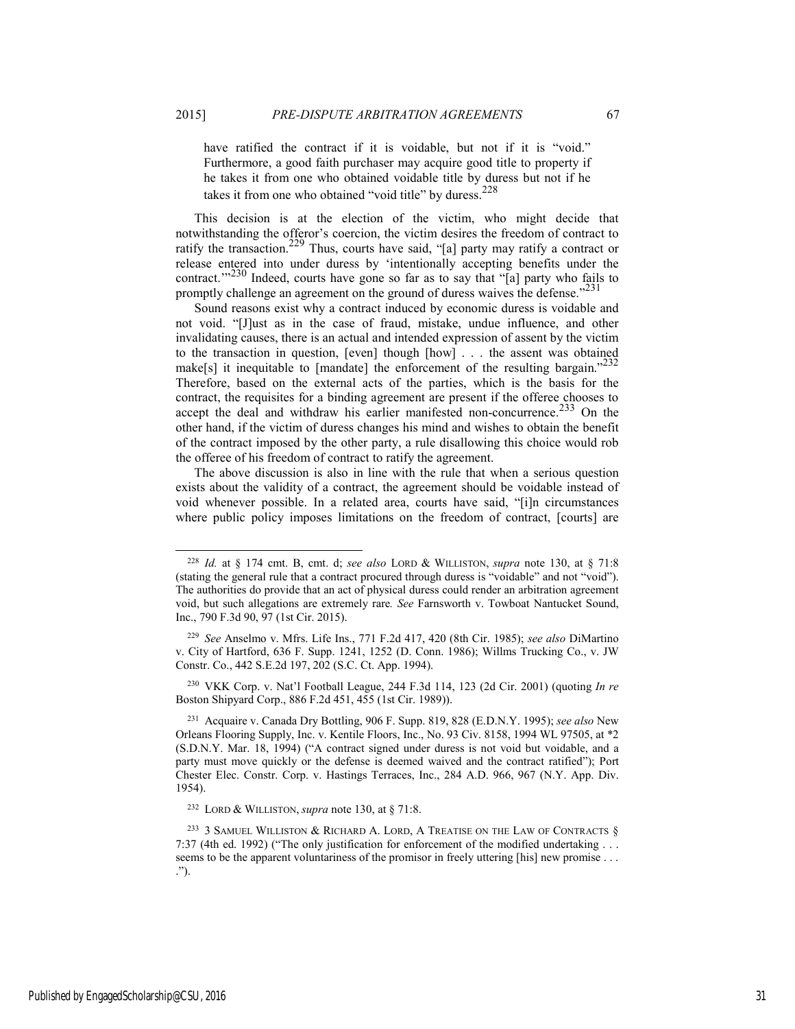> have ratified the contract if it is voidable, but not if it is "void." Furthermore, a good faith purchaser may acquire good title to property if he takes it from one who obtained voidable title by duress but not if he takes it from one who obtained "void title" by duress.[228]

This decision is at the election of the victim, who might decide that notwithstanding the offeror's coercion, the victim desires the freedom of contract to ratify the transaction.[229] Thus, courts have said, "[a] party may ratify a contract or release entered into under duress by 'intentionally accepting benefits under the contract.'"[230] Indeed, courts have gone so far as to say that "[a] party who fails to promptly challenge an agreement on the ground of duress waives the defense."[231]

Sound reasons exist why a contract induced by economic duress is voidable and not void. "[J]ust as in the case of fraud, mistake, undue influence, and other invalidating causes, there is an actual and intended expression of assent by the victim to the transaction in question, [even] though [how] . . . the assent was obtained make[s] it inequitable to [mandate] the enforcement of the resulting bargain."[232] Therefore, based on the external acts of the parties, which is the basis for the contract, the requisites for a binding agreement are present if the offeree chooses to accept the deal and withdraw his earlier manifested non-concurrence.[233] On the other hand, if the victim of duress changes his mind and wishes to obtain the benefit of the contract imposed by the other party, a rule disallowing this choice would rob the offeree of his freedom of contract to ratify the agreement.

The above discussion is also in line with the rule that when a serious question exists about the validity of a contract, the agreement should be voidable instead of void whenever possible. In a related area, courts have said, "[i]n circumstances where public policy imposes limitations on the freedom of contract, [courts] are

---

[228] *Id.* at § 174 cmt. B, cmt. d; *see also* LORD & WILLISTON, *supra* note 130, at § 71:8 (stating the general rule that a contract procured through duress is "voidable" and not "void"). The authorities do provide that an act of physical duress could render an arbitration agreement void, but such allegations are extremely rare*. See* Farnsworth v. Towboat Nantucket Sound, Inc., 790 F.3d 90, 97 (1st Cir. 2015).

[229] *See* Anselmo v. Mfrs. Life Ins., 771 F.2d 417, 420 (8th Cir. 1985); *see also* DiMartino v. City of Hartford, 636 F. Supp. 1241, 1252 (D. Conn. 1986); Willms Trucking Co., v. JW Constr. Co., 442 S.E.2d 197, 202 (S.C. Ct. App. 1994).

[230] VKK Corp. v. Nat'l Football League, 244 F.3d 114, 123 (2d Cir. 2001) (quoting *In re* Boston Shipyard Corp., 886 F.2d 451, 455 (1st Cir. 1989)).

[231] Acquaire v. Canada Dry Bottling, 906 F. Supp. 819, 828 (E.D.N.Y. 1995); *see also* New Orleans Flooring Supply, Inc. v. Kentile Floors, Inc., No. 93 Civ. 8158, 1994 WL 97505, at *2 (S.D.N.Y. Mar. 18, 1994) ("A contract signed under duress is not void but voidable, and a party must move quickly or the defense is deemed waived and the contract ratified"); Port Chester Elec. Constr. Corp. v. Hastings Terraces, Inc., 284 A.D. 966, 967 (N.Y. App. Div. 1954).

[232] LORD & WILLISTON, *supra* note 130, at § 71:8.

[233] 3 SAMUEL WILLISTON & RICHARD A. LORD, A TREATISE ON THE LAW OF CONTRACTS § 7:37 (4th ed. 1992) ("The only justification for enforcement of the modified undertaking . . . seems to be the apparent voluntariness of the promisor in freely uttering [his] new promise . . . .").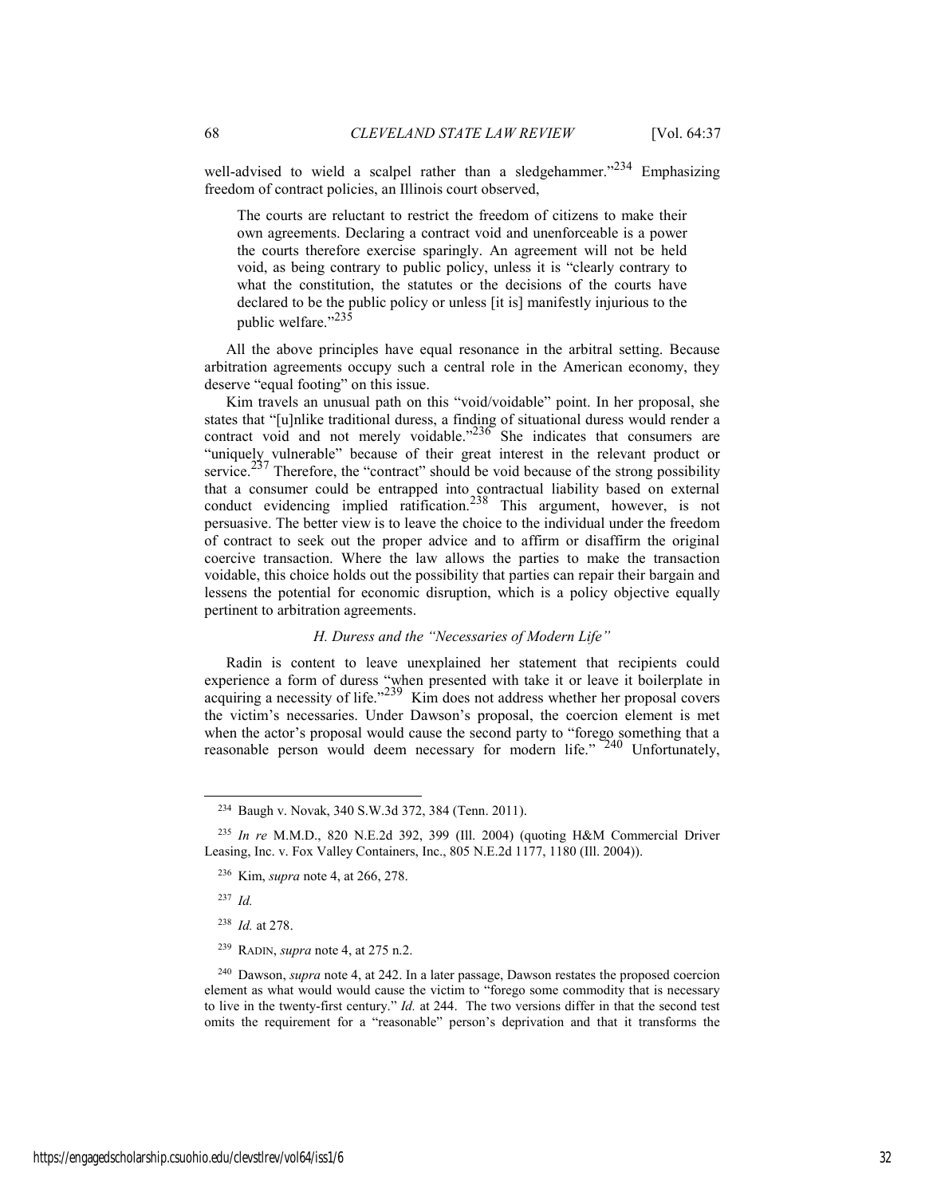well-advised to wield a scalpel rather than a sledgehammer."[234] Emphasizing freedom of contract policies, an Illinois court observed,

> The courts are reluctant to restrict the freedom of citizens to make their own agreements. Declaring a contract void and unenforceable is a power the courts therefore exercise sparingly. An agreement will not be held void, as being contrary to public policy, unless it is "clearly contrary to what the constitution, the statutes or the decisions of the courts have declared to be the public policy or unless [it is] manifestly injurious to the public welfare."[235]

All the above principles have equal resonance in the arbitral setting. Because arbitration agreements occupy such a central role in the American economy, they deserve "equal footing" on this issue.

Kim travels an unusual path on this "void/voidable" point. In her proposal, she states that "[u]nlike traditional duress, a finding of situational duress would render a contract void and not merely voidable."[236] She indicates that consumers are "uniquely vulnerable" because of their great interest in the relevant product or service.[237] Therefore, the "contract" should be void because of the strong possibility that a consumer could be entrapped into contractual liability based on external conduct evidencing implied ratification.[238] This argument, however, is not persuasive. The better view is to leave the choice to the individual under the freedom of contract to seek out the proper advice and to affirm or disaffirm the original coercive transaction. Where the law allows the parties to make the transaction voidable, this choice holds out the possibility that parties can repair their bargain and lessens the potential for economic disruption, which is a policy objective equally pertinent to arbitration agreements.

### *H. Duress and the "Necessaries of Modern Life"*

Radin is content to leave unexplained her statement that recipients could experience a form of duress "when presented with take it or leave it boilerplate in acquiring a necessity of life."[239] Kim does not address whether her proposal covers the victim's necessaries. Under Dawson's proposal, the coercion element is met when the actor's proposal would cause the second party to "forego something that a reasonable person would deem necessary for modern life." [240] Unfortunately,

---

[234] Baugh v. Novak, 340 S.W.3d 372, 384 (Tenn. 2011).

[235] *In re* M.M.D., 820 N.E.2d 392, 399 (Ill. 2004) (quoting H&M Commercial Driver Leasing, Inc. v. Fox Valley Containers, Inc., 805 N.E.2d 1177, 1180 (Ill. 2004)).

[236] Kim, *supra* note 4, at 266, 278.

[237] *Id.*

[238] *Id.* at 278.

[239] RADIN, *supra* note 4, at 275 n.2.

[240] Dawson, *supra* note 4, at 242. In a later passage, Dawson restates the proposed coercion element as what would would cause the victim to "forego some commodity that is necessary to live in the twenty-first century." *Id.* at 244. The two versions differ in that the second test omits the requirement for a "reasonable" person's deprivation and that it transforms the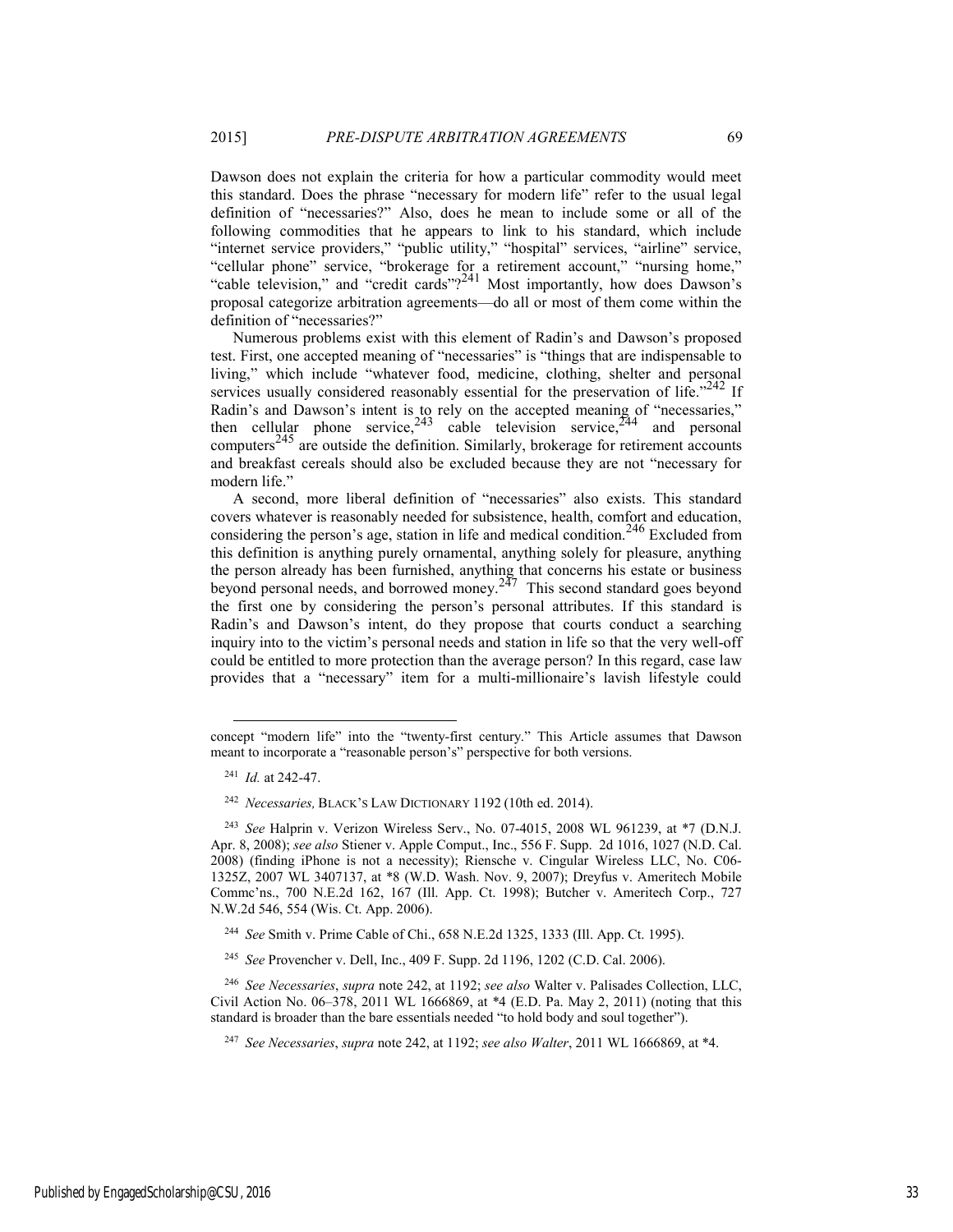Dawson does not explain the criteria for how a particular commodity would meet this standard. Does the phrase "necessary for modern life" refer to the usual legal definition of "necessaries?" Also, does he mean to include some or all of the following commodities that he appears to link to his standard, which include "internet service providers," "public utility," "hospital" services, "airline" service, "cellular phone" service, "brokerage for a retirement account," "nursing home," "cable television," and "credit cards"?[241] Most importantly, how does Dawson's proposal categorize arbitration agreements—do all or most of them come within the definition of "necessaries?"

Numerous problems exist with this element of Radin's and Dawson's proposed test. First, one accepted meaning of "necessaries" is "things that are indispensable to living," which include "whatever food, medicine, clothing, shelter and personal services usually considered reasonably essential for the preservation of life."[242] If Radin's and Dawson's intent is to rely on the accepted meaning of "necessaries," then cellular phone service,[243] cable television service,[244] and personal computers[245] are outside the definition. Similarly, brokerage for retirement accounts and breakfast cereals should also be excluded because they are not "necessary for modern life."

A second, more liberal definition of "necessaries" also exists. This standard covers whatever is reasonably needed for subsistence, health, comfort and education, considering the person's age, station in life and medical condition.[246] Excluded from this definition is anything purely ornamental, anything solely for pleasure, anything the person already has been furnished, anything that concerns his estate or business beyond personal needs, and borrowed money.[247] This second standard goes beyond the first one by considering the person's personal attributes. If this standard is Radin's and Dawson's intent, do they propose that courts conduct a searching inquiry into to the victim's personal needs and station in life so that the very well-off could be entitled to more protection than the average person? In this regard, case law provides that a "necessary" item for a multi-millionaire's lavish lifestyle could

---

concept "modern life" into the "twenty-first century." This Article assumes that Dawson meant to incorporate a "reasonable person's" perspective for both versions.

[241] *Id.* at 242-47.

[242] *Necessaries,* BLACK'S LAW DICTIONARY 1192 (10th ed. 2014).

[243] *See* Halprin v. Verizon Wireless Serv., No. 07-4015, 2008 WL 961239, at \*7 (D.N.J. Apr. 8, 2008); *see also* Stiener v. Apple Comput., Inc., 556 F. Supp. 2d 1016, 1027 (N.D. Cal. 2008) (finding iPhone is not a necessity); Riensche v. Cingular Wireless LLC, No. C06-1325Z, 2007 WL 3407137, at \*8 (W.D. Wash. Nov. 9, 2007); Dreyfus v. Ameritech Mobile Commc'ns., 700 N.E.2d 162, 167 (Ill. App. Ct. 1998); Butcher v. Ameritech Corp., 727 N.W.2d 546, 554 (Wis. Ct. App. 2006).

[244] *See* Smith v. Prime Cable of Chi., 658 N.E.2d 1325, 1333 (Ill. App. Ct. 1995).

[245] *See* Provencher v. Dell, Inc., 409 F. Supp. 2d 1196, 1202 (C.D. Cal. 2006).

[246] *See Necessaries*, *supra* note 242, at 1192; *see also* Walter v. Palisades Collection, LLC, Civil Action No. 06–378, 2011 WL 1666869, at \*4 (E.D. Pa. May 2, 2011) (noting that this standard is broader than the bare essentials needed "to hold body and soul together").

[247] *See Necessaries*, *supra* note 242, at 1192; *see also Walter*, 2011 WL 1666869, at \*4.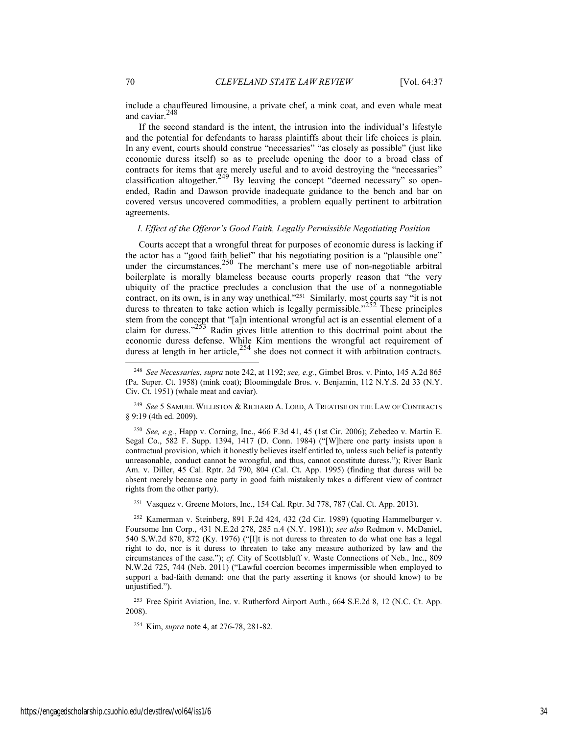include a chauffeured limousine, a private chef, a mink coat, and even whale meat and caviar.[248]

If the second standard is the intent, the intrusion into the individual's lifestyle and the potential for defendants to harass plaintiffs about their life choices is plain. In any event, courts should construe "necessaries" "as closely as possible" (just like economic duress itself) so as to preclude opening the door to a broad class of contracts for items that are merely useful and to avoid destroying the "necessaries" classification altogether.[249] By leaving the concept "deemed necessary" so open-ended, Radin and Dawson provide inadequate guidance to the bench and bar on covered versus uncovered commodities, a problem equally pertinent to arbitration agreements.

### *I. Effect of the Offeror's Good Faith, Legally Permissible Negotiating Position*

Courts accept that a wrongful threat for purposes of economic duress is lacking if the actor has a "good faith belief" that his negotiating position is a "plausible one" under the circumstances.[250] The merchant's mere use of non-negotiable arbitral boilerplate is morally blameless because courts properly reason that "the very ubiquity of the practice precludes a conclusion that the use of a nonnegotiable contract, on its own, is in any way unethical."[251] Similarly, most courts say "it is not duress to threaten to take action which is legally permissible."[252] These principles stem from the concept that "[a]n intentional wrongful act is an essential element of a claim for duress."[253] Radin gives little attention to this doctrinal point about the economic duress defense. While Kim mentions the wrongful act requirement of duress at length in her article,[254] she does not connect it with arbitration contracts.

---

[248] *See Necessaries*, *supra* note 242, at 1192; *see, e.g.*, Gimbel Bros. v. Pinto, 145 A.2d 865 (Pa. Super. Ct. 1958) (mink coat); Bloomingdale Bros. v. Benjamin, 112 N.Y.S. 2d 33 (N.Y. Civ. Ct. 1951) (whale meat and caviar).

[249] *See* 5 SAMUEL WILLISTON & RICHARD A. LORD, A TREATISE ON THE LAW OF CONTRACTS § 9:19 (4th ed. 2009).

[250] *See, e.g.*, Happ v. Corning, Inc., 466 F.3d 41, 45 (1st Cir. 2006); Zebedeo v. Martin E. Segal Co., 582 F. Supp. 1394, 1417 (D. Conn. 1984) ("[W]here one party insists upon a contractual provision, which it honestly believes itself entitled to, unless such belief is patently unreasonable, conduct cannot be wrongful, and thus, cannot constitute duress."); River Bank Am. v. Diller, 45 Cal. Rptr. 2d 790, 804 (Cal. Ct. App. 1995) (finding that duress will be absent merely because one party in good faith mistakenly takes a different view of contract rights from the other party).

[251] Vasquez v. Greene Motors, Inc., 154 Cal. Rptr. 3d 778, 787 (Cal. Ct. App. 2013).

[252] Kamerman v. Steinberg, 891 F.2d 424, 432 (2d Cir. 1989) (quoting Hammelburger v. Foursome Inn Corp., 431 N.E.2d 278, 285 n.4 (N.Y. 1981)); *see also* Redmon v. McDaniel, 540 S.W.2d 870, 872 (Ky. 1976) ("[I]t is not duress to threaten to do what one has a legal right to do, nor is it duress to threaten to take any measure authorized by law and the circumstances of the case."); *cf.* City of Scottsbluff v. Waste Connections of Neb., Inc., 809 N.W.2d 725, 744 (Neb. 2011) ("Lawful coercion becomes impermissible when employed to support a bad-faith demand: one that the party asserting it knows (or should know) to be unjustified.").

[253] Free Spirit Aviation, Inc. v. Rutherford Airport Auth., 664 S.E.2d 8, 12 (N.C. Ct. App. 2008).

[254] Kim, *supra* note 4, at 276-78, 281-82.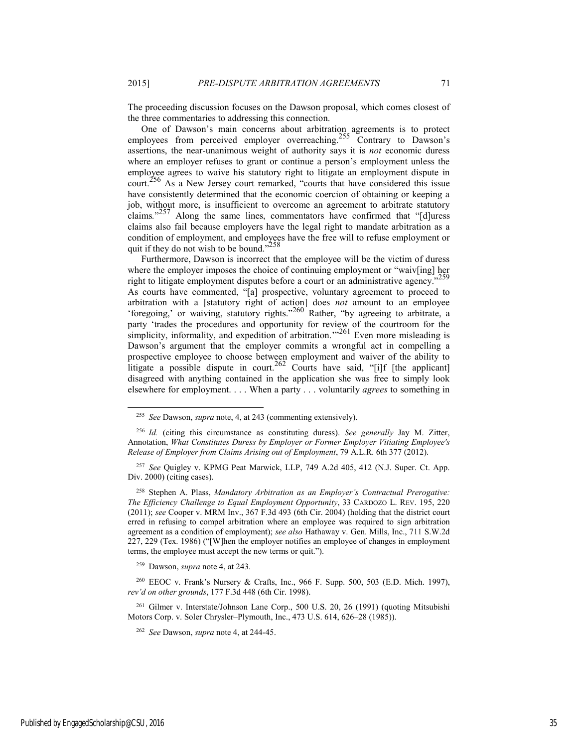The proceeding discussion focuses on the Dawson proposal, which comes closest of the three commentaries to addressing this connection.

One of Dawson's main concerns about arbitration agreements is to protect employees from perceived employer overreaching.[255] Contrary to Dawson's assertions, the near-unanimous weight of authority says it is *not* economic duress where an employer refuses to grant or continue a person's employment unless the employee agrees to waive his statutory right to litigate an employment dispute in court.[256] As a New Jersey court remarked, "courts that have considered this issue have consistently determined that the economic coercion of obtaining or keeping a job, without more, is insufficient to overcome an agreement to arbitrate statutory claims."[257] Along the same lines, commentators have confirmed that "[d]uress claims also fail because employers have the legal right to mandate arbitration as a condition of employment, and employees have the free will to refuse employment or quit if they do not wish to be bound."[258]

Furthermore, Dawson is incorrect that the employee will be the victim of duress where the employer imposes the choice of continuing employment or "waiv[ing] her right to litigate employment disputes before a court or an administrative agency."[259] As courts have commented, "[a] prospective, voluntary agreement to proceed to arbitration with a [statutory right of action] does *not* amount to an employee 'foregoing,' or waiving, statutory rights."[260] Rather, "by agreeing to arbitrate, a party 'trades the procedures and opportunity for review of the courtroom for the simplicity, informality, and expedition of arbitration.'"[261] Even more misleading is Dawson's argument that the employer commits a wrongful act in compelling a prospective employee to choose between employment and waiver of the ability to litigate a possible dispute in court.[262] Courts have said, "[i]f [the applicant] disagreed with anything contained in the application she was free to simply look elsewhere for employment. . . . When a party . . . voluntarily *agrees* to something in

---

[255] *See* Dawson, *supra* note, 4, at 243 (commenting extensively).

[256] *Id.* (citing this circumstance as constituting duress). *See generally* Jay M. Zitter, Annotation, *What Constitutes Duress by Employer or Former Employer Vitiating Employee's Release of Employer from Claims Arising out of Employment*, 79 A.L.R. 6th 377 (2012).

[257] *See* Quigley v. KPMG Peat Marwick, LLP, 749 A.2d 405, 412 (N.J. Super. Ct. App. Div. 2000) (citing cases).

[258] Stephen A. Plass, *Mandatory Arbitration as an Employer's Contractual Prerogative: The Efficiency Challenge to Equal Employment Opportunity*, 33 CARDOZO L. REV. 195, 220 (2011); *see* Cooper v. MRM Inv., 367 F.3d 493 (6th Cir. 2004) (holding that the district court erred in refusing to compel arbitration where an employee was required to sign arbitration agreement as a condition of employment); *see also* Hathaway v. Gen. Mills, Inc., 711 S.W.2d 227, 229 (Tex. 1986) ("[W]hen the employer notifies an employee of changes in employment terms, the employee must accept the new terms or quit.").

[259] Dawson, *supra* note 4, at 243.

[260] EEOC v. Frank's Nursery & Crafts, Inc., 966 F. Supp. 500, 503 (E.D. Mich. 1997), *rev'd on other grounds*, 177 F.3d 448 (6th Cir. 1998).

[261] Gilmer v. Interstate/Johnson Lane Corp., 500 U.S. 20, 26 (1991) (quoting Mitsubishi Motors Corp. v. Soler Chrysler–Plymouth, Inc., 473 U.S. 614, 626–28 (1985)).

[262] *See* Dawson, *supra* note 4, at 244-45.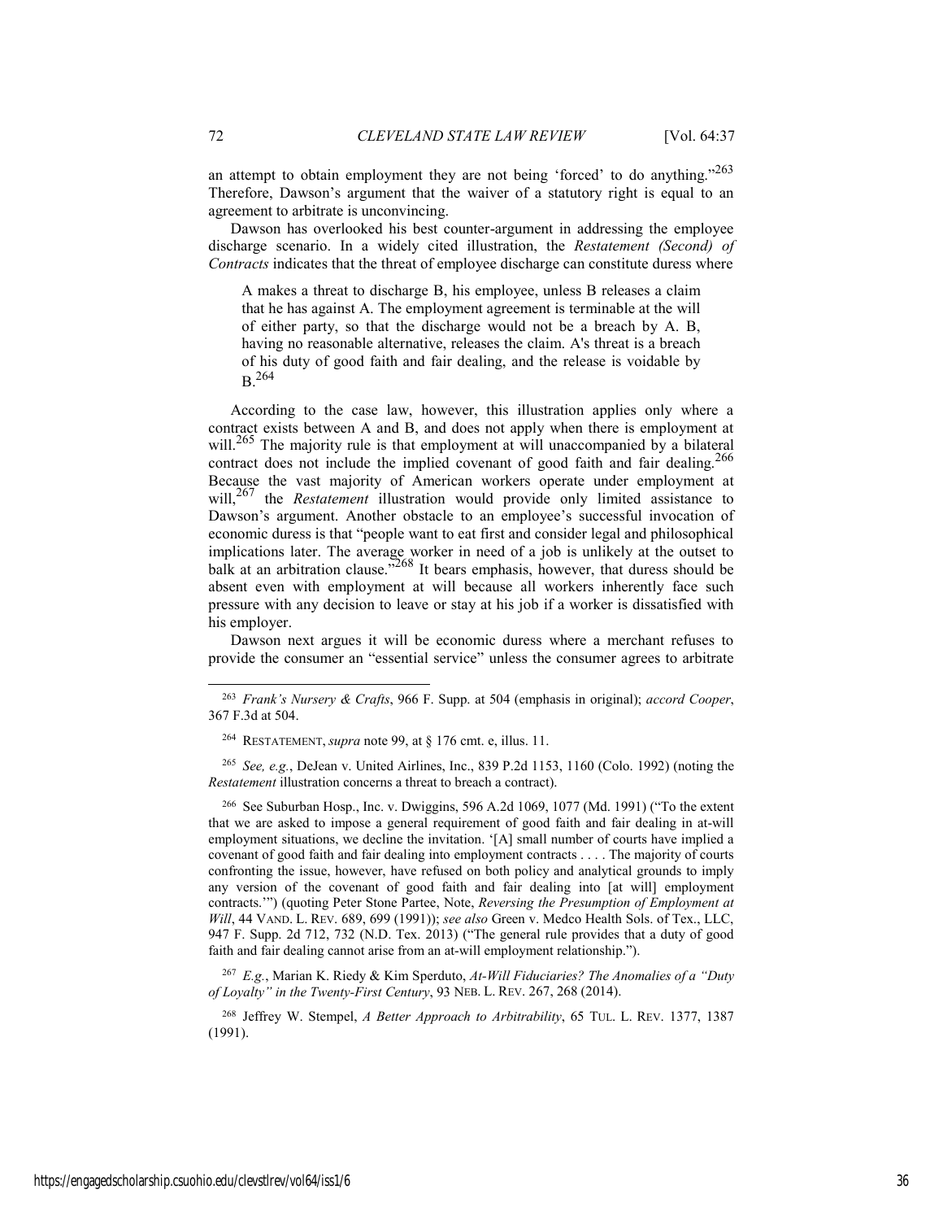an attempt to obtain employment they are not being 'forced' to do anything."[263] Therefore, Dawson's argument that the waiver of a statutory right is equal to an agreement to arbitrate is unconvincing.

Dawson has overlooked his best counter-argument in addressing the employee discharge scenario. In a widely cited illustration, the *Restatement (Second) of Contracts* indicates that the threat of employee discharge can constitute duress where

> A makes a threat to discharge B, his employee, unless B releases a claim that he has against A. The employment agreement is terminable at the will of either party, so that the discharge would not be a breach by A. B, having no reasonable alternative, releases the claim. A's threat is a breach of his duty of good faith and fair dealing, and the release is voidable by B.[264]

According to the case law, however, this illustration applies only where a contract exists between A and B, and does not apply when there is employment at will.[265] The majority rule is that employment at will unaccompanied by a bilateral contract does not include the implied covenant of good faith and fair dealing.[266] Because the vast majority of American workers operate under employment at will,[267] the *Restatement* illustration would provide only limited assistance to Dawson's argument. Another obstacle to an employee's successful invocation of economic duress is that "people want to eat first and consider legal and philosophical implications later. The average worker in need of a job is unlikely at the outset to balk at an arbitration clause."[268] It bears emphasis, however, that duress should be absent even with employment at will because all workers inherently face such pressure with any decision to leave or stay at his job if a worker is dissatisfied with his employer.

Dawson next argues it will be economic duress where a merchant refuses to provide the consumer an "essential service" unless the consumer agrees to arbitrate

---

[263] *Frank's Nursery & Crafts*, 966 F. Supp. at 504 (emphasis in original); *accord Cooper*, 367 F.3d at 504.

[264] RESTATEMENT, *supra* note 99, at § 176 cmt. e, illus. 11.

[265] *See, e.g.*, DeJean v. United Airlines, Inc., 839 P.2d 1153, 1160 (Colo. 1992) (noting the *Restatement* illustration concerns a threat to breach a contract).

[266] See Suburban Hosp., Inc. v. Dwiggins, 596 A.2d 1069, 1077 (Md. 1991) ("To the extent that we are asked to impose a general requirement of good faith and fair dealing in at-will employment situations, we decline the invitation. '[A] small number of courts have implied a covenant of good faith and fair dealing into employment contracts . . . . The majority of courts confronting the issue, however, have refused on both policy and analytical grounds to imply any version of the covenant of good faith and fair dealing into [at will] employment contracts.'") (quoting Peter Stone Partee, Note, *Reversing the Presumption of Employment at Will*, 44 VAND. L. REV. 689, 699 (1991)); *see also* Green v. Medco Health Sols. of Tex., LLC, 947 F. Supp. 2d 712, 732 (N.D. Tex. 2013) ("The general rule provides that a duty of good faith and fair dealing cannot arise from an at-will employment relationship.").

[267] *E.g.*, Marian K. Riedy & Kim Sperduto, *At-Will Fiduciaries? The Anomalies of a "Duty of Loyalty" in the Twenty-First Century*, 93 NEB. L. REV. 267, 268 (2014).

[268] Jeffrey W. Stempel, *A Better Approach to Arbitrability*, 65 TUL. L. REV. 1377, 1387 (1991).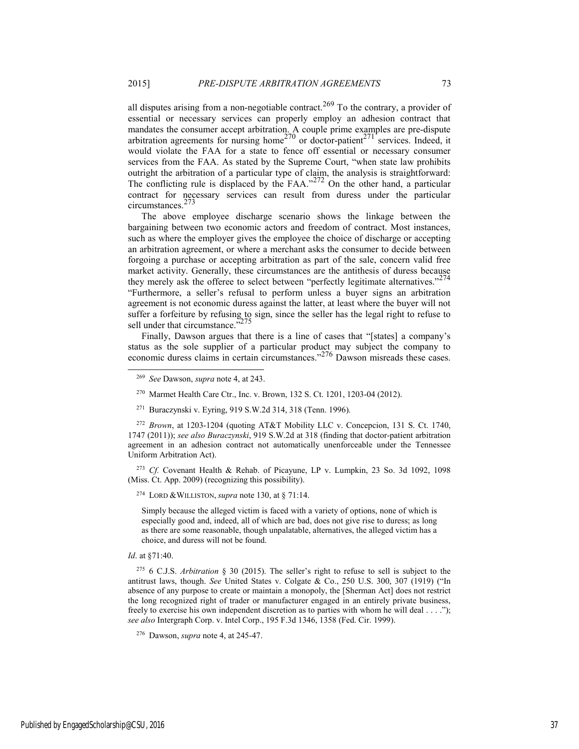all disputes arising from a non-negotiable contract.[269] To the contrary, a provider of essential or necessary services can properly employ an adhesion contract that mandates the consumer accept arbitration. A couple prime examples are pre-dispute arbitration agreements for nursing home[270] or doctor-patient[271] services. Indeed, it would violate the FAA for a state to fence off essential or necessary consumer services from the FAA. As stated by the Supreme Court, "when state law prohibits outright the arbitration of a particular type of claim, the analysis is straightforward: The conflicting rule is displaced by the FAA."[272] On the other hand, a particular contract for necessary services can result from duress under the particular circumstances.[273]

The above employee discharge scenario shows the linkage between the bargaining between two economic actors and freedom of contract. Most instances, such as where the employer gives the employee the choice of discharge or accepting an arbitration agreement, or where a merchant asks the consumer to decide between forgoing a purchase or accepting arbitration as part of the sale, concern valid free market activity. Generally, these circumstances are the antithesis of duress because they merely ask the offeree to select between "perfectly legitimate alternatives."[274] "Furthermore, a seller's refusal to perform unless a buyer signs an arbitration agreement is not economic duress against the latter, at least where the buyer will not suffer a forfeiture by refusing to sign, since the seller has the legal right to refuse to sell under that circumstance."[275]

Finally, Dawson argues that there is a line of cases that "[states] a company's status as the sole supplier of a particular product may subject the company to economic duress claims in certain circumstances."[276] Dawson misreads these cases.

---

[269] *See* Dawson, *supra* note 4, at 243.

[270] Marmet Health Care Ctr., Inc. v. Brown, 132 S. Ct. 1201, 1203-04 (2012).

[271] Buraczynski v. Eyring, 919 S.W.2d 314, 318 (Tenn. 1996).

[272] *Brown*, at 1203-1204 (quoting AT&T Mobility LLC v. Concepcion, 131 S. Ct. 1740, 1747 (2011)); *see also Buraczynski*, 919 S.W.2d at 318 (finding that doctor-patient arbitration agreement in an adhesion contract not automatically unenforceable under the Tennessee Uniform Arbitration Act).

[273] *Cf.* Covenant Health & Rehab. of Picayune, LP v. Lumpkin, 23 So. 3d 1092, 1098 (Miss. Ct. App. 2009) (recognizing this possibility).

[274] LORD & WILLISTON, *supra* note 130, at § 71:14.

> Simply because the alleged victim is faced with a variety of options, none of which is especially good and, indeed, all of which are bad, does not give rise to duress; as long as there are some reasonable, though unpalatable, alternatives, the alleged victim has a choice, and duress will not be found.

*Id*. at §71:40.

[275] 6 C.J.S. *Arbitration* § 30 (2015). The seller's right to refuse to sell is subject to the antitrust laws, though. *See* United States v. Colgate & Co., 250 U.S. 300, 307 (1919) ("In absence of any purpose to create or maintain a monopoly, the [Sherman Act] does not restrict the long recognized right of trader or manufacturer engaged in an entirely private business, freely to exercise his own independent discretion as to parties with whom he will deal . . . ."); *see also* Intergraph Corp. v. Intel Corp., 195 F.3d 1346, 1358 (Fed. Cir. 1999).

[276] Dawson, *supra* note 4, at 245-47.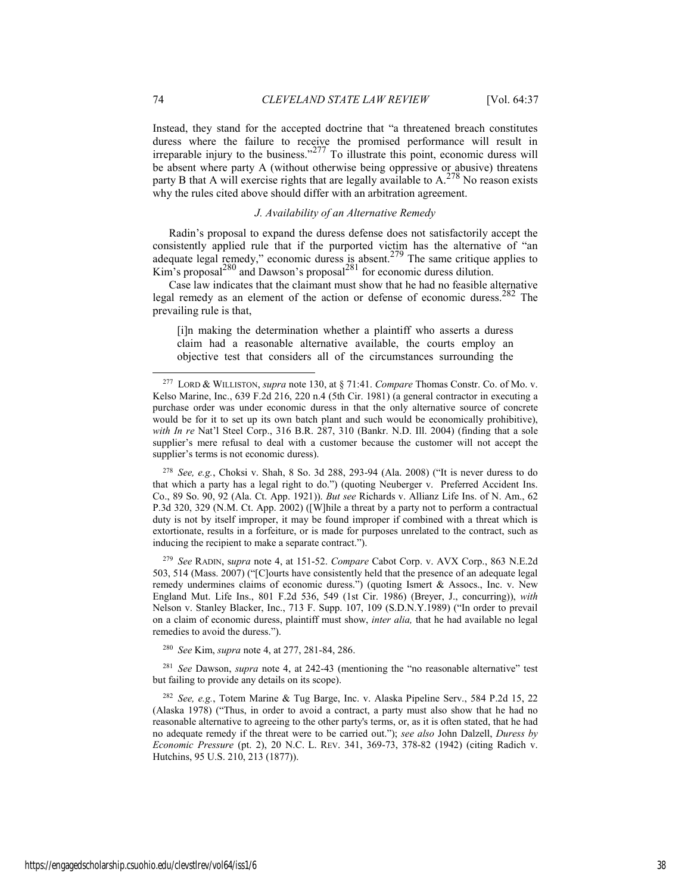Instead, they stand for the accepted doctrine that "a threatened breach constitutes duress where the failure to receive the promised performance will result in irreparable injury to the business."[277] To illustrate this point, economic duress will be absent where party A (without otherwise being oppressive or abusive) threatens party B that A will exercise rights that are legally available to A.[278] No reason exists why the rules cited above should differ with an arbitration agreement.

### *J. Availability of an Alternative Remedy*

Radin's proposal to expand the duress defense does not satisfactorily accept the consistently applied rule that if the purported victim has the alternative of "an adequate legal remedy," economic duress is absent.[279] The same critique applies to Kim's proposal[280] and Dawson's proposal[281] for economic duress dilution.

Case law indicates that the claimant must show that he had no feasible alternative legal remedy as an element of the action or defense of economic duress.[282] The prevailing rule is that,

> [i]n making the determination whether a plaintiff who asserts a duress claim had a reasonable alternative available, the courts employ an objective test that considers all of the circumstances surrounding the

---

[277] LORD & WILLISTON, *supra* note 130, at § 71:41. *Compare* Thomas Constr. Co. of Mo. v. Kelso Marine, Inc., 639 F.2d 216, 220 n.4 (5th Cir. 1981) (a general contractor in executing a purchase order was under economic duress in that the only alternative source of concrete would be for it to set up its own batch plant and such would be economically prohibitive), *with In re* Nat'l Steel Corp., 316 B.R. 287, 310 (Bankr. N.D. Ill. 2004) (finding that a sole supplier's mere refusal to deal with a customer because the customer will not accept the supplier's terms is not economic duress).

[278] *See, e.g.*, Choksi v. Shah, 8 So. 3d 288, 293-94 (Ala. 2008) ("It is never duress to do that which a party has a legal right to do.") (quoting Neuberger v. Preferred Accident Ins. Co., 89 So. 90, 92 (Ala. Ct. App. 1921)). *But see* Richards v. Allianz Life Ins. of N. Am., 62 P.3d 320, 329 (N.M. Ct. App. 2002) ([W]hile a threat by a party not to perform a contractual duty is not by itself improper, it may be found improper if combined with a threat which is extortionate, results in a forfeiture, or is made for purposes unrelated to the contract, such as inducing the recipient to make a separate contract.").

[279] *See* RADIN, s*upra* note 4, at 151-52. *Compare* Cabot Corp. v. AVX Corp., 863 N.E.2d 503, 514 (Mass. 2007) ("[C]ourts have consistently held that the presence of an adequate legal remedy undermines claims of economic duress.") (quoting Ismert & Assocs., Inc. v. New England Mut. Life Ins., 801 F.2d 536, 549 (1st Cir. 1986) (Breyer, J., concurring)), *with* Nelson v. Stanley Blacker, Inc., 713 F. Supp. 107, 109 (S.D.N.Y.1989) ("In order to prevail on a claim of economic duress, plaintiff must show, *inter alia,* that he had available no legal remedies to avoid the duress.").

[280] *See* Kim, *supra* note 4, at 277, 281-84, 286.

[281] *See* Dawson, *supra* note 4, at 242-43 (mentioning the "no reasonable alternative" test but failing to provide any details on its scope).

[282] *See, e.g.*, Totem Marine & Tug Barge, Inc. v. Alaska Pipeline Serv., 584 P.2d 15, 22 (Alaska 1978) ("Thus, in order to avoid a contract, a party must also show that he had no reasonable alternative to agreeing to the other party's terms, or, as it is often stated, that he had no adequate remedy if the threat were to be carried out."); *see also* John Dalzell, *Duress by Economic Pressure* (pt. 2), 20 N.C. L. REV. 341, 369-73, 378-82 (1942) (citing Radich v. Hutchins, 95 U.S. 210, 213 (1877)).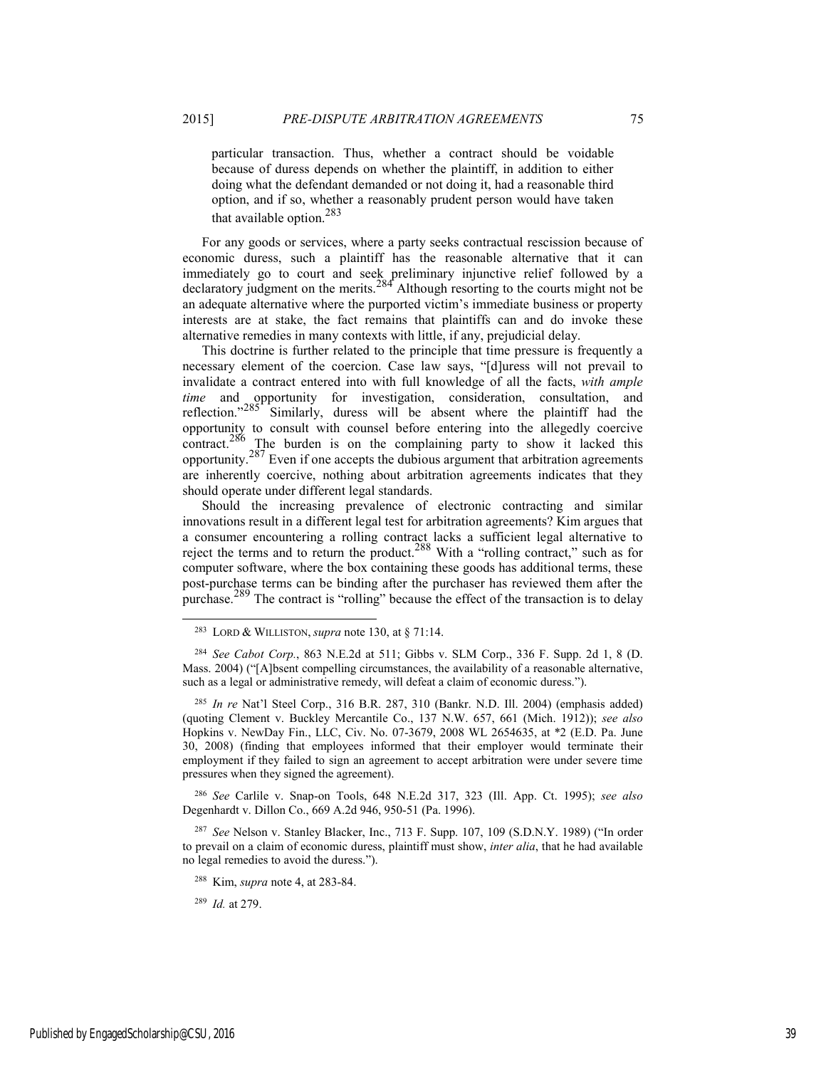> particular transaction. Thus, whether a contract should be voidable because of duress depends on whether the plaintiff, in addition to either doing what the defendant demanded or not doing it, had a reasonable third option, and if so, whether a reasonably prudent person would have taken that available option.[283]

For any goods or services, where a party seeks contractual rescission because of economic duress, such a plaintiff has the reasonable alternative that it can immediately go to court and seek preliminary injunctive relief followed by a declaratory judgment on the merits.[284] Although resorting to the courts might not be an adequate alternative where the purported victim's immediate business or property interests are at stake, the fact remains that plaintiffs can and do invoke these alternative remedies in many contexts with little, if any, prejudicial delay.

This doctrine is further related to the principle that time pressure is frequently a necessary element of the coercion. Case law says, "[d]uress will not prevail to invalidate a contract entered into with full knowledge of all the facts, *with ample time* and opportunity for investigation, consideration, consultation, and reflection."[285] Similarly, duress will be absent where the plaintiff had the opportunity to consult with counsel before entering into the allegedly coercive contract.[286] The burden is on the complaining party to show it lacked this opportunity.[287] Even if one accepts the dubious argument that arbitration agreements are inherently coercive, nothing about arbitration agreements indicates that they should operate under different legal standards.

Should the increasing prevalence of electronic contracting and similar innovations result in a different legal test for arbitration agreements? Kim argues that a consumer encountering a rolling contract lacks a sufficient legal alternative to reject the terms and to return the product.[288] With a "rolling contract," such as for computer software, where the box containing these goods has additional terms, these post-purchase terms can be binding after the purchaser has reviewed them after the purchase.[289] The contract is "rolling" because the effect of the transaction is to delay

---

[283] LORD & WILLISTON, *supra* note 130, at § 71:14.

[284] *See Cabot Corp.*, 863 N.E.2d at 511; Gibbs v. SLM Corp., 336 F. Supp. 2d 1, 8 (D. Mass. 2004) ("[A]bsent compelling circumstances, the availability of a reasonable alternative, such as a legal or administrative remedy, will defeat a claim of economic duress.").

[285] *In re* Nat'l Steel Corp., 316 B.R. 287, 310 (Bankr. N.D. Ill. 2004) (emphasis added) (quoting Clement v. Buckley Mercantile Co., 137 N.W. 657, 661 (Mich. 1912)); *see also* Hopkins v. NewDay Fin., LLC, Civ. No. 07-3679, 2008 WL 2654635, at *2 (E.D. Pa. June 30, 2008) (finding that employees informed that their employer would terminate their employment if they failed to sign an agreement to accept arbitration were under severe time pressures when they signed the agreement).

[286] *See* Carlile v. Snap-on Tools, 648 N.E.2d 317, 323 (Ill. App. Ct. 1995); *see also* Degenhardt v. Dillon Co., 669 A.2d 946, 950-51 (Pa. 1996).

[287] *See* Nelson v. Stanley Blacker, Inc., 713 F. Supp. 107, 109 (S.D.N.Y. 1989) ("In order to prevail on a claim of economic duress, plaintiff must show, *inter alia*, that he had available no legal remedies to avoid the duress.").

[288] Kim, *supra* note 4, at 283-84.

[289] *Id.* at 279.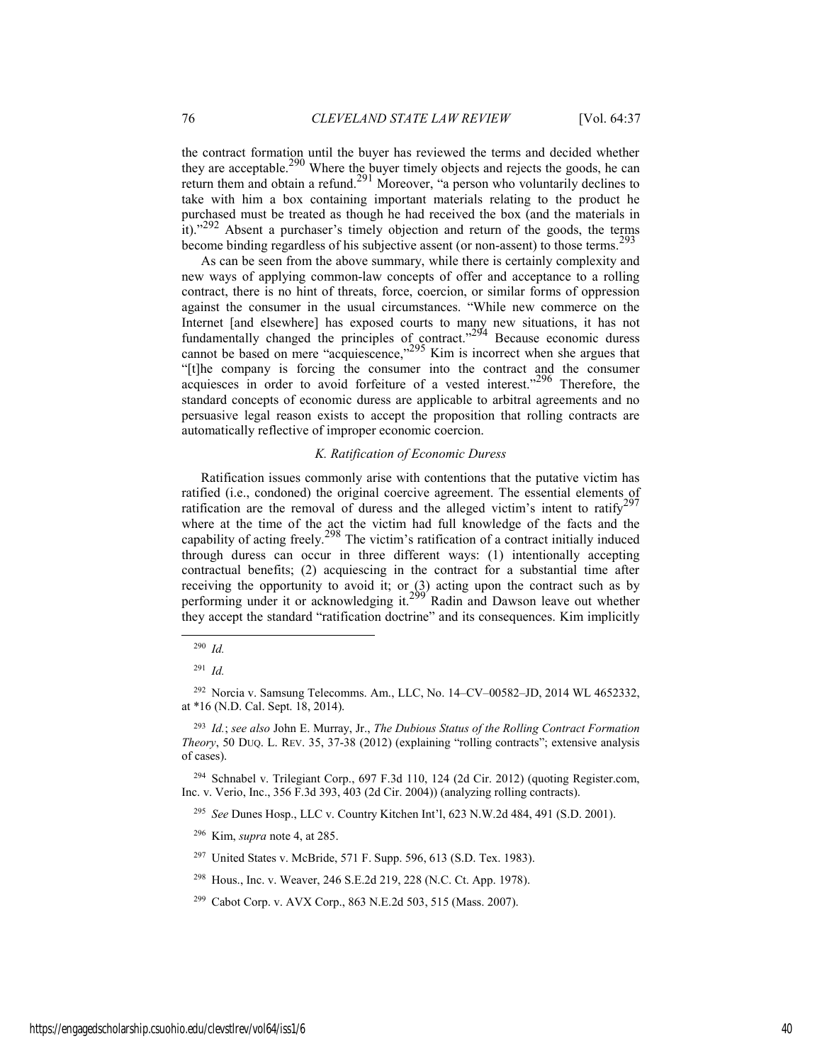the contract formation until the buyer has reviewed the terms and decided whether they are acceptable.[290] Where the buyer timely objects and rejects the goods, he can return them and obtain a refund.[291] Moreover, "a person who voluntarily declines to take with him a box containing important materials relating to the product he purchased must be treated as though he had received the box (and the materials in it)."[292] Absent a purchaser's timely objection and return of the goods, the terms become binding regardless of his subjective assent (or non-assent) to those terms.[293]

As can be seen from the above summary, while there is certainly complexity and new ways of applying common-law concepts of offer and acceptance to a rolling contract, there is no hint of threats, force, coercion, or similar forms of oppression against the consumer in the usual circumstances. "While new commerce on the Internet [and elsewhere] has exposed courts to many new situations, it has not fundamentally changed the principles of contract."[294] Because economic duress cannot be based on mere "acquiescence,"[295] Kim is incorrect when she argues that "[t]he company is forcing the consumer into the contract and the consumer acquiesces in order to avoid forfeiture of a vested interest."[296] Therefore, the standard concepts of economic duress are applicable to arbitral agreements and no persuasive legal reason exists to accept the proposition that rolling contracts are automatically reflective of improper economic coercion.

### *K. Ratification of Economic Duress*

Ratification issues commonly arise with contentions that the putative victim has ratified (i.e., condoned) the original coercive agreement. The essential elements of ratification are the removal of duress and the alleged victim's intent to ratify[297] where at the time of the act the victim had full knowledge of the facts and the capability of acting freely.[298] The victim's ratification of a contract initially induced through duress can occur in three different ways: (1) intentionally accepting contractual benefits; (2) acquiescing in the contract for a substantial time after receiving the opportunity to avoid it; or (3) acting upon the contract such as by performing under it or acknowledging it.[299] Radin and Dawson leave out whether they accept the standard "ratification doctrine" and its consequences. Kim implicitly

---

[290] *Id.*

[291] *Id.*

[292] Norcia v. Samsung Telecomms. Am., LLC, No. 14–CV–00582–JD, 2014 WL 4652332, at *16 (N.D. Cal. Sept. 18, 2014).

[293] *Id.*; *see also* John E. Murray, Jr., *The Dubious Status of the Rolling Contract Formation Theory*, 50 DUQ. L. REV. 35, 37-38 (2012) (explaining "rolling contracts"; extensive analysis of cases).

[294] Schnabel v. Trilegiant Corp., 697 F.3d 110, 124 (2d Cir. 2012) (quoting Register.com, Inc. v. Verio, Inc., 356 F.3d 393, 403 (2d Cir. 2004)) (analyzing rolling contracts).

[295] *See* Dunes Hosp., LLC v. Country Kitchen Int'l, 623 N.W.2d 484, 491 (S.D. 2001).

[296] Kim, *supra* note 4, at 285.

[297] United States v. McBride, 571 F. Supp. 596, 613 (S.D. Tex. 1983).

[298] Hous., Inc. v. Weaver, 246 S.E.2d 219, 228 (N.C. Ct. App. 1978).

[299] Cabot Corp. v. AVX Corp., 863 N.E.2d 503, 515 (Mass. 2007).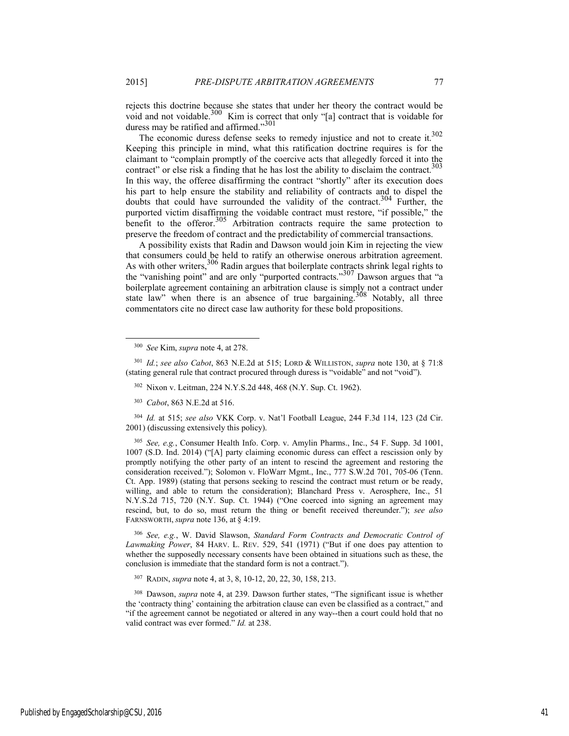rejects this doctrine because she states that under her theory the contract would be void and not voidable.[300] Kim is correct that only "[a] contract that is voidable for duress may be ratified and affirmed."[301]

The economic duress defense seeks to remedy injustice and not to create it.[302] Keeping this principle in mind, what this ratification doctrine requires is for the claimant to "complain promptly of the coercive acts that allegedly forced it into the contract" or else risk a finding that he has lost the ability to disclaim the contract.[303] In this way, the offeree disaffirming the contract "shortly" after its execution does his part to help ensure the stability and reliability of contracts and to dispel the doubts that could have surrounded the validity of the contract.[304] Further, the purported victim disaffirming the voidable contract must restore, "if possible," the benefit to the offeror.[305] Arbitration contracts require the same protection to preserve the freedom of contract and the predictability of commercial transactions.

A possibility exists that Radin and Dawson would join Kim in rejecting the view that consumers could be held to ratify an otherwise onerous arbitration agreement. As with other writers,[306] Radin argues that boilerplate contracts shrink legal rights to the "vanishing point" and are only "purported contracts."[307] Dawson argues that "a boilerplate agreement containing an arbitration clause is simply not a contract under state law" when there is an absence of true bargaining.[308] Notably, all three commentators cite no direct case law authority for these bold propositions.

---

[300] *See* Kim, *supra* note 4, at 278.

[301] *Id.*; *see also Cabot*, 863 N.E.2d at 515; LORD & WILLISTON, *supra* note 130, at § 71:8 (stating general rule that contract procured through duress is "voidable" and not "void").

[302] Nixon v. Leitman, 224 N.Y.S.2d 448, 468 (N.Y. Sup. Ct. 1962).

[303] *Cabot*, 863 N.E.2d at 516.

[304] *Id.* at 515; *see also* VKK Corp. v. Nat'l Football League, 244 F.3d 114, 123 (2d Cir. 2001) (discussing extensively this policy).

[305] *See, e.g.*, Consumer Health Info. Corp. v. Amylin Pharms., Inc., 54 F. Supp. 3d 1001, 1007 (S.D. Ind. 2014) ("[A] party claiming economic duress can effect a rescission only by promptly notifying the other party of an intent to rescind the agreement and restoring the consideration received."); Solomon v. FloWarr Mgmt., Inc., 777 S.W.2d 701, 705-06 (Tenn. Ct. App. 1989) (stating that persons seeking to rescind the contract must return or be ready, willing, and able to return the consideration); Blanchard Press v. Aerosphere, Inc., 51 N.Y.S.2d 715, 720 (N.Y. Sup. Ct. 1944) ("One coerced into signing an agreement may rescind, but, to do so, must return the thing or benefit received thereunder."); *see also* FARNSWORTH, *supra* note 136, at § 4:19.

[306] *See, e.g.*, W. David Slawson, *Standard Form Contracts and Democratic Control of Lawmaking Power*, 84 HARV. L. REV. 529, 541 (1971) ("But if one does pay attention to whether the supposedly necessary consents have been obtained in situations such as these, the conclusion is immediate that the standard form is not a contract.").

[307] RADIN, *supra* note 4, at 3, 8, 10-12, 20, 22, 30, 158, 213.

[308] Dawson, *supra* note 4, at 239. Dawson further states, "The significant issue is whether the 'contracty thing' containing the arbitration clause can even be classified as a contract," and "if the agreement cannot be negotiated or altered in any way--then a court could hold that no valid contract was ever formed." *Id.* at 238.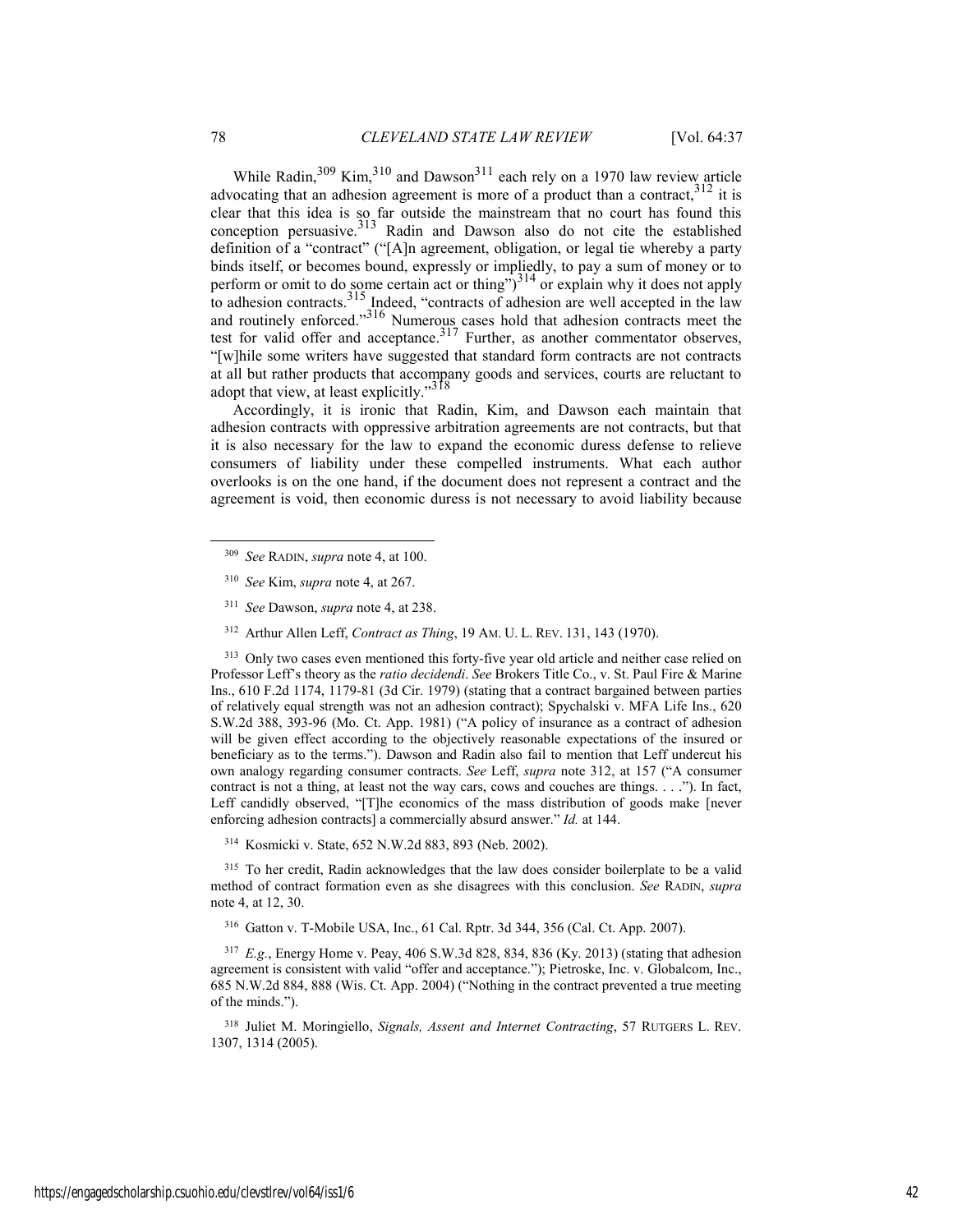While Radin,[309] Kim,[310] and Dawson[311] each rely on a 1970 law review article advocating that an adhesion agreement is more of a product than a contract,[312] it is clear that this idea is so far outside the mainstream that no court has found this conception persuasive.[313] Radin and Dawson also do not cite the established definition of a "contract" ("[A]n agreement, obligation, or legal tie whereby a party binds itself, or becomes bound, expressly or impliedly, to pay a sum of money or to perform or omit to do some certain act or thing")[314] or explain why it does not apply to adhesion contracts.[315] Indeed, "contracts of adhesion are well accepted in the law and routinely enforced."[316] Numerous cases hold that adhesion contracts meet the test for valid offer and acceptance.[317] Further, as another commentator observes, "[w]hile some writers have suggested that standard form contracts are not contracts at all but rather products that accompany goods and services, courts are reluctant to adopt that view, at least explicitly."[318]

Accordingly, it is ironic that Radin, Kim, and Dawson each maintain that adhesion contracts with oppressive arbitration agreements are not contracts, but that it is also necessary for the law to expand the economic duress defense to relieve consumers of liability under these compelled instruments. What each author overlooks is on the one hand, if the document does not represent a contract and the agreement is void, then economic duress is not necessary to avoid liability because

---

[309] *See* RADIN, *supra* note 4, at 100.

[310] *See* Kim, *supra* note 4, at 267.

[311] *See* Dawson, *supra* note 4, at 238.

[312] Arthur Allen Leff, *Contract as Thing*, 19 AM. U. L. REV. 131, 143 (1970).

[313] Only two cases even mentioned this forty-five year old article and neither case relied on Professor Leff's theory as the *ratio decidendi*. *See* Brokers Title Co., v. St. Paul Fire & Marine Ins., 610 F.2d 1174, 1179-81 (3d Cir. 1979) (stating that a contract bargained between parties of relatively equal strength was not an adhesion contract); Spychalski v. MFA Life Ins., 620 S.W.2d 388, 393-96 (Mo. Ct. App. 1981) ("A policy of insurance as a contract of adhesion will be given effect according to the objectively reasonable expectations of the insured or beneficiary as to the terms."). Dawson and Radin also fail to mention that Leff undercut his own analogy regarding consumer contracts. *See* Leff, *supra* note 312, at 157 ("A consumer contract is not a thing, at least not the way cars, cows and couches are things. . . ."). In fact, Leff candidly observed, "[T]he economics of the mass distribution of goods make [never enforcing adhesion contracts] a commercially absurd answer." *Id.* at 144.

[314] Kosmicki v. State, 652 N.W.2d 883, 893 (Neb. 2002).

[315] To her credit, Radin acknowledges that the law does consider boilerplate to be a valid method of contract formation even as she disagrees with this conclusion. *See* RADIN, *supra* note 4, at 12, 30.

[316] Gatton v. T-Mobile USA, Inc., 61 Cal. Rptr. 3d 344, 356 (Cal. Ct. App. 2007).

[317] *E.g.*, Energy Home v. Peay, 406 S.W.3d 828, 834, 836 (Ky. 2013) (stating that adhesion agreement is consistent with valid "offer and acceptance."); Pietroske, Inc. v. Globalcom, Inc., 685 N.W.2d 884, 888 (Wis. Ct. App. 2004) ("Nothing in the contract prevented a true meeting of the minds.").

[318] Juliet M. Moringiello, *Signals, Assent and Internet Contracting*, 57 RUTGERS L. REV. 1307, 1314 (2005).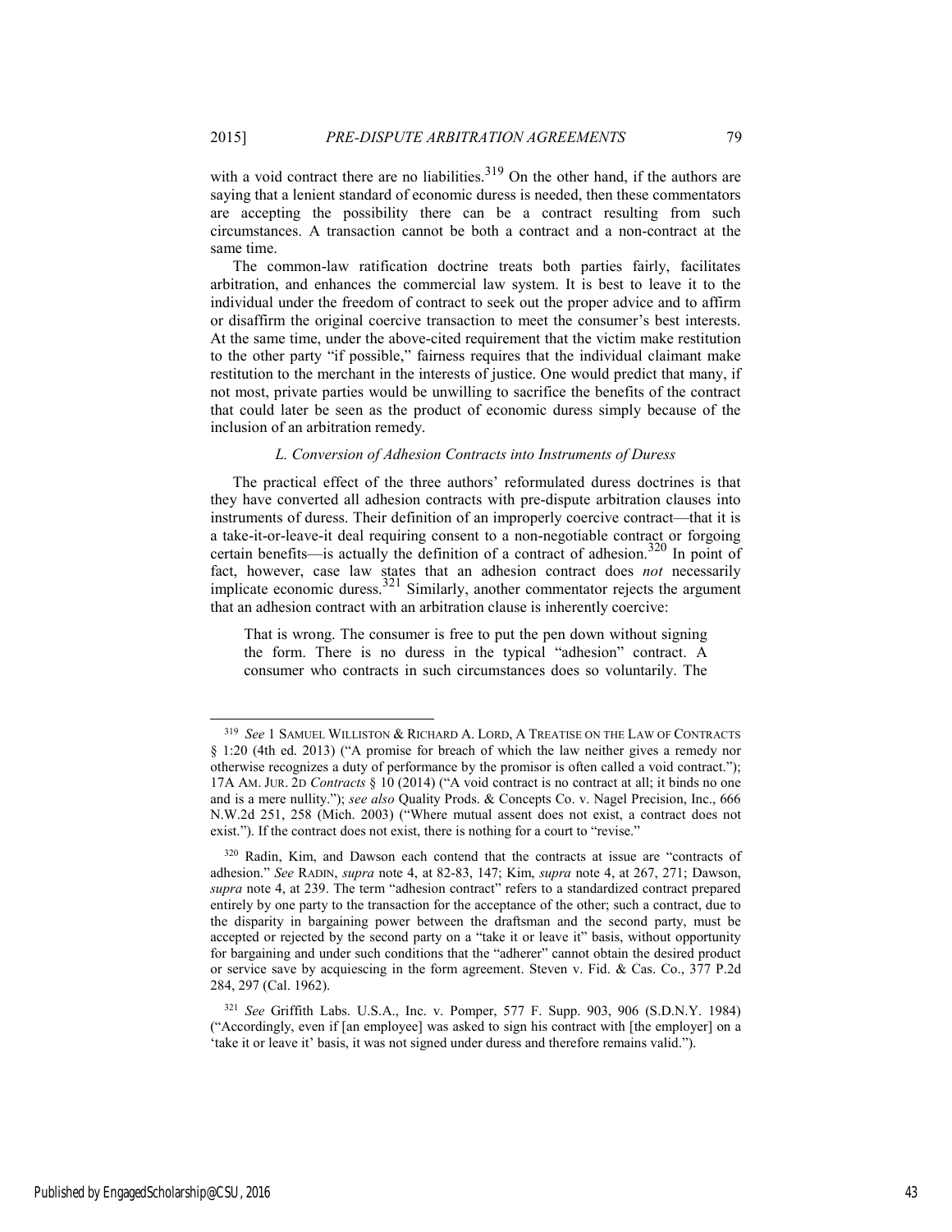with a void contract there are no liabilities.[319] On the other hand, if the authors are saying that a lenient standard of economic duress is needed, then these commentators are accepting the possibility there can be a contract resulting from such circumstances. A transaction cannot be both a contract and a non-contract at the same time.

The common-law ratification doctrine treats both parties fairly, facilitates arbitration, and enhances the commercial law system. It is best to leave it to the individual under the freedom of contract to seek out the proper advice and to affirm or disaffirm the original coercive transaction to meet the consumer's best interests. At the same time, under the above-cited requirement that the victim make restitution to the other party "if possible," fairness requires that the individual claimant make restitution to the merchant in the interests of justice. One would predict that many, if not most, private parties would be unwilling to sacrifice the benefits of the contract that could later be seen as the product of economic duress simply because of the inclusion of an arbitration remedy.

### *L. Conversion of Adhesion Contracts into Instruments of Duress*

The practical effect of the three authors' reformulated duress doctrines is that they have converted all adhesion contracts with pre-dispute arbitration clauses into instruments of duress. Their definition of an improperly coercive contract—that it is a take-it-or-leave-it deal requiring consent to a non-negotiable contract or forgoing certain benefits—is actually the definition of a contract of adhesion.[320] In point of fact, however, case law states that an adhesion contract does *not* necessarily implicate economic duress.[321] Similarly, another commentator rejects the argument that an adhesion contract with an arbitration clause is inherently coercive:

> That is wrong. The consumer is free to put the pen down without signing the form. There is no duress in the typical "adhesion" contract. A consumer who contracts in such circumstances does so voluntarily. The

---

[319] *See* 1 SAMUEL WILLISTON & RICHARD A. LORD, A TREATISE ON THE LAW OF CONTRACTS § 1:20 (4th ed. 2013) ("A promise for breach of which the law neither gives a remedy nor otherwise recognizes a duty of performance by the promisor is often called a void contract."); 17A AM. JUR. 2D *Contracts* § 10 (2014) ("A void contract is no contract at all; it binds no one and is a mere nullity."); *see also* Quality Prods. & Concepts Co. v. Nagel Precision, Inc., 666 N.W.2d 251, 258 (Mich. 2003) ("Where mutual assent does not exist, a contract does not exist."). If the contract does not exist, there is nothing for a court to "revise."

[320] Radin, Kim, and Dawson each contend that the contracts at issue are "contracts of adhesion." *See* RADIN, *supra* note 4, at 82-83, 147; Kim, *supra* note 4, at 267, 271; Dawson, *supra* note 4, at 239. The term "adhesion contract" refers to a standardized contract prepared entirely by one party to the transaction for the acceptance of the other; such a contract, due to the disparity in bargaining power between the draftsman and the second party, must be accepted or rejected by the second party on a "take it or leave it" basis, without opportunity for bargaining and under such conditions that the "adherer" cannot obtain the desired product or service save by acquiescing in the form agreement. Steven v. Fid. & Cas. Co., 377 P.2d 284, 297 (Cal. 1962).

[321] *See* Griffith Labs. U.S.A., Inc. v. Pomper, 577 F. Supp. 903, 906 (S.D.N.Y. 1984) ("Accordingly, even if [an employee] was asked to sign his contract with [the employer] on a 'take it or leave it' basis, it was not signed under duress and therefore remains valid.").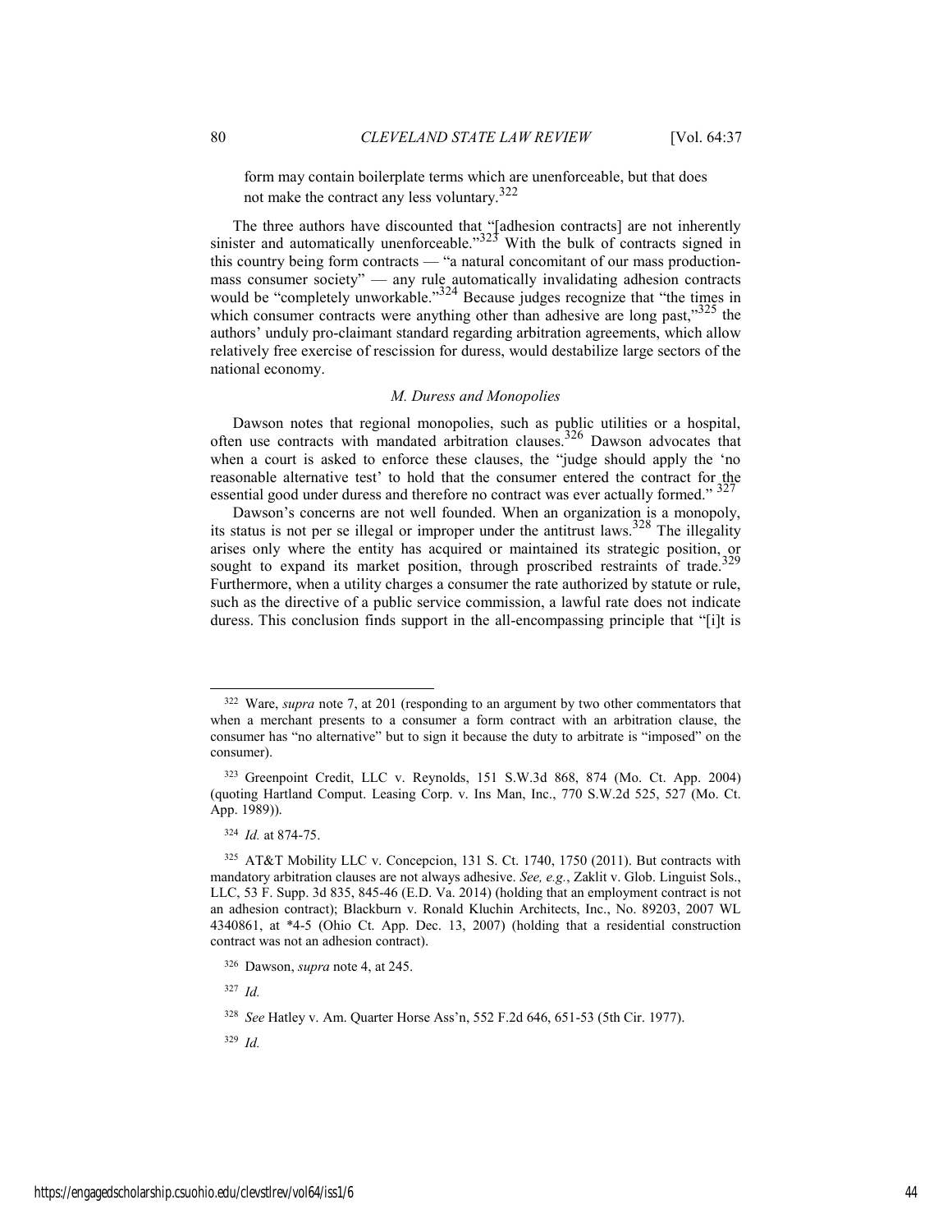form may contain boilerplate terms which are unenforceable, but that does not make the contract any less voluntary.[322]

The three authors have discounted that "[adhesion contracts] are not inherently sinister and automatically unenforceable."[323] With the bulk of contracts signed in this country being form contracts — "a natural concomitant of our mass production-mass consumer society" — any rule automatically invalidating adhesion contracts would be "completely unworkable."[324] Because judges recognize that "the times in which consumer contracts were anything other than adhesive are long past,"[325] the authors' unduly pro-claimant standard regarding arbitration agreements, which allow relatively free exercise of rescission for duress, would destabilize large sectors of the national economy.

### *M. Duress and Monopolies*

Dawson notes that regional monopolies, such as public utilities or a hospital, often use contracts with mandated arbitration clauses.[326] Dawson advocates that when a court is asked to enforce these clauses, the "judge should apply the 'no reasonable alternative test' to hold that the consumer entered the contract for the essential good under duress and therefore no contract was ever actually formed." [327]

Dawson's concerns are not well founded. When an organization is a monopoly, its status is not per se illegal or improper under the antitrust laws.[328] The illegality arises only where the entity has acquired or maintained its strategic position, or sought to expand its market position, through proscribed restraints of trade.[329] Furthermore, when a utility charges a consumer the rate authorized by statute or rule, such as the directive of a public service commission, a lawful rate does not indicate duress. This conclusion finds support in the all-encompassing principle that "[i]t is

---

[322] Ware, *supra* note 7, at 201 (responding to an argument by two other commentators that when a merchant presents to a consumer a form contract with an arbitration clause, the consumer has "no alternative" but to sign it because the duty to arbitrate is "imposed" on the consumer).

[323] Greenpoint Credit, LLC v. Reynolds, 151 S.W.3d 868, 874 (Mo. Ct. App. 2004) (quoting Hartland Comput. Leasing Corp. v. Ins Man, Inc., 770 S.W.2d 525, 527 (Mo. Ct. App. 1989)).

[324] *Id.* at 874-75.

[325] AT&T Mobility LLC v. Concepcion, 131 S. Ct. 1740, 1750 (2011). But contracts with mandatory arbitration clauses are not always adhesive. *See, e.g.*, Zaklit v. Glob. Linguist Sols., LLC, 53 F. Supp. 3d 835, 845-46 (E.D. Va. 2014) (holding that an employment contract is not an adhesion contract); Blackburn v. Ronald Kluchin Architects, Inc., No. 89203, 2007 WL 4340861, at *4-5 (Ohio Ct. App. Dec. 13, 2007) (holding that a residential construction contract was not an adhesion contract).

[326] Dawson, *supra* note 4, at 245.

[327] *Id.*

[328] *See* Hatley v. Am. Quarter Horse Ass'n, 552 F.2d 646, 651-53 (5th Cir. 1977).

[329] *Id.*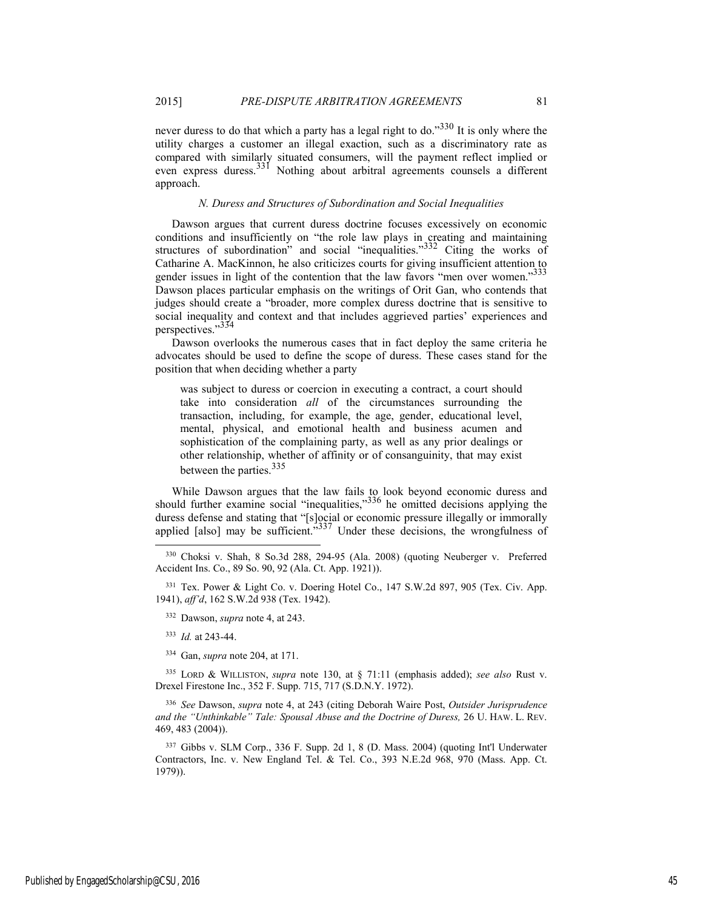never duress to do that which a party has a legal right to do."[330] It is only where the utility charges a customer an illegal exaction, such as a discriminatory rate as compared with similarly situated consumers, will the payment reflect implied or even express duress.[331] Nothing about arbitral agreements counsels a different approach.

### *N. Duress and Structures of Subordination and Social Inequalities*

Dawson argues that current duress doctrine focuses excessively on economic conditions and insufficiently on "the role law plays in creating and maintaining structures of subordination" and social "inequalities."[332] Citing the works of Catharine A. MacKinnon, he also criticizes courts for giving insufficient attention to gender issues in light of the contention that the law favors "men over women."[333] Dawson places particular emphasis on the writings of Orit Gan, who contends that judges should create a "broader, more complex duress doctrine that is sensitive to social inequality and context and that includes aggrieved parties' experiences and perspectives."[334]

Dawson overlooks the numerous cases that in fact deploy the same criteria he advocates should be used to define the scope of duress. These cases stand for the position that when deciding whether a party

> was subject to duress or coercion in executing a contract, a court should take into consideration *all* of the circumstances surrounding the transaction, including, for example, the age, gender, educational level, mental, physical, and emotional health and business acumen and sophistication of the complaining party, as well as any prior dealings or other relationship, whether of affinity or of consanguinity, that may exist between the parties.[335]

While Dawson argues that the law fails to look beyond economic duress and should further examine social "inequalities,"[336] he omitted decisions applying the duress defense and stating that "[s]ocial or economic pressure illegally or immorally applied [also] may be sufficient."[337] Under these decisions, the wrongfulness of

---

[330] Choksi v. Shah, 8 So.3d 288, 294-95 (Ala. 2008) (quoting Neuberger v. Preferred Accident Ins. Co., 89 So. 90, 92 (Ala. Ct. App. 1921)).

[331] Tex. Power & Light Co. v. Doering Hotel Co., 147 S.W.2d 897, 905 (Tex. Civ. App. 1941), *aff'd*, 162 S.W.2d 938 (Tex. 1942).

[332] Dawson, *supra* note 4, at 243.

[333] *Id.* at 243-44.

[334] Gan, *supra* note 204, at 171.

[335] LORD & WILLISTON, *supra* note 130, at § 71:11 (emphasis added); *see also* Rust v. Drexel Firestone Inc., 352 F. Supp. 715, 717 (S.D.N.Y. 1972).

[336] *See* Dawson, *supra* note 4, at 243 (citing Deborah Waire Post, *Outsider Jurisprudence and the "Unthinkable" Tale: Spousal Abuse and the Doctrine of Duress,* 26 U. HAW. L. REV. 469, 483 (2004)).

[337] Gibbs v. SLM Corp., 336 F. Supp. 2d 1, 8 (D. Mass. 2004) (quoting Int'l Underwater Contractors, Inc. v. New England Tel. & Tel. Co., 393 N.E.2d 968, 970 (Mass. App. Ct. 1979)).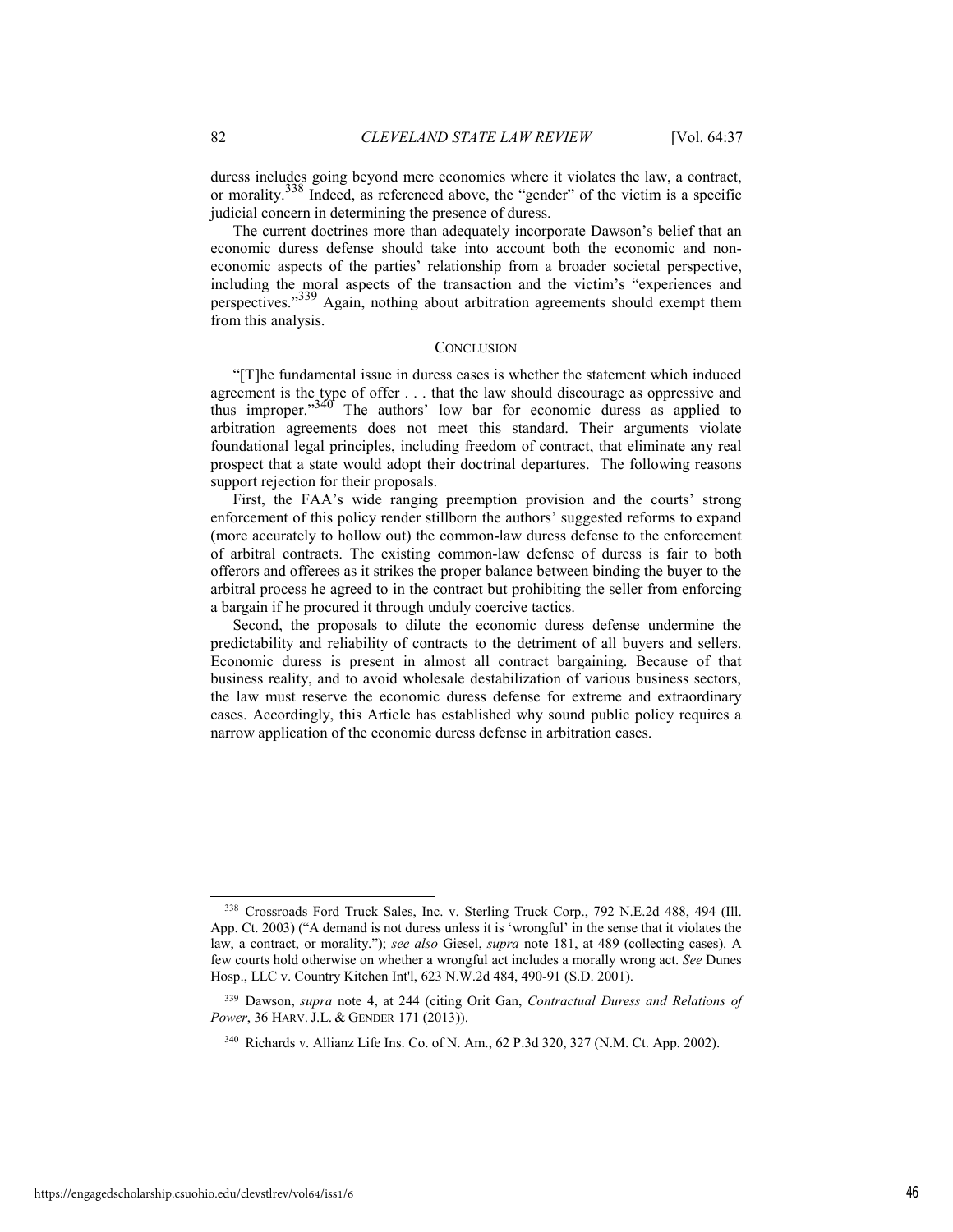duress includes going beyond mere economics where it violates the law, a contract, or morality.[338] Indeed, as referenced above, the "gender" of the victim is a specific judicial concern in determining the presence of duress.

The current doctrines more than adequately incorporate Dawson's belief that an economic duress defense should take into account both the economic and non-economic aspects of the parties' relationship from a broader societal perspective, including the moral aspects of the transaction and the victim's "experiences and perspectives."[339] Again, nothing about arbitration agreements should exempt them from this analysis.

## CONCLUSION

"[T]he fundamental issue in duress cases is whether the statement which induced agreement is the type of offer . . . that the law should discourage as oppressive and thus improper."[340] The authors' low bar for economic duress as applied to arbitration agreements does not meet this standard. Their arguments violate foundational legal principles, including freedom of contract, that eliminate any real prospect that a state would adopt their doctrinal departures. The following reasons support rejection for their proposals.

First, the FAA's wide ranging preemption provision and the courts' strong enforcement of this policy render stillborn the authors' suggested reforms to expand (more accurately to hollow out) the common-law duress defense to the enforcement of arbitral contracts. The existing common-law defense of duress is fair to both offerors and offerees as it strikes the proper balance between binding the buyer to the arbitral process he agreed to in the contract but prohibiting the seller from enforcing a bargain if he procured it through unduly coercive tactics.

Second, the proposals to dilute the economic duress defense undermine the predictability and reliability of contracts to the detriment of all buyers and sellers. Economic duress is present in almost all contract bargaining. Because of that business reality, and to avoid wholesale destabilization of various business sectors, the law must reserve the economic duress defense for extreme and extraordinary cases. Accordingly, this Article has established why sound public policy requires a narrow application of the economic duress defense in arbitration cases.

---

[338] Crossroads Ford Truck Sales, Inc. v. Sterling Truck Corp., 792 N.E.2d 488, 494 (Ill. App. Ct. 2003) ("A demand is not duress unless it is 'wrongful' in the sense that it violates the law, a contract, or morality."); *see also* Giesel, *supra* note 181, at 489 (collecting cases). A few courts hold otherwise on whether a wrongful act includes a morally wrong act. *See* Dunes Hosp., LLC v. Country Kitchen Int'l, 623 N.W.2d 484, 490-91 (S.D. 2001).

[339] Dawson, *supra* note 4, at 244 (citing Orit Gan, *Contractual Duress and Relations of Power*, 36 HARV. J.L. & GENDER 171 (2013)).

[340] Richards v. Allianz Life Ins. Co. of N. Am., 62 P.3d 320, 327 (N.M. Ct. App. 2002).